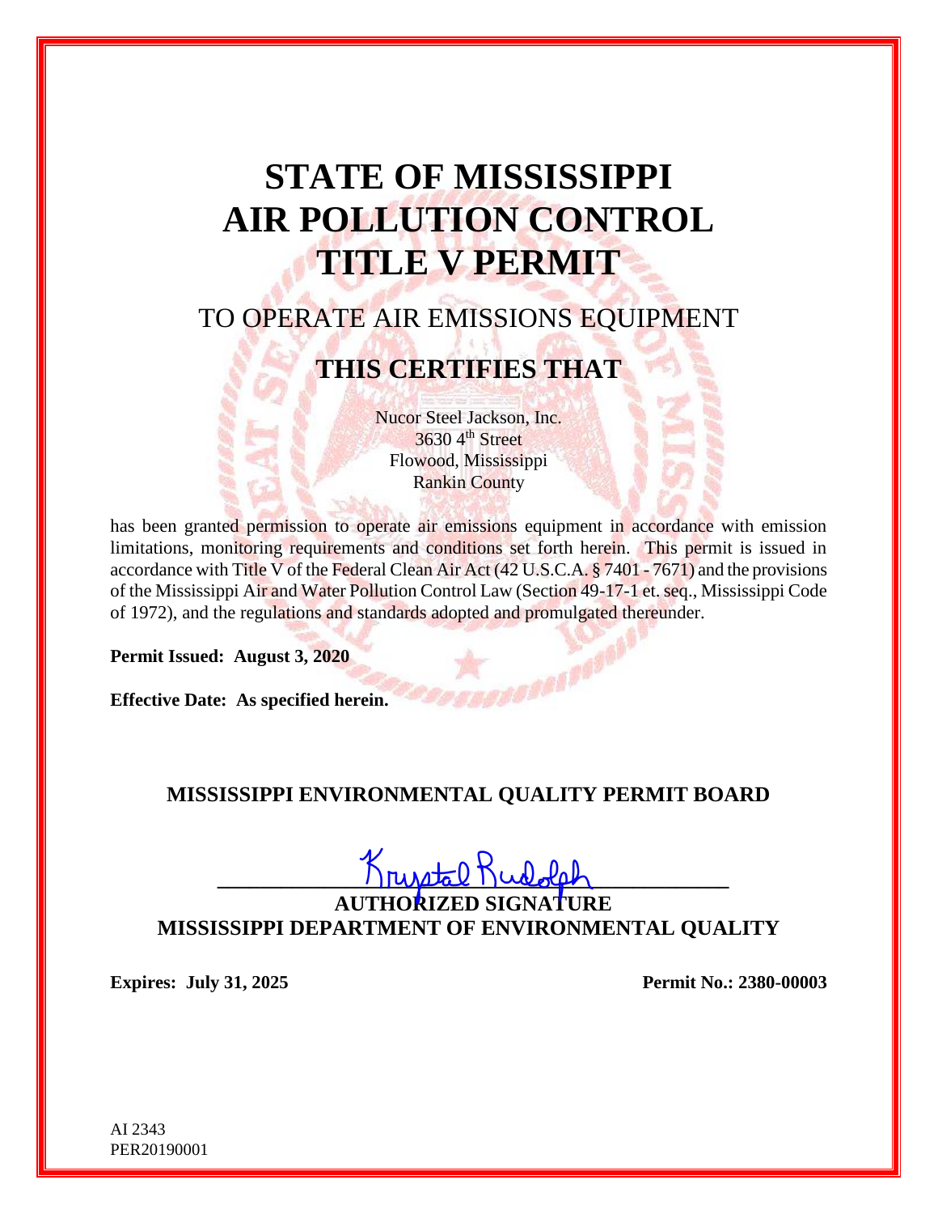# STATE OF MISSISSIPPI
# AIR POLLUTION CONTROL
# TITLE V PERMIT

## TO OPERATE AIR EMISSIONS EQUIPMENT

## THIS CERTIFIES THAT

Nucor Steel Jackson, Inc.
3630 4th Street
Flowood, Mississippi
Rankin County

has been granted permission to operate air emissions equipment in accordance with emission limitations, monitoring requirements and conditions set forth herein. This permit is issued in accordance with Title V of the Federal Clean Air Act (42 U.S.C.A. § 7401 - 7671) and the provisions of the Mississippi Air and Water Pollution Control Law (Section 49-17-1 et. seq., Mississippi Code of 1972), and the regulations and standards adopted and promulgated thereunder.

**Permit Issued: August 3, 2020**

**Effective Date: As specified herein.**

**MISSISSIPPI ENVIRONMENTAL QUALITY PERMIT BOARD**

Krystal Rudolph

**AUTHORIZED SIGNATURE**
**MISSISSIPPI DEPARTMENT OF ENVIRONMENTAL QUALITY**

**Expires: July 31, 2025** **Permit No.: 2380-00003**

AI 2343
PER20190001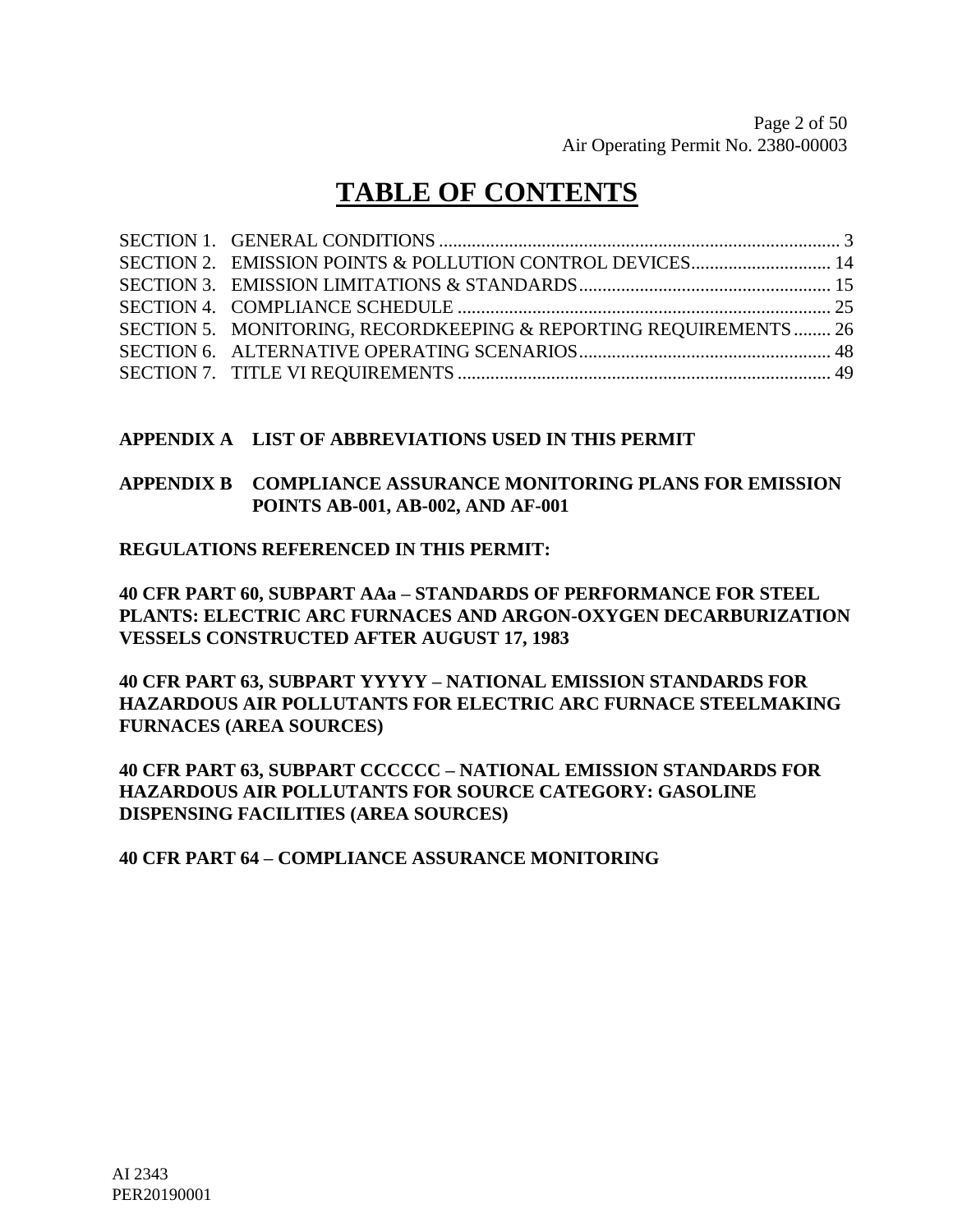# TABLE OF CONTENTS

| | | |
|---|---|---|
| SECTION 1. | GENERAL CONDITIONS | 3 |
| SECTION 2. | EMISSION POINTS & POLLUTION CONTROL DEVICES | 14 |
| SECTION 3. | EMISSION LIMITATIONS & STANDARDS | 15 |
| SECTION 4. | COMPLIANCE SCHEDULE | 25 |
| SECTION 5. | MONITORING, RECORDKEEPING & REPORTING REQUIREMENTS | 26 |
| SECTION 6. | ALTERNATIVE OPERATING SCENARIOS | 48 |
| SECTION 7. | TITLE VI REQUIREMENTS | 49 |

**APPENDIX A LIST OF ABBREVIATIONS USED IN THIS PERMIT**

**APPENDIX B COMPLIANCE ASSURANCE MONITORING PLANS FOR EMISSION POINTS AB-001, AB-002, AND AF-001**

**REGULATIONS REFERENCED IN THIS PERMIT:**

**40 CFR PART 60, SUBPART AAa – STANDARDS OF PERFORMANCE FOR STEEL PLANTS: ELECTRIC ARC FURNACES AND ARGON-OXYGEN DECARBURIZATION VESSELS CONSTRUCTED AFTER AUGUST 17, 1983**

**40 CFR PART 63, SUBPART YYYYY – NATIONAL EMISSION STANDARDS FOR HAZARDOUS AIR POLLUTANTS FOR ELECTRIC ARC FURNACE STEELMAKING FURNACES (AREA SOURCES)**

**40 CFR PART 63, SUBPART CCCCCC – NATIONAL EMISSION STANDARDS FOR HAZARDOUS AIR POLLUTANTS FOR SOURCE CATEGORY: GASOLINE DISPENSING FACILITIES (AREA SOURCES)**

**40 CFR PART 64 – COMPLIANCE ASSURANCE MONITORING**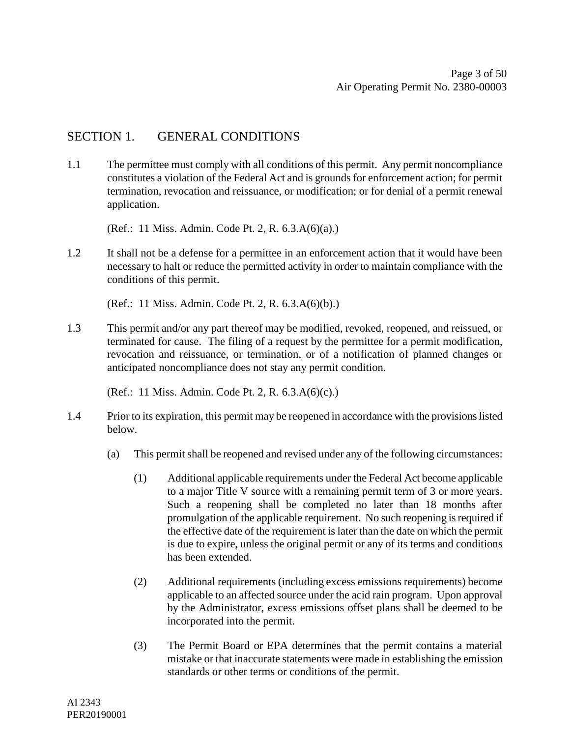## SECTION 1. GENERAL CONDITIONS

1.1 The permittee must comply with all conditions of this permit. Any permit noncompliance constitutes a violation of the Federal Act and is grounds for enforcement action; for permit termination, revocation and reissuance, or modification; or for denial of a permit renewal application.

(Ref.: 11 Miss. Admin. Code Pt. 2, R. 6.3.A(6)(a).)

1.2 It shall not be a defense for a permittee in an enforcement action that it would have been necessary to halt or reduce the permitted activity in order to maintain compliance with the conditions of this permit.

(Ref.: 11 Miss. Admin. Code Pt. 2, R. 6.3.A(6)(b).)

1.3 This permit and/or any part thereof may be modified, revoked, reopened, and reissued, or terminated for cause. The filing of a request by the permittee for a permit modification, revocation and reissuance, or termination, or of a notification of planned changes or anticipated noncompliance does not stay any permit condition.

(Ref.: 11 Miss. Admin. Code Pt. 2, R. 6.3.A(6)(c).)

1.4 Prior to its expiration, this permit may be reopened in accordance with the provisions listed below.

(a) This permit shall be reopened and revised under any of the following circumstances:

(1) Additional applicable requirements under the Federal Act become applicable to a major Title V source with a remaining permit term of 3 or more years. Such a reopening shall be completed no later than 18 months after promulgation of the applicable requirement. No such reopening is required if the effective date of the requirement is later than the date on which the permit is due to expire, unless the original permit or any of its terms and conditions has been extended.

(2) Additional requirements (including excess emissions requirements) become applicable to an affected source under the acid rain program. Upon approval by the Administrator, excess emissions offset plans shall be deemed to be incorporated into the permit.

(3) The Permit Board or EPA determines that the permit contains a material mistake or that inaccurate statements were made in establishing the emission standards or other terms or conditions of the permit.

AI 2343
PER20190001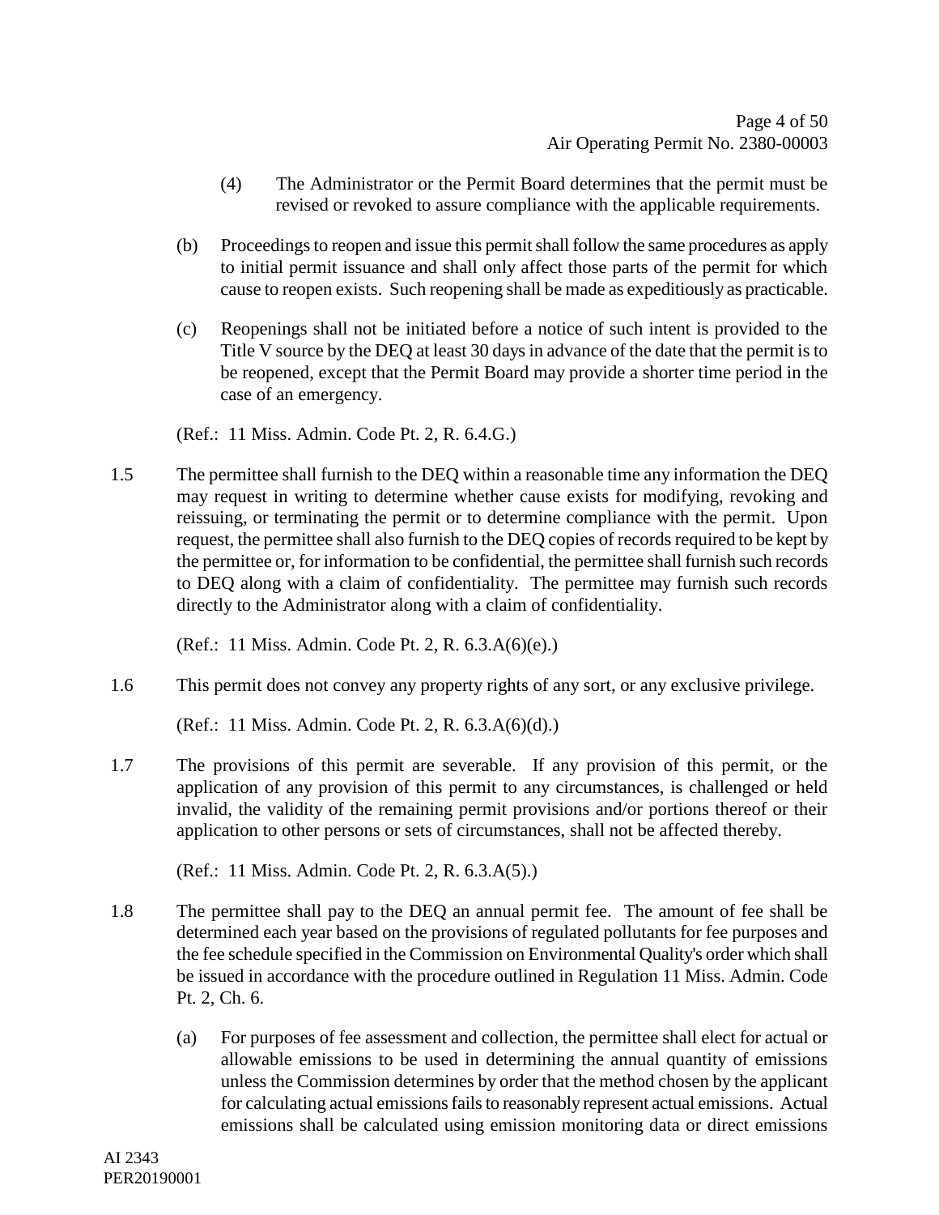(4) The Administrator or the Permit Board determines that the permit must be revised or revoked to assure compliance with the applicable requirements.

(b) Proceedings to reopen and issue this permit shall follow the same procedures as apply to initial permit issuance and shall only affect those parts of the permit for which cause to reopen exists. Such reopening shall be made as expeditiously as practicable.

(c) Reopenings shall not be initiated before a notice of such intent is provided to the Title V source by the DEQ at least 30 days in advance of the date that the permit is to be reopened, except that the Permit Board may provide a shorter time period in the case of an emergency.

(Ref.: 11 Miss. Admin. Code Pt. 2, R. 6.4.G.)

1.5 The permittee shall furnish to the DEQ within a reasonable time any information the DEQ may request in writing to determine whether cause exists for modifying, revoking and reissuing, or terminating the permit or to determine compliance with the permit. Upon request, the permittee shall also furnish to the DEQ copies of records required to be kept by the permittee or, for information to be confidential, the permittee shall furnish such records to DEQ along with a claim of confidentiality. The permittee may furnish such records directly to the Administrator along with a claim of confidentiality.

(Ref.: 11 Miss. Admin. Code Pt. 2, R. 6.3.A(6)(e).)

1.6 This permit does not convey any property rights of any sort, or any exclusive privilege.

(Ref.: 11 Miss. Admin. Code Pt. 2, R. 6.3.A(6)(d).)

1.7 The provisions of this permit are severable. If any provision of this permit, or the application of any provision of this permit to any circumstances, is challenged or held invalid, the validity of the remaining permit provisions and/or portions thereof or their application to other persons or sets of circumstances, shall not be affected thereby.

(Ref.: 11 Miss. Admin. Code Pt. 2, R. 6.3.A(5).)

1.8 The permittee shall pay to the DEQ an annual permit fee. The amount of fee shall be determined each year based on the provisions of regulated pollutants for fee purposes and the fee schedule specified in the Commission on Environmental Quality's order which shall be issued in accordance with the procedure outlined in Regulation 11 Miss. Admin. Code Pt. 2, Ch. 6.

(a) For purposes of fee assessment and collection, the permittee shall elect for actual or allowable emissions to be used in determining the annual quantity of emissions unless the Commission determines by order that the method chosen by the applicant for calculating actual emissions fails to reasonably represent actual emissions. Actual emissions shall be calculated using emission monitoring data or direct emissions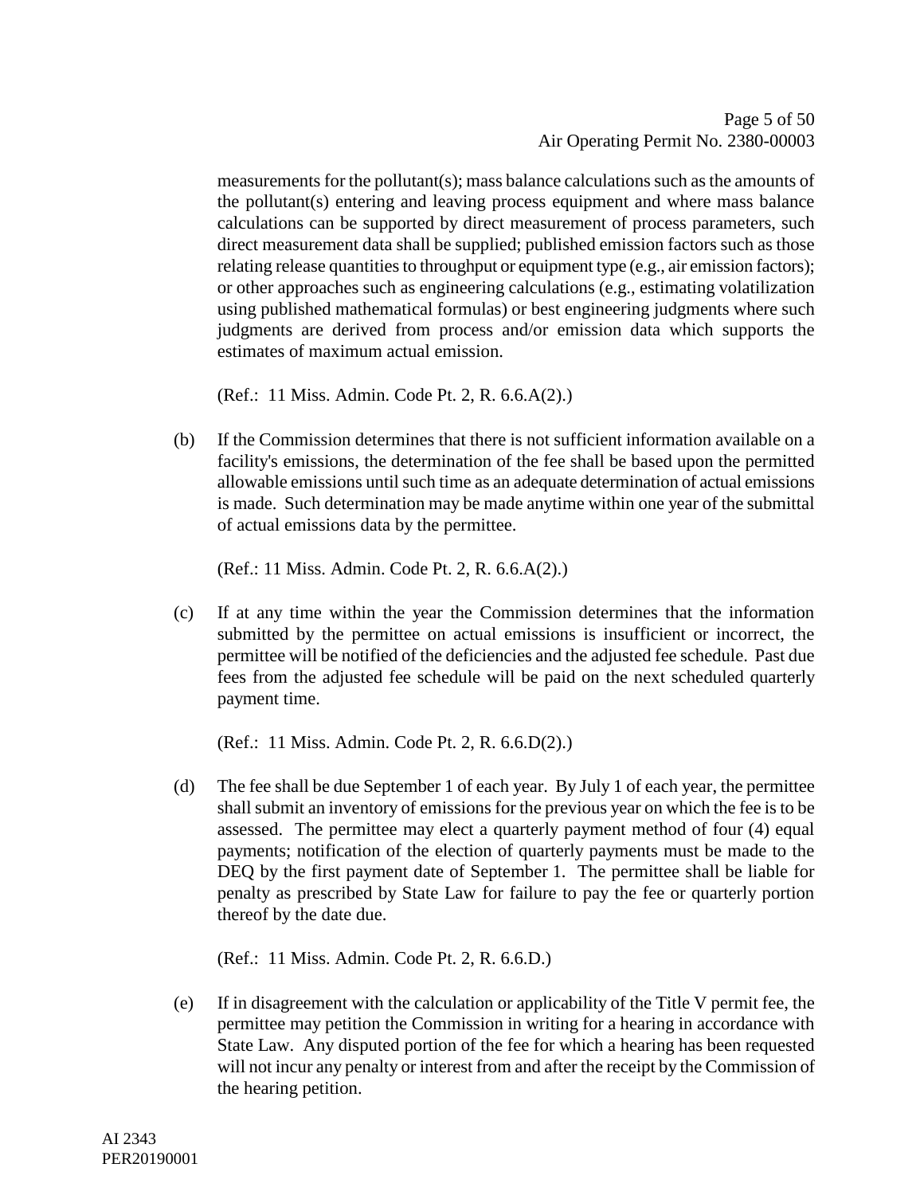measurements for the pollutant(s); mass balance calculations such as the amounts of the pollutant(s) entering and leaving process equipment and where mass balance calculations can be supported by direct measurement of process parameters, such direct measurement data shall be supplied; published emission factors such as those relating release quantities to throughput or equipment type (e.g., air emission factors); or other approaches such as engineering calculations (e.g., estimating volatilization using published mathematical formulas) or best engineering judgments where such judgments are derived from process and/or emission data which supports the estimates of maximum actual emission.

(Ref.: 11 Miss. Admin. Code Pt. 2, R. 6.6.A(2).)

(b) If the Commission determines that there is not sufficient information available on a facility's emissions, the determination of the fee shall be based upon the permitted allowable emissions until such time as an adequate determination of actual emissions is made. Such determination may be made anytime within one year of the submittal of actual emissions data by the permittee.

(Ref.: 11 Miss. Admin. Code Pt. 2, R. 6.6.A(2).)

(c) If at any time within the year the Commission determines that the information submitted by the permittee on actual emissions is insufficient or incorrect, the permittee will be notified of the deficiencies and the adjusted fee schedule. Past due fees from the adjusted fee schedule will be paid on the next scheduled quarterly payment time.

(Ref.: 11 Miss. Admin. Code Pt. 2, R. 6.6.D(2).)

(d) The fee shall be due September 1 of each year. By July 1 of each year, the permittee shall submit an inventory of emissions for the previous year on which the fee is to be assessed. The permittee may elect a quarterly payment method of four (4) equal payments; notification of the election of quarterly payments must be made to the DEQ by the first payment date of September 1. The permittee shall be liable for penalty as prescribed by State Law for failure to pay the fee or quarterly portion thereof by the date due.

(Ref.: 11 Miss. Admin. Code Pt. 2, R. 6.6.D.)

(e) If in disagreement with the calculation or applicability of the Title V permit fee, the permittee may petition the Commission in writing for a hearing in accordance with State Law. Any disputed portion of the fee for which a hearing has been requested will not incur any penalty or interest from and after the receipt by the Commission of the hearing petition.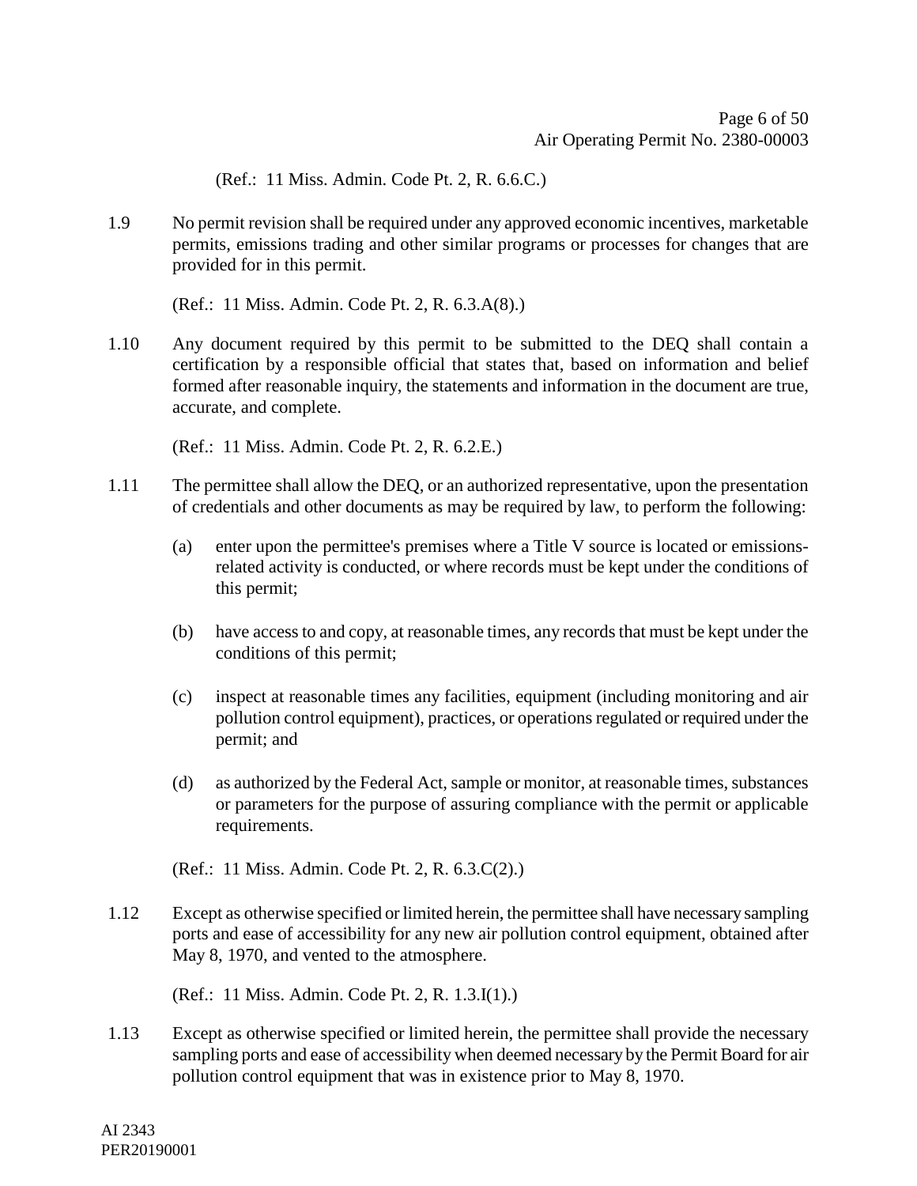(Ref.: 11 Miss. Admin. Code Pt. 2, R. 6.6.C.)

1.9 No permit revision shall be required under any approved economic incentives, marketable permits, emissions trading and other similar programs or processes for changes that are provided for in this permit.

(Ref.: 11 Miss. Admin. Code Pt. 2, R. 6.3.A(8).)

1.10 Any document required by this permit to be submitted to the DEQ shall contain a certification by a responsible official that states that, based on information and belief formed after reasonable inquiry, the statements and information in the document are true, accurate, and complete.

(Ref.: 11 Miss. Admin. Code Pt. 2, R. 6.2.E.)

1.11 The permittee shall allow the DEQ, or an authorized representative, upon the presentation of credentials and other documents as may be required by law, to perform the following:

(a) enter upon the permittee's premises where a Title V source is located or emissions-related activity is conducted, or where records must be kept under the conditions of this permit;

(b) have access to and copy, at reasonable times, any records that must be kept under the conditions of this permit;

(c) inspect at reasonable times any facilities, equipment (including monitoring and air pollution control equipment), practices, or operations regulated or required under the permit; and

(d) as authorized by the Federal Act, sample or monitor, at reasonable times, substances or parameters for the purpose of assuring compliance with the permit or applicable requirements.

(Ref.: 11 Miss. Admin. Code Pt. 2, R. 6.3.C(2).)

1.12 Except as otherwise specified or limited herein, the permittee shall have necessary sampling ports and ease of accessibility for any new air pollution control equipment, obtained after May 8, 1970, and vented to the atmosphere.

(Ref.: 11 Miss. Admin. Code Pt. 2, R. 1.3.I(1).)

1.13 Except as otherwise specified or limited herein, the permittee shall provide the necessary sampling ports and ease of accessibility when deemed necessary by the Permit Board for air pollution control equipment that was in existence prior to May 8, 1970.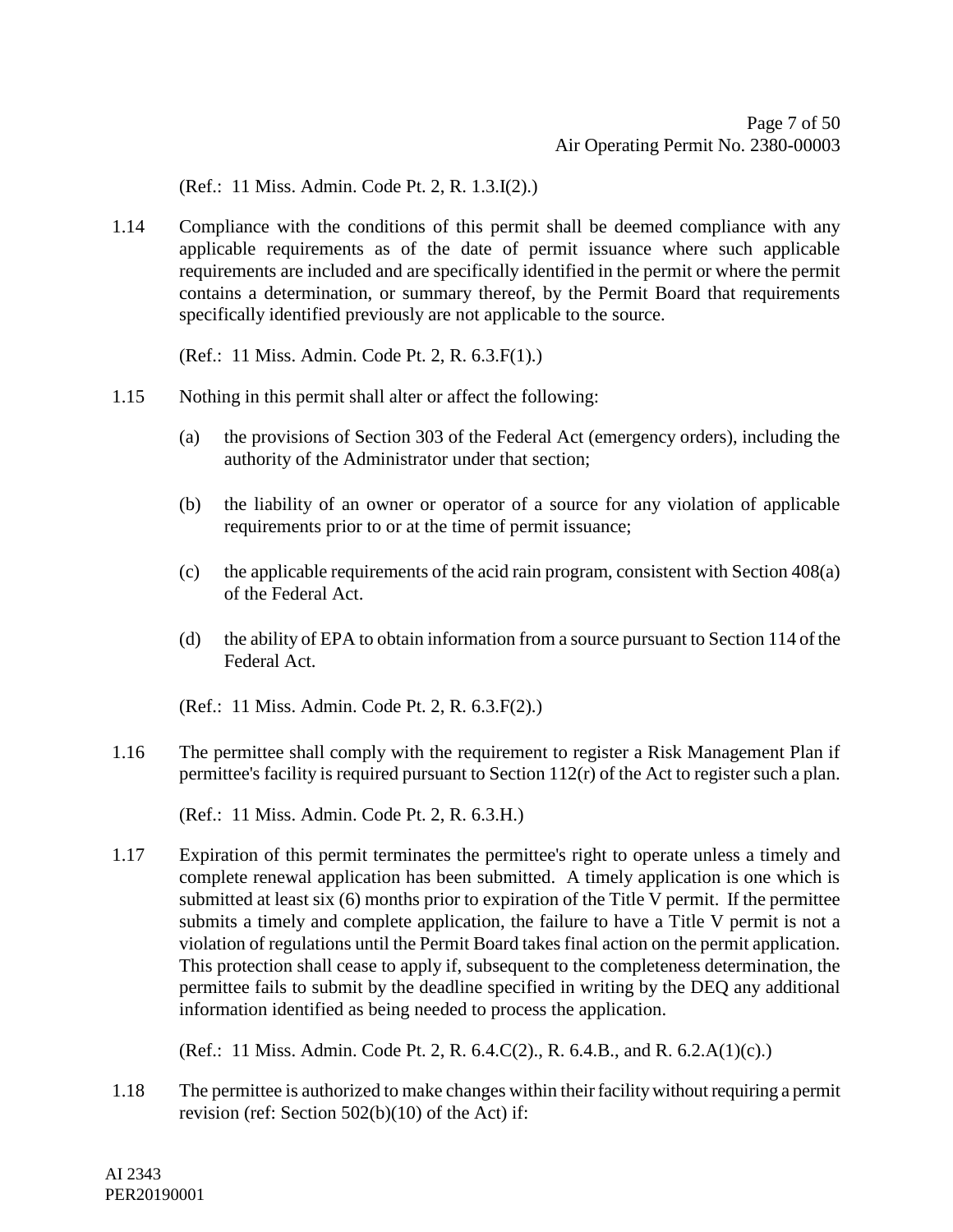(Ref.: 11 Miss. Admin. Code Pt. 2, R. 1.3.I(2).)

1.14 Compliance with the conditions of this permit shall be deemed compliance with any applicable requirements as of the date of permit issuance where such applicable requirements are included and are specifically identified in the permit or where the permit contains a determination, or summary thereof, by the Permit Board that requirements specifically identified previously are not applicable to the source.

(Ref.: 11 Miss. Admin. Code Pt. 2, R. 6.3.F(1).)

1.15 Nothing in this permit shall alter or affect the following:

(a) the provisions of Section 303 of the Federal Act (emergency orders), including the authority of the Administrator under that section;

(b) the liability of an owner or operator of a source for any violation of applicable requirements prior to or at the time of permit issuance;

(c) the applicable requirements of the acid rain program, consistent with Section 408(a) of the Federal Act.

(d) the ability of EPA to obtain information from a source pursuant to Section 114 of the Federal Act.

(Ref.: 11 Miss. Admin. Code Pt. 2, R. 6.3.F(2).)

1.16 The permittee shall comply with the requirement to register a Risk Management Plan if permittee's facility is required pursuant to Section 112(r) of the Act to register such a plan.

(Ref.: 11 Miss. Admin. Code Pt. 2, R. 6.3.H.)

1.17 Expiration of this permit terminates the permittee's right to operate unless a timely and complete renewal application has been submitted. A timely application is one which is submitted at least six (6) months prior to expiration of the Title V permit. If the permittee submits a timely and complete application, the failure to have a Title V permit is not a violation of regulations until the Permit Board takes final action on the permit application. This protection shall cease to apply if, subsequent to the completeness determination, the permittee fails to submit by the deadline specified in writing by the DEQ any additional information identified as being needed to process the application.

(Ref.: 11 Miss. Admin. Code Pt. 2, R. 6.4.C(2)., R. 6.4.B., and R. 6.2.A(1)(c).)

1.18 The permittee is authorized to make changes within their facility without requiring a permit revision (ref: Section 502(b)(10) of the Act) if:

AI 2343
PER20190001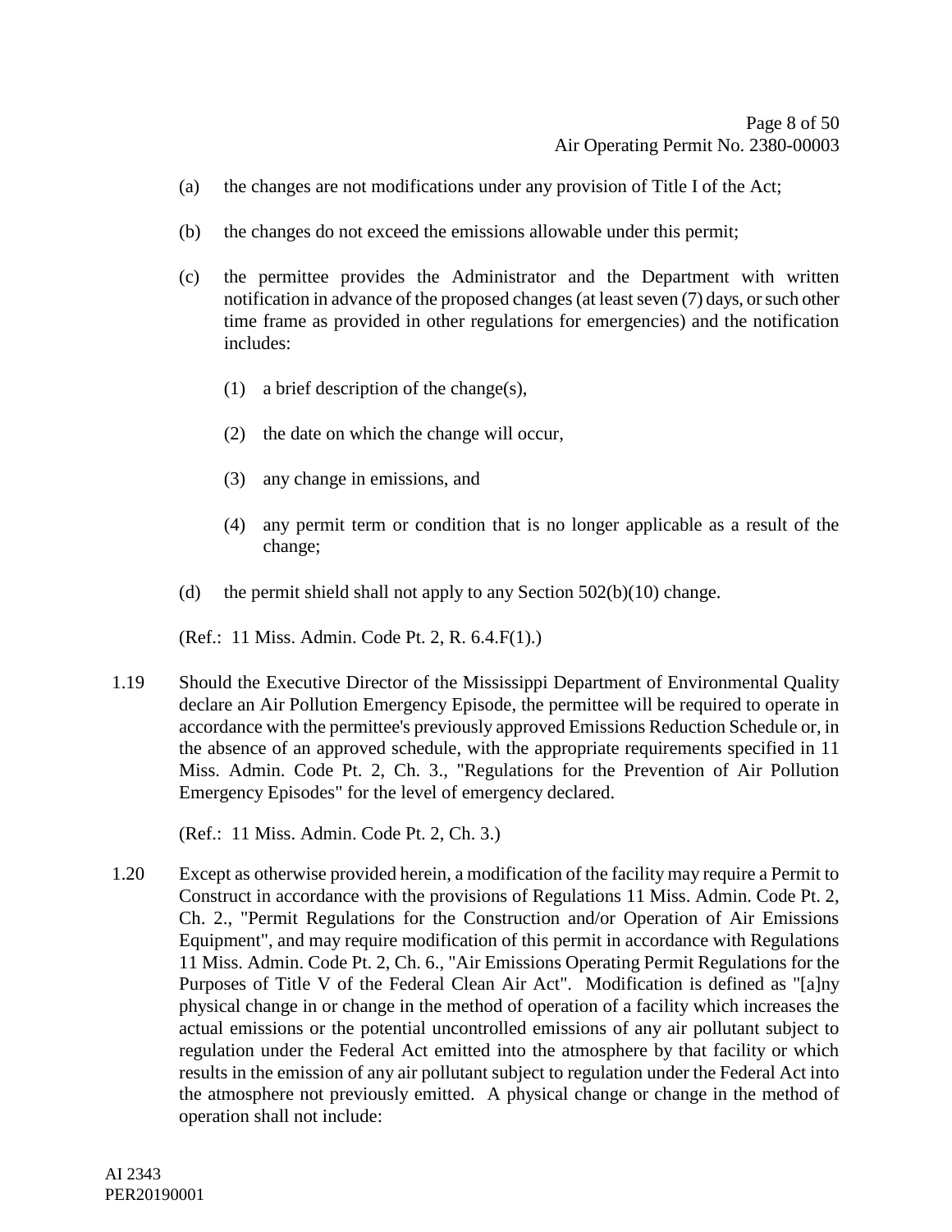(a) the changes are not modifications under any provision of Title I of the Act;

(b) the changes do not exceed the emissions allowable under this permit;

(c) the permittee provides the Administrator and the Department with written notification in advance of the proposed changes (at least seven (7) days, or such other time frame as provided in other regulations for emergencies) and the notification includes:

   (1) a brief description of the change(s),

   (2) the date on which the change will occur,

   (3) any change in emissions, and

   (4) any permit term or condition that is no longer applicable as a result of the change;

(d) the permit shield shall not apply to any Section 502(b)(10) change.

(Ref.: 11 Miss. Admin. Code Pt. 2, R. 6.4.F(1).)

1.19 Should the Executive Director of the Mississippi Department of Environmental Quality declare an Air Pollution Emergency Episode, the permittee will be required to operate in accordance with the permittee's previously approved Emissions Reduction Schedule or, in the absence of an approved schedule, with the appropriate requirements specified in 11 Miss. Admin. Code Pt. 2, Ch. 3., "Regulations for the Prevention of Air Pollution Emergency Episodes" for the level of emergency declared.

(Ref.: 11 Miss. Admin. Code Pt. 2, Ch. 3.)

1.20 Except as otherwise provided herein, a modification of the facility may require a Permit to Construct in accordance with the provisions of Regulations 11 Miss. Admin. Code Pt. 2, Ch. 2., "Permit Regulations for the Construction and/or Operation of Air Emissions Equipment", and may require modification of this permit in accordance with Regulations 11 Miss. Admin. Code Pt. 2, Ch. 6., "Air Emissions Operating Permit Regulations for the Purposes of Title V of the Federal Clean Air Act". Modification is defined as "[a]ny physical change in or change in the method of operation of a facility which increases the actual emissions or the potential uncontrolled emissions of any air pollutant subject to regulation under the Federal Act emitted into the atmosphere by that facility or which results in the emission of any air pollutant subject to regulation under the Federal Act into the atmosphere not previously emitted. A physical change or change in the method of operation shall not include: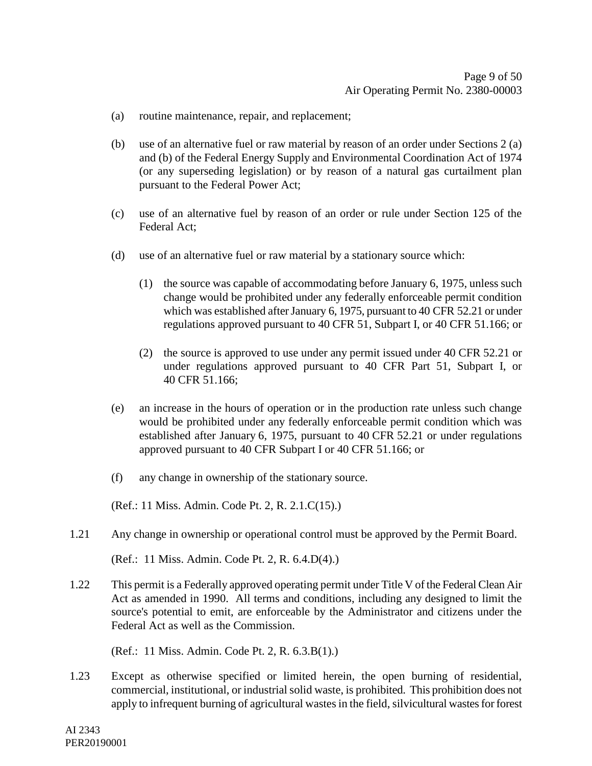(a) routine maintenance, repair, and replacement;

(b) use of an alternative fuel or raw material by reason of an order under Sections 2 (a) and (b) of the Federal Energy Supply and Environmental Coordination Act of 1974 (or any superseding legislation) or by reason of a natural gas curtailment plan pursuant to the Federal Power Act;

(c) use of an alternative fuel by reason of an order or rule under Section 125 of the Federal Act;

(d) use of an alternative fuel or raw material by a stationary source which:

(1) the source was capable of accommodating before January 6, 1975, unless such change would be prohibited under any federally enforceable permit condition which was established after January 6, 1975, pursuant to 40 CFR 52.21 or under regulations approved pursuant to 40 CFR 51, Subpart I, or 40 CFR 51.166; or

(2) the source is approved to use under any permit issued under 40 CFR 52.21 or under regulations approved pursuant to 40 CFR Part 51, Subpart I, or 40 CFR 51.166;

(e) an increase in the hours of operation or in the production rate unless such change would be prohibited under any federally enforceable permit condition which was established after January 6, 1975, pursuant to 40 CFR 52.21 or under regulations approved pursuant to 40 CFR Subpart I or 40 CFR 51.166; or

(f) any change in ownership of the stationary source.

(Ref.: 11 Miss. Admin. Code Pt. 2, R. 2.1.C(15).)

1.21 Any change in ownership or operational control must be approved by the Permit Board.

(Ref.: 11 Miss. Admin. Code Pt. 2, R. 6.4.D(4).)

1.22 This permit is a Federally approved operating permit under Title V of the Federal Clean Air Act as amended in 1990. All terms and conditions, including any designed to limit the source's potential to emit, are enforceable by the Administrator and citizens under the Federal Act as well as the Commission.

(Ref.: 11 Miss. Admin. Code Pt. 2, R. 6.3.B(1).)

1.23 Except as otherwise specified or limited herein, the open burning of residential, commercial, institutional, or industrial solid waste, is prohibited. This prohibition does not apply to infrequent burning of agricultural wastes in the field, silvicultural wastes for forest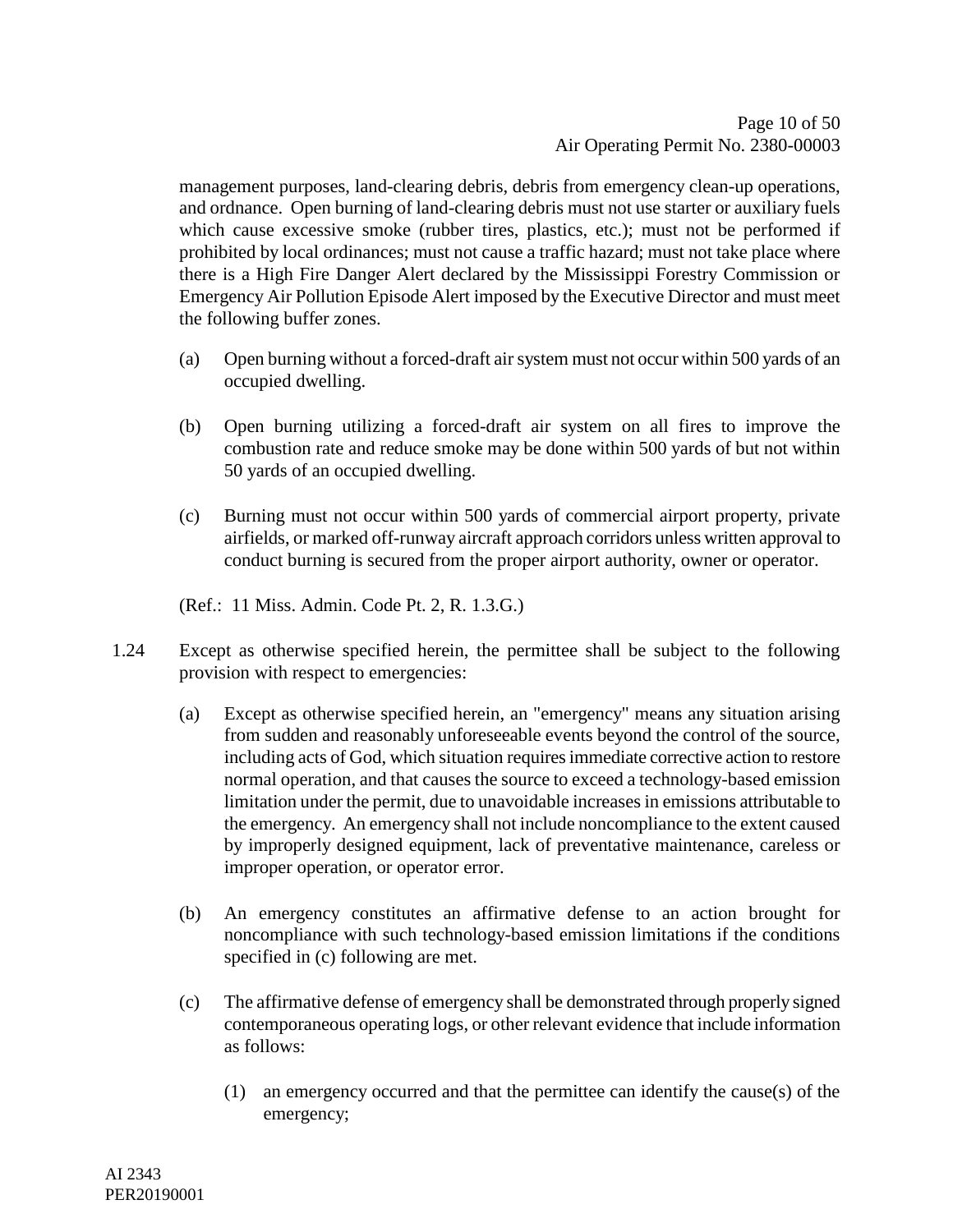management purposes, land-clearing debris, debris from emergency clean-up operations, and ordnance. Open burning of land-clearing debris must not use starter or auxiliary fuels which cause excessive smoke (rubber tires, plastics, etc.); must not be performed if prohibited by local ordinances; must not cause a traffic hazard; must not take place where there is a High Fire Danger Alert declared by the Mississippi Forestry Commission or Emergency Air Pollution Episode Alert imposed by the Executive Director and must meet the following buffer zones.

(a) Open burning without a forced-draft air system must not occur within 500 yards of an occupied dwelling.

(b) Open burning utilizing a forced-draft air system on all fires to improve the combustion rate and reduce smoke may be done within 500 yards of but not within 50 yards of an occupied dwelling.

(c) Burning must not occur within 500 yards of commercial airport property, private airfields, or marked off-runway aircraft approach corridors unless written approval to conduct burning is secured from the proper airport authority, owner or operator.

(Ref.: 11 Miss. Admin. Code Pt. 2, R. 1.3.G.)

1.24 Except as otherwise specified herein, the permittee shall be subject to the following provision with respect to emergencies:

(a) Except as otherwise specified herein, an "emergency" means any situation arising from sudden and reasonably unforeseeable events beyond the control of the source, including acts of God, which situation requires immediate corrective action to restore normal operation, and that causes the source to exceed a technology-based emission limitation under the permit, due to unavoidable increases in emissions attributable to the emergency. An emergency shall not include noncompliance to the extent caused by improperly designed equipment, lack of preventative maintenance, careless or improper operation, or operator error.

(b) An emergency constitutes an affirmative defense to an action brought for noncompliance with such technology-based emission limitations if the conditions specified in (c) following are met.

(c) The affirmative defense of emergency shall be demonstrated through properly signed contemporaneous operating logs, or other relevant evidence that include information as follows:

(1) an emergency occurred and that the permittee can identify the cause(s) of the emergency;

AI 2343
PER20190001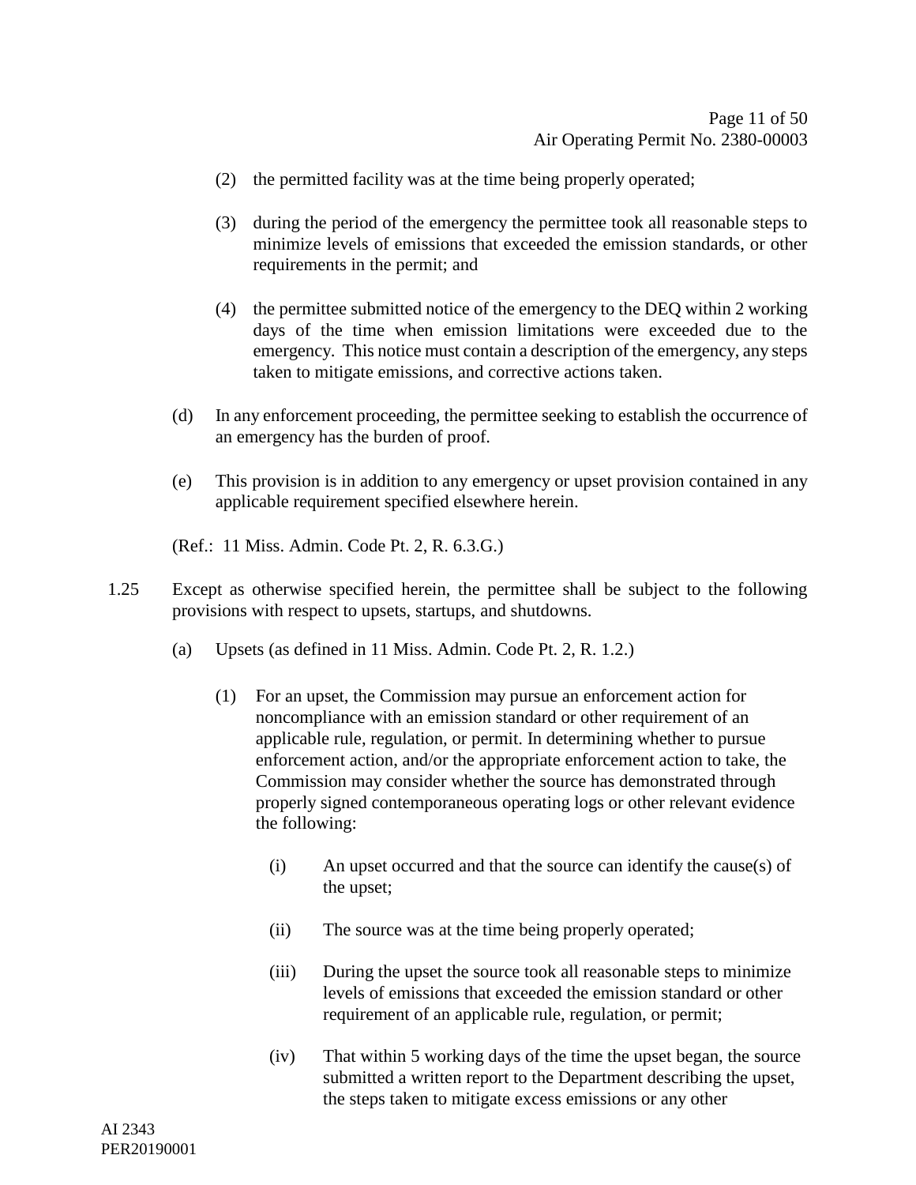(2) the permitted facility was at the time being properly operated;

(3) during the period of the emergency the permittee took all reasonable steps to minimize levels of emissions that exceeded the emission standards, or other requirements in the permit; and

(4) the permittee submitted notice of the emergency to the DEQ within 2 working days of the time when emission limitations were exceeded due to the emergency. This notice must contain a description of the emergency, any steps taken to mitigate emissions, and corrective actions taken.

(d) In any enforcement proceeding, the permittee seeking to establish the occurrence of an emergency has the burden of proof.

(e) This provision is in addition to any emergency or upset provision contained in any applicable requirement specified elsewhere herein.

(Ref.: 11 Miss. Admin. Code Pt. 2, R. 6.3.G.)

1.25 Except as otherwise specified herein, the permittee shall be subject to the following provisions with respect to upsets, startups, and shutdowns.

(a) Upsets (as defined in 11 Miss. Admin. Code Pt. 2, R. 1.2.)

(1) For an upset, the Commission may pursue an enforcement action for noncompliance with an emission standard or other requirement of an applicable rule, regulation, or permit. In determining whether to pursue enforcement action, and/or the appropriate enforcement action to take, the Commission may consider whether the source has demonstrated through properly signed contemporaneous operating logs or other relevant evidence the following:

(i) An upset occurred and that the source can identify the cause(s) of the upset;

(ii) The source was at the time being properly operated;

(iii) During the upset the source took all reasonable steps to minimize levels of emissions that exceeded the emission standard or other requirement of an applicable rule, regulation, or permit;

(iv) That within 5 working days of the time the upset began, the source submitted a written report to the Department describing the upset, the steps taken to mitigate excess emissions or any other

AI 2343
PER20190001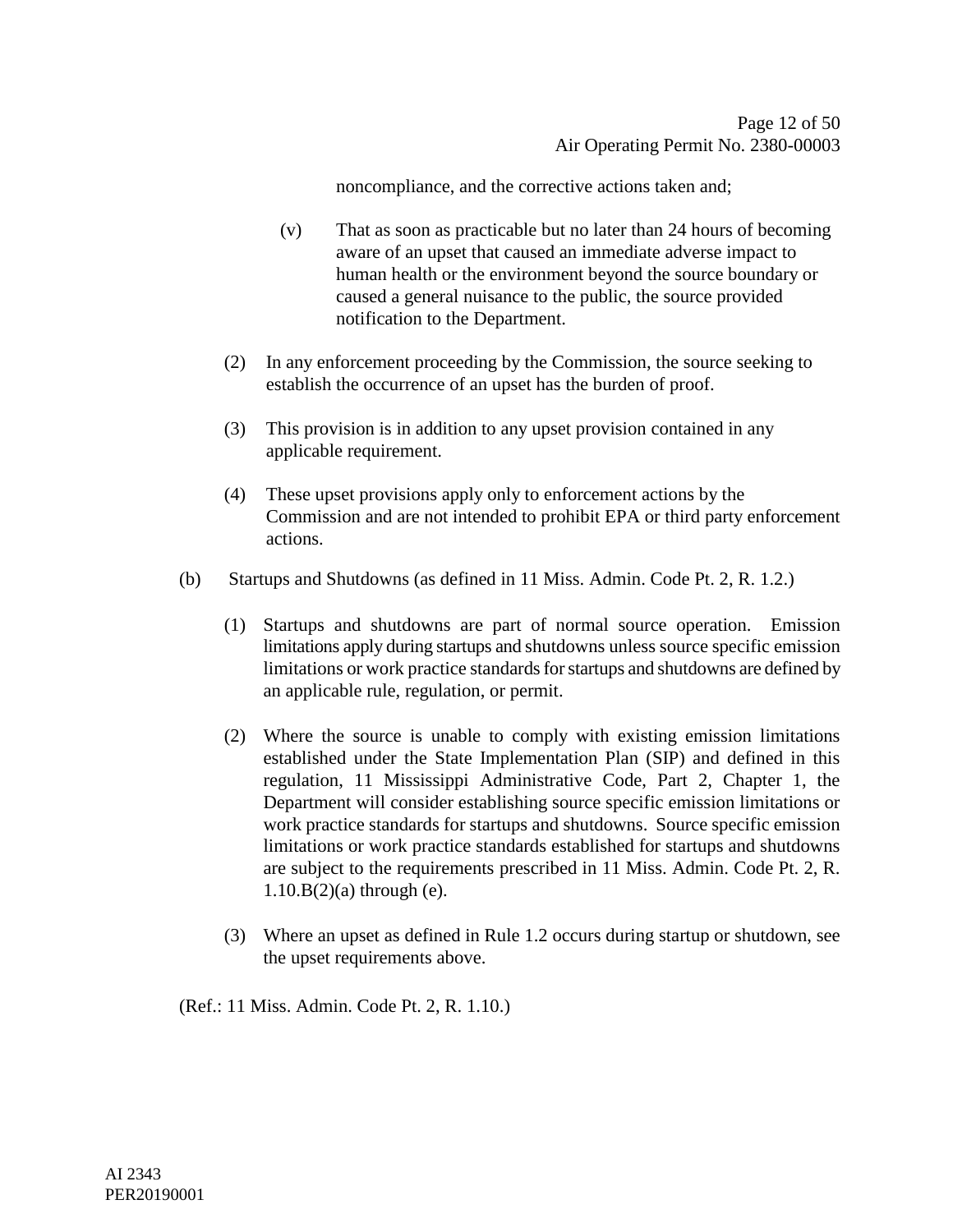noncompliance, and the corrective actions taken and;

(v) That as soon as practicable but no later than 24 hours of becoming aware of an upset that caused an immediate adverse impact to human health or the environment beyond the source boundary or caused a general nuisance to the public, the source provided notification to the Department.

(2) In any enforcement proceeding by the Commission, the source seeking to establish the occurrence of an upset has the burden of proof.

(3) This provision is in addition to any upset provision contained in any applicable requirement.

(4) These upset provisions apply only to enforcement actions by the Commission and are not intended to prohibit EPA or third party enforcement actions.

(b) Startups and Shutdowns (as defined in 11 Miss. Admin. Code Pt. 2, R. 1.2.)

(1) Startups and shutdowns are part of normal source operation. Emission limitations apply during startups and shutdowns unless source specific emission limitations or work practice standards for startups and shutdowns are defined by an applicable rule, regulation, or permit.

(2) Where the source is unable to comply with existing emission limitations established under the State Implementation Plan (SIP) and defined in this regulation, 11 Mississippi Administrative Code, Part 2, Chapter 1, the Department will consider establishing source specific emission limitations or work practice standards for startups and shutdowns. Source specific emission limitations or work practice standards established for startups and shutdowns are subject to the requirements prescribed in 11 Miss. Admin. Code Pt. 2, R. 1.10.B(2)(a) through (e).

(3) Where an upset as defined in Rule 1.2 occurs during startup or shutdown, see the upset requirements above.

(Ref.: 11 Miss. Admin. Code Pt. 2, R. 1.10.)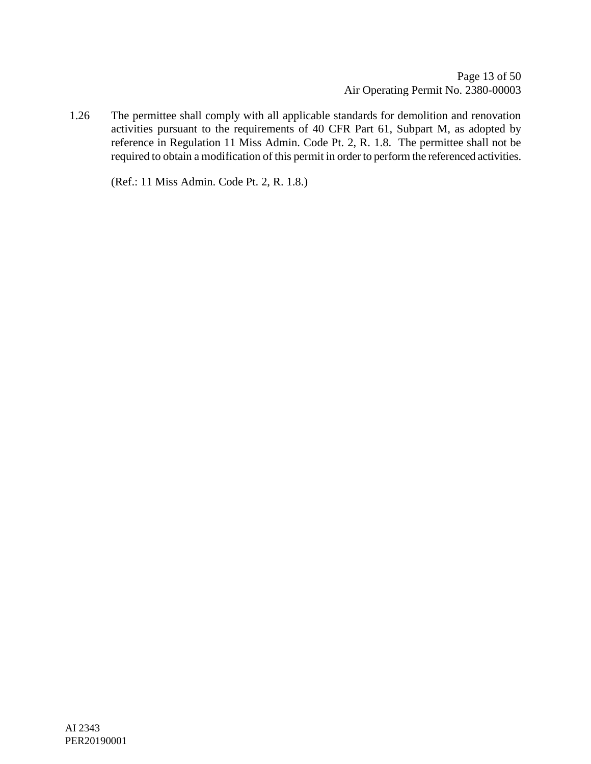1.26 The permittee shall comply with all applicable standards for demolition and renovation activities pursuant to the requirements of 40 CFR Part 61, Subpart M, as adopted by reference in Regulation 11 Miss Admin. Code Pt. 2, R. 1.8. The permittee shall not be required to obtain a modification of this permit in order to perform the referenced activities.

(Ref.: 11 Miss Admin. Code Pt. 2, R. 1.8.)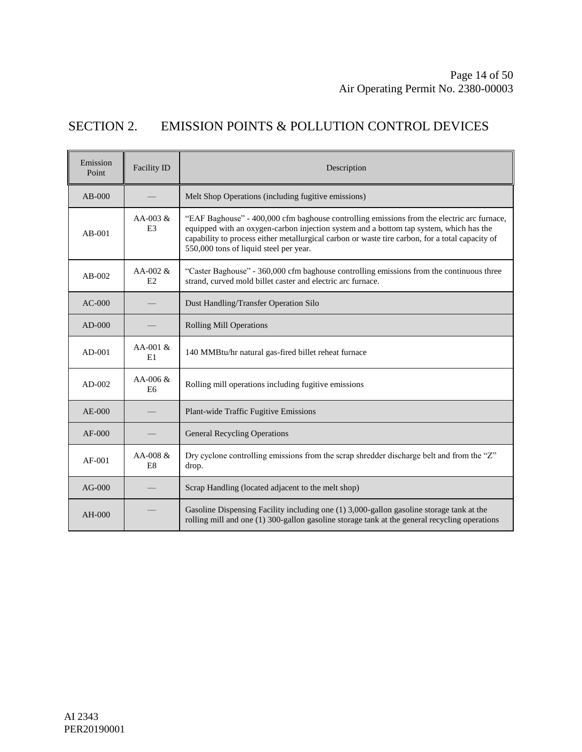## SECTION 2. EMISSION POINTS & POLLUTION CONTROL DEVICES

| Emission Point | Facility ID | Description |
|---|---|---|
| AB-000 | — | Melt Shop Operations (including fugitive emissions) |
| AB-001 | AA-003 & E3 | "EAF Baghouse" - 400,000 cfm baghouse controlling emissions from the electric arc furnace, equipped with an oxygen-carbon injection system and a bottom tap system, which has the capability to process either metallurgical carbon or waste tire carbon, for a total capacity of 550,000 tons of liquid steel per year. |
| AB-002 | AA-002 & E2 | "Caster Baghouse" - 360,000 cfm baghouse controlling emissions from the continuous three strand, curved mold billet caster and electric arc furnace. |
| AC-000 | — | Dust Handling/Transfer Operation Silo |
| AD-000 | — | Rolling Mill Operations |
| AD-001 | AA-001 & E1 | 140 MMBtu/hr natural gas-fired billet reheat furnace |
| AD-002 | AA-006 & E6 | Rolling mill operations including fugitive emissions |
| AE-000 | — | Plant-wide Traffic Fugitive Emissions |
| AF-000 | — | General Recycling Operations |
| AF-001 | AA-008 & E8 | Dry cyclone controlling emissions from the scrap shredder discharge belt and from the "Z" drop. |
| AG-000 | — | Scrap Handling (located adjacent to the melt shop) |
| AH-000 | — | Gasoline Dispensing Facility including one (1) 3,000-gallon gasoline storage tank at the rolling mill and one (1) 300-gallon gasoline storage tank at the general recycling operations |

AI 2343
PER20190001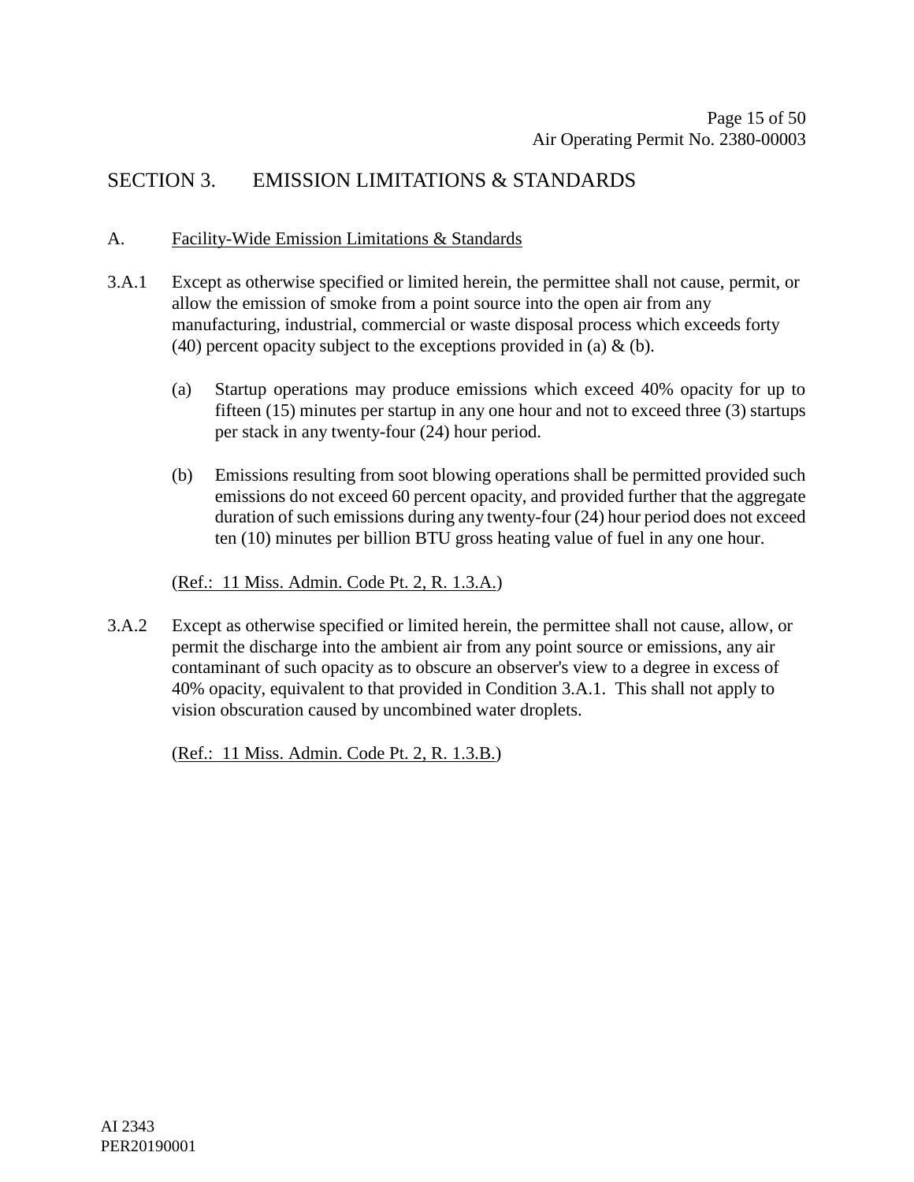## SECTION 3. EMISSION LIMITATIONS & STANDARDS

### A. Facility-Wide Emission Limitations & Standards

3.A.1 Except as otherwise specified or limited herein, the permittee shall not cause, permit, or allow the emission of smoke from a point source into the open air from any manufacturing, industrial, commercial or waste disposal process which exceeds forty (40) percent opacity subject to the exceptions provided in (a) & (b).

(a) Startup operations may produce emissions which exceed 40% opacity for up to fifteen (15) minutes per startup in any one hour and not to exceed three (3) startups per stack in any twenty-four (24) hour period.

(b) Emissions resulting from soot blowing operations shall be permitted provided such emissions do not exceed 60 percent opacity, and provided further that the aggregate duration of such emissions during any twenty-four (24) hour period does not exceed ten (10) minutes per billion BTU gross heating value of fuel in any one hour.

(Ref.: 11 Miss. Admin. Code Pt. 2, R. 1.3.A.)

3.A.2 Except as otherwise specified or limited herein, the permittee shall not cause, allow, or permit the discharge into the ambient air from any point source or emissions, any air contaminant of such opacity as to obscure an observer's view to a degree in excess of 40% opacity, equivalent to that provided in Condition 3.A.1. This shall not apply to vision obscuration caused by uncombined water droplets.

(Ref.: 11 Miss. Admin. Code Pt. 2, R. 1.3.B.)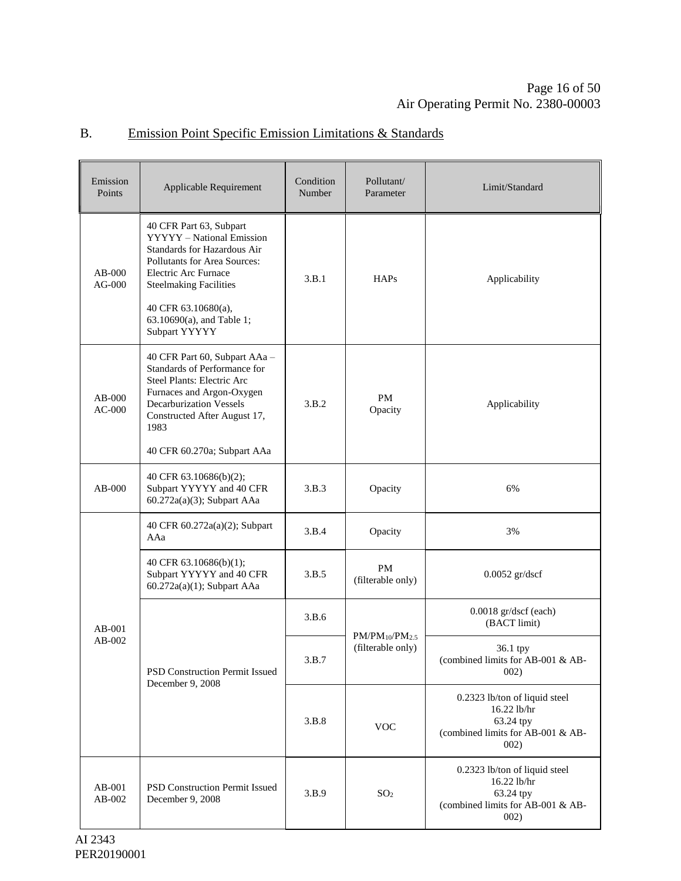## B. Emission Point Specific Emission Limitations & Standards

| Emission Points | Applicable Requirement | Condition Number | Pollutant/ Parameter | Limit/Standard |
|---|---|---|---|---|
| AB-000 AG-000 | 40 CFR Part 63, Subpart YYYYY – National Emission Standards for Hazardous Air Pollutants for Area Sources: Electric Arc Furnace Steelmaking Facilities<br><br>40 CFR 63.10680(a), 63.10690(a), and Table 1; Subpart YYYYY | 3.B.1 | HAPs | Applicability |
| AB-000 AC-000 | 40 CFR Part 60, Subpart AAa – Standards of Performance for Steel Plants: Electric Arc Furnaces and Argon-Oxygen Decarburization Vessels Constructed After August 17, 1983<br><br>40 CFR 60.270a; Subpart AAa | 3.B.2 | PM<br>Opacity | Applicability |
| AB-000 | 40 CFR 63.10686(b)(2); Subpart YYYYY and 40 CFR 60.272a(a)(3); Subpart AAa | 3.B.3 | Opacity | 6% |
| AB-001 AB-002 | 40 CFR 60.272a(a)(2); Subpart AAa | 3.B.4 | Opacity | 3% |
| | 40 CFR 63.10686(b)(1); Subpart YYYYY and 40 CFR 60.272a(a)(1); Subpart AAa | 3.B.5 | PM (filterable only) | 0.0052 gr/dscf |
| | PSD Construction Permit Issued December 9, 2008 | 3.B.6 | $PM/PM_{10}/PM_{2.5}$ (filterable only) | 0.0018 gr/dscf (each) (BACT limit) |
| | | 3.B.7 | | 36.1 tpy (combined limits for AB-001 & AB-002) |
| | | 3.B.8 | VOC | 0.2323 lb/ton of liquid steel<br>16.22 lb/hr<br>63.24 tpy<br>(combined limits for AB-001 & AB-002) |
| AB-001 AB-002 | PSD Construction Permit Issued December 9, 2008 | 3.B.9 | $SO_2$ | 0.2323 lb/ton of liquid steel<br>16.22 lb/hr<br>63.24 tpy<br>(combined limits for AB-001 & AB-002) |

AI 2343
PER20190001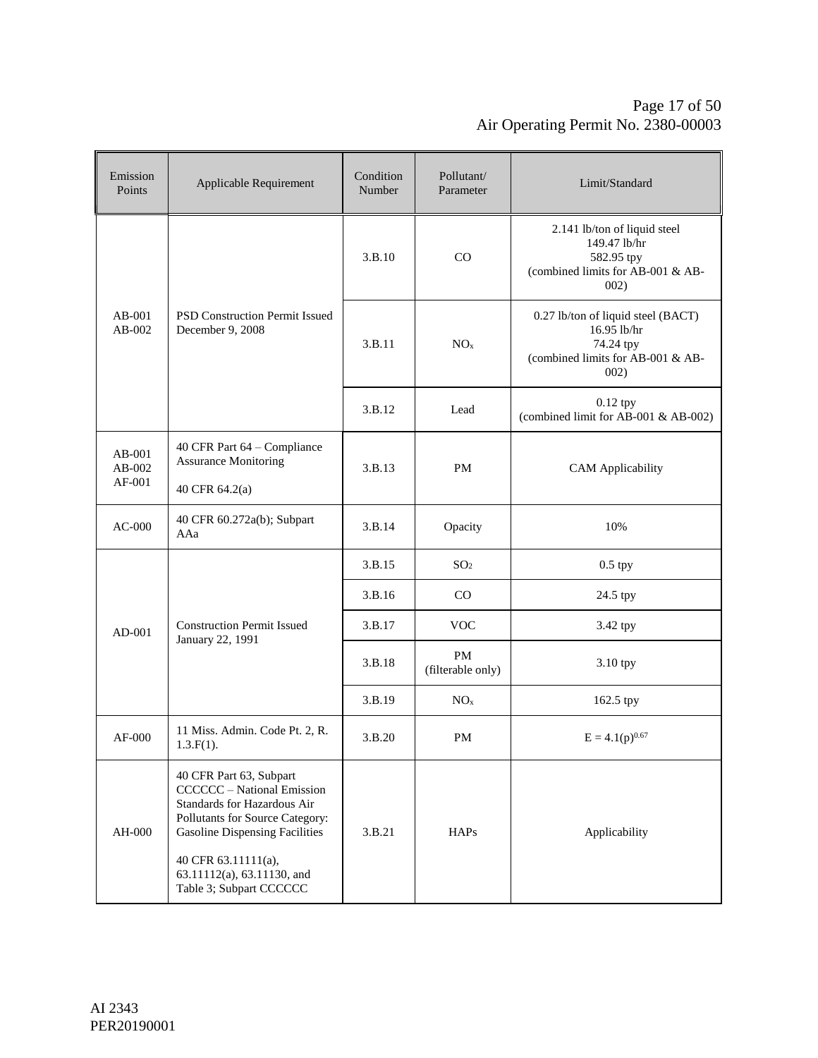| Emission Points | Applicable Requirement | Condition Number | Pollutant/ Parameter | Limit/Standard |
|---|---|---|---|---|
| AB-001 AB-002 | PSD Construction Permit Issued December 9, 2008 | 3.B.10 | CO | 2.141 lb/ton of liquid steel 149.47 lb/hr 582.95 tpy (combined limits for AB-001 & AB-002) |
| | | 3.B.11 | $NO_x$ | 0.27 lb/ton of liquid steel (BACT) 16.95 lb/hr 74.24 tpy (combined limits for AB-001 & AB-002) |
| | | 3.B.12 | Lead | 0.12 tpy (combined limit for AB-001 & AB-002) |
| AB-001 AB-002 AF-001 | 40 CFR Part 64 – Compliance Assurance Monitoring<br><br>40 CFR 64.2(a) | 3.B.13 | PM | CAM Applicability |
| AC-000 | 40 CFR 60.272a(b); Subpart AAa | 3.B.14 | Opacity | 10% |
| AD-001 | Construction Permit Issued January 22, 1991 | 3.B.15 | $SO_2$ | 0.5 tpy |
| | | 3.B.16 | CO | 24.5 tpy |
| | | 3.B.17 | VOC | 3.42 tpy |
| | | 3.B.18 | PM (filterable only) | 3.10 tpy |
| | | 3.B.19 | $NO_x$ | 162.5 tpy |
| AF-000 | 11 Miss. Admin. Code Pt. 2, R. 1.3.F(1). | 3.B.20 | PM | $E = 4.1(p)^{0.67}$ |
| AH-000 | 40 CFR Part 63, Subpart CCCCCC – National Emission Standards for Hazardous Air Pollutants for Source Category: Gasoline Dispensing Facilities<br><br>40 CFR 63.11111(a), 63.11112(a), 63.11130, and Table 3; Subpart CCCCCC | 3.B.21 | HAPs | Applicability |

AI 2343
PER20190001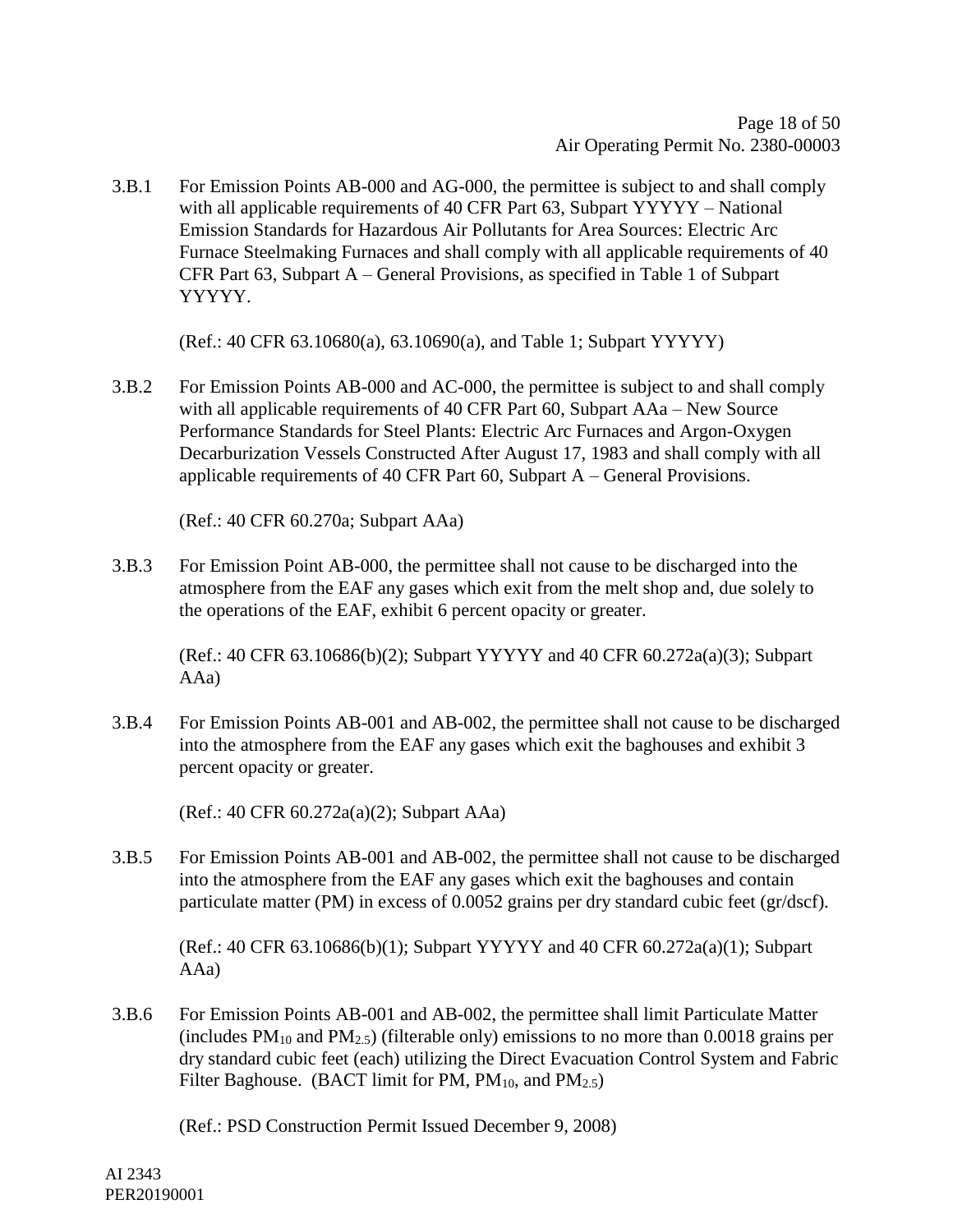3.B.1 For Emission Points AB-000 and AG-000, the permittee is subject to and shall comply with all applicable requirements of 40 CFR Part 63, Subpart YYYYY – National Emission Standards for Hazardous Air Pollutants for Area Sources: Electric Arc Furnace Steelmaking Furnaces and shall comply with all applicable requirements of 40 CFR Part 63, Subpart A – General Provisions, as specified in Table 1 of Subpart YYYYY.

(Ref.: 40 CFR 63.10680(a), 63.10690(a), and Table 1; Subpart YYYYY)

3.B.2 For Emission Points AB-000 and AC-000, the permittee is subject to and shall comply with all applicable requirements of 40 CFR Part 60, Subpart AAa – New Source Performance Standards for Steel Plants: Electric Arc Furnaces and Argon-Oxygen Decarburization Vessels Constructed After August 17, 1983 and shall comply with all applicable requirements of 40 CFR Part 60, Subpart A – General Provisions.

(Ref.: 40 CFR 60.270a; Subpart AAa)

3.B.3 For Emission Point AB-000, the permittee shall not cause to be discharged into the atmosphere from the EAF any gases which exit from the melt shop and, due solely to the operations of the EAF, exhibit 6 percent opacity or greater.

(Ref.: 40 CFR 63.10686(b)(2); Subpart YYYYY and 40 CFR 60.272a(a)(3); Subpart AAa)

3.B.4 For Emission Points AB-001 and AB-002, the permittee shall not cause to be discharged into the atmosphere from the EAF any gases which exit the baghouses and exhibit 3 percent opacity or greater.

(Ref.: 40 CFR 60.272a(a)(2); Subpart AAa)

3.B.5 For Emission Points AB-001 and AB-002, the permittee shall not cause to be discharged into the atmosphere from the EAF any gases which exit the baghouses and contain particulate matter (PM) in excess of 0.0052 grains per dry standard cubic feet (gr/dscf).

(Ref.: 40 CFR 63.10686(b)(1); Subpart YYYYY and 40 CFR 60.272a(a)(1); Subpart AAa)

3.B.6 For Emission Points AB-001 and AB-002, the permittee shall limit Particulate Matter (includes $PM_{10}$ and $PM_{2.5}$) (filterable only) emissions to no more than 0.0018 grains per dry standard cubic feet (each) utilizing the Direct Evacuation Control System and Fabric Filter Baghouse. (BACT limit for PM, $PM_{10}$, and $PM_{2.5}$)

(Ref.: PSD Construction Permit Issued December 9, 2008)

AI 2343
PER20190001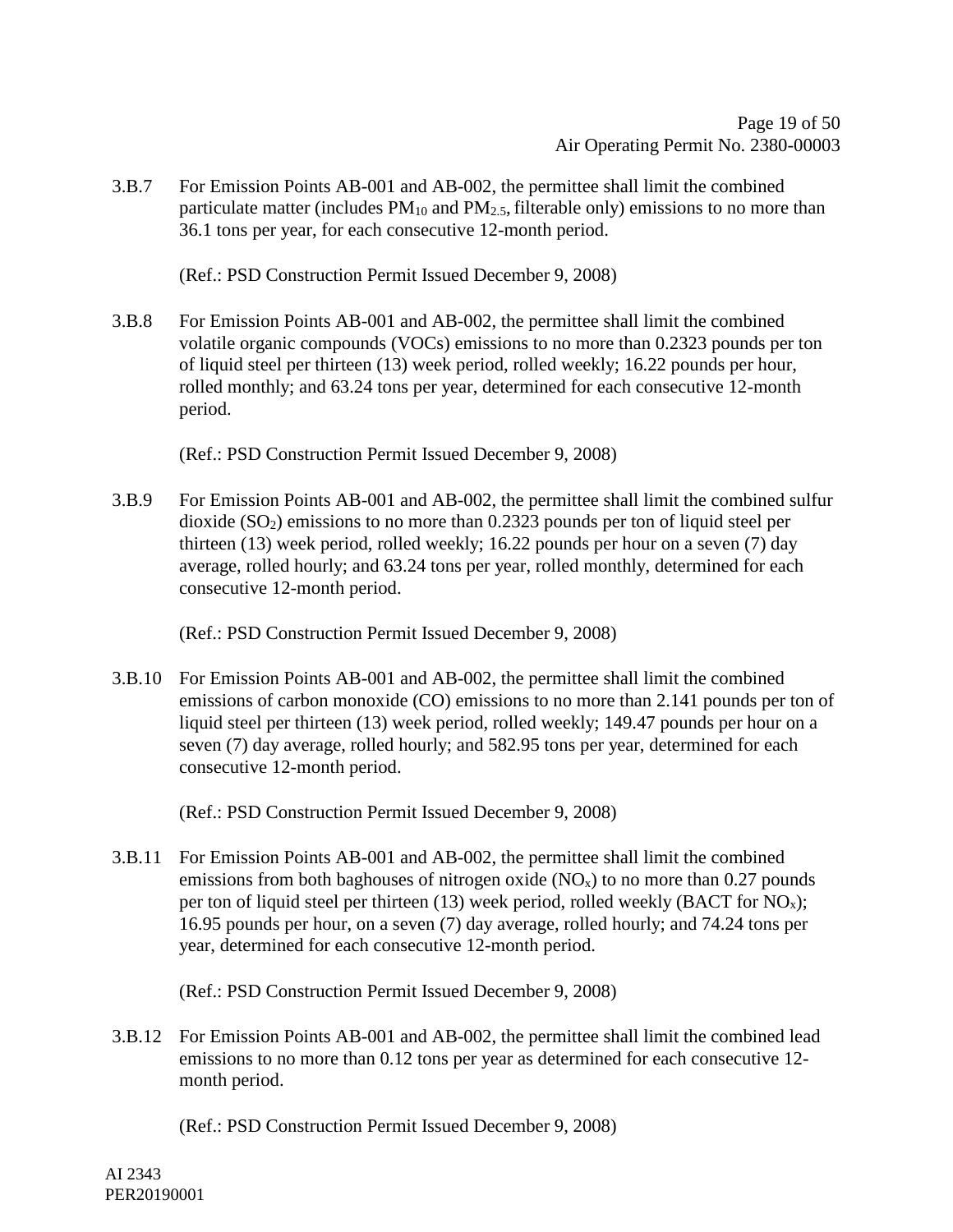3.B.7 For Emission Points AB-001 and AB-002, the permittee shall limit the combined particulate matter (includes $PM_{10}$ and $PM_{2.5}$, filterable only) emissions to no more than 36.1 tons per year, for each consecutive 12-month period.

(Ref.: PSD Construction Permit Issued December 9, 2008)

3.B.8 For Emission Points AB-001 and AB-002, the permittee shall limit the combined volatile organic compounds (VOCs) emissions to no more than 0.2323 pounds per ton of liquid steel per thirteen (13) week period, rolled weekly; 16.22 pounds per hour, rolled monthly; and 63.24 tons per year, determined for each consecutive 12-month period.

(Ref.: PSD Construction Permit Issued December 9, 2008)

3.B.9 For Emission Points AB-001 and AB-002, the permittee shall limit the combined sulfur dioxide ($SO_2$) emissions to no more than 0.2323 pounds per ton of liquid steel per thirteen (13) week period, rolled weekly; 16.22 pounds per hour on a seven (7) day average, rolled hourly; and 63.24 tons per year, rolled monthly, determined for each consecutive 12-month period.

(Ref.: PSD Construction Permit Issued December 9, 2008)

3.B.10 For Emission Points AB-001 and AB-002, the permittee shall limit the combined emissions of carbon monoxide (CO) emissions to no more than 2.141 pounds per ton of liquid steel per thirteen (13) week period, rolled weekly; 149.47 pounds per hour on a seven (7) day average, rolled hourly; and 582.95 tons per year, determined for each consecutive 12-month period.

(Ref.: PSD Construction Permit Issued December 9, 2008)

3.B.11 For Emission Points AB-001 and AB-002, the permittee shall limit the combined emissions from both baghouses of nitrogen oxide ($NO_x$) to no more than 0.27 pounds per ton of liquid steel per thirteen (13) week period, rolled weekly (BACT for $NO_x$); 16.95 pounds per hour, on a seven (7) day average, rolled hourly; and 74.24 tons per year, determined for each consecutive 12-month period.

(Ref.: PSD Construction Permit Issued December 9, 2008)

3.B.12 For Emission Points AB-001 and AB-002, the permittee shall limit the combined lead emissions to no more than 0.12 tons per year as determined for each consecutive 12-month period.

(Ref.: PSD Construction Permit Issued December 9, 2008)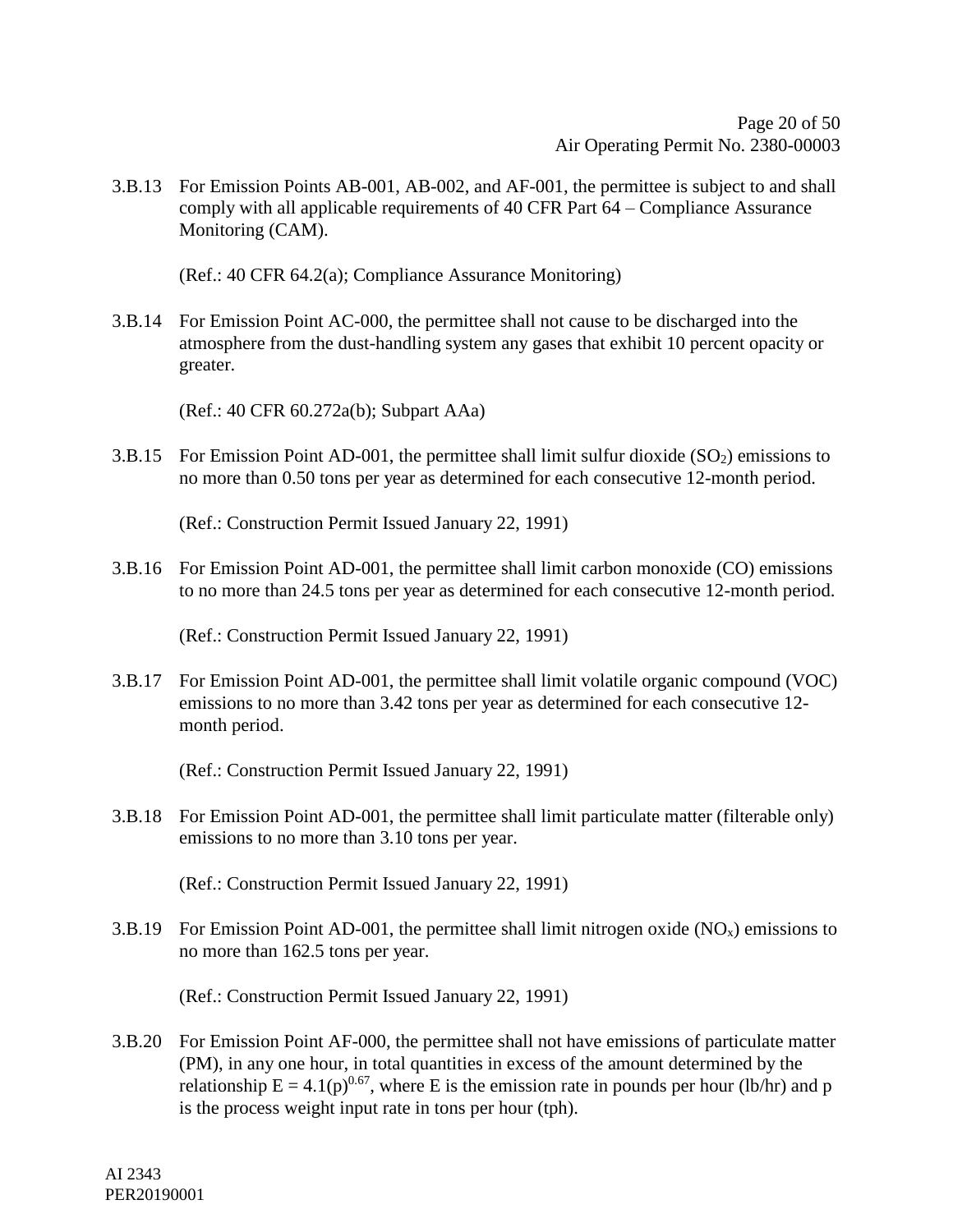3.B.13 For Emission Points AB-001, AB-002, and AF-001, the permittee is subject to and shall comply with all applicable requirements of 40 CFR Part 64 – Compliance Assurance Monitoring (CAM).

(Ref.: 40 CFR 64.2(a); Compliance Assurance Monitoring)

3.B.14 For Emission Point AC-000, the permittee shall not cause to be discharged into the atmosphere from the dust-handling system any gases that exhibit 10 percent opacity or greater.

(Ref.: 40 CFR 60.272a(b); Subpart AAa)

3.B.15 For Emission Point AD-001, the permittee shall limit sulfur dioxide ($SO_2$) emissions to no more than 0.50 tons per year as determined for each consecutive 12-month period.

(Ref.: Construction Permit Issued January 22, 1991)

3.B.16 For Emission Point AD-001, the permittee shall limit carbon monoxide (CO) emissions to no more than 24.5 tons per year as determined for each consecutive 12-month period.

(Ref.: Construction Permit Issued January 22, 1991)

3.B.17 For Emission Point AD-001, the permittee shall limit volatile organic compound (VOC) emissions to no more than 3.42 tons per year as determined for each consecutive 12-month period.

(Ref.: Construction Permit Issued January 22, 1991)

3.B.18 For Emission Point AD-001, the permittee shall limit particulate matter (filterable only) emissions to no more than 3.10 tons per year.

(Ref.: Construction Permit Issued January 22, 1991)

3.B.19 For Emission Point AD-001, the permittee shall limit nitrogen oxide ($NO_x$) emissions to no more than 162.5 tons per year.

(Ref.: Construction Permit Issued January 22, 1991)

3.B.20 For Emission Point AF-000, the permittee shall not have emissions of particulate matter (PM), in any one hour, in total quantities in excess of the amount determined by the relationship $E = 4.1(p)^{0.67}$, where E is the emission rate in pounds per hour (lb/hr) and p is the process weight input rate in tons per hour (tph).

AI 2343
PER20190001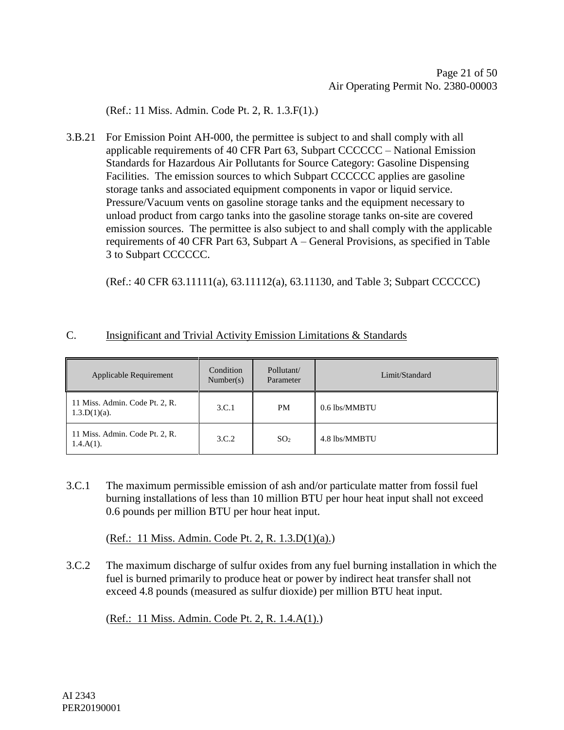(Ref.: 11 Miss. Admin. Code Pt. 2, R. 1.3.F(1).)

3.B.21 For Emission Point AH-000, the permittee is subject to and shall comply with all applicable requirements of 40 CFR Part 63, Subpart CCCCCC – National Emission Standards for Hazardous Air Pollutants for Source Category: Gasoline Dispensing Facilities. The emission sources to which Subpart CCCCCC applies are gasoline storage tanks and associated equipment components in vapor or liquid service. Pressure/Vacuum vents on gasoline storage tanks and the equipment necessary to unload product from cargo tanks into the gasoline storage tanks on-site are covered emission sources. The permittee is also subject to and shall comply with the applicable requirements of 40 CFR Part 63, Subpart A – General Provisions, as specified in Table 3 to Subpart CCCCCC.

(Ref.: 40 CFR 63.11111(a), 63.11112(a), 63.11130, and Table 3; Subpart CCCCCC)

## C. Insignificant and Trivial Activity Emission Limitations & Standards

| Applicable Requirement | Condition Number(s) | Pollutant/ Parameter | Limit/Standard |
|---|---|---|---|
| 11 Miss. Admin. Code Pt. 2, R. 1.3.D(1)(a). | 3.C.1 | PM | 0.6 lbs/MMBTU |
| 11 Miss. Admin. Code Pt. 2, R. 1.4.A(1). | 3.C.2 | $SO_2$ | 4.8 lbs/MMBTU |

3.C.1 The maximum permissible emission of ash and/or particulate matter from fossil fuel burning installations of less than 10 million BTU per hour heat input shall not exceed 0.6 pounds per million BTU per hour heat input.

(Ref.: 11 Miss. Admin. Code Pt. 2, R. 1.3.D(1)(a).)

3.C.2 The maximum discharge of sulfur oxides from any fuel burning installation in which the fuel is burned primarily to produce heat or power by indirect heat transfer shall not exceed 4.8 pounds (measured as sulfur dioxide) per million BTU heat input.

(Ref.: 11 Miss. Admin. Code Pt. 2, R. 1.4.A(1).)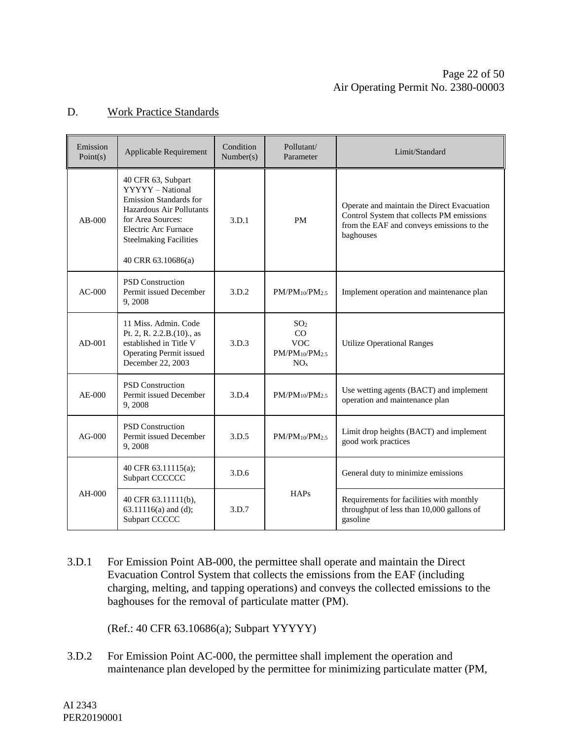## D. Work Practice Standards

| Emission Point(s) | Applicable Requirement | Condition Number(s) | Pollutant/ Parameter | Limit/Standard |
|---|---|---|---|---|
| AB-000 | 40 CFR 63, Subpart YYYYY – National Emission Standards for Hazardous Air Pollutants for Area Sources: Electric Arc Furnace Steelmaking Facilities<br><br>40 CRR 63.10686(a) | 3.D.1 | PM | Operate and maintain the Direct Evacuation Control System that collects PM emissions from the EAF and conveys emissions to the baghouses |
| AC-000 | PSD Construction Permit issued December 9, 2008 | 3.D.2 | $PM/PM_{10}/PM_{2.5}$ | Implement operation and maintenance plan |
| AD-001 | 11 Miss. Admin. Code Pt. 2, R. 2.2.B.(10)., as established in Title V Operating Permit issued December 22, 2003 | 3.D.3 | $SO_2$<br>CO<br>VOC<br>$PM/PM_{10}/PM_{2.5}$<br>$NO_x$ | Utilize Operational Ranges |
| AE-000 | PSD Construction Permit issued December 9, 2008 | 3.D.4 | $PM/PM_{10}/PM_{2.5}$ | Use wetting agents (BACT) and implement operation and maintenance plan |
| AG-000 | PSD Construction Permit issued December 9, 2008 | 3.D.5 | $PM/PM_{10}/PM_{2.5}$ | Limit drop heights (BACT) and implement good work practices |
| AH-000 | 40 CFR 63.11115(a); Subpart CCCCCC | 3.D.6 | HAPs | General duty to minimize emissions |
| | 40 CFR 63.11111(b), 63.11116(a) and (d); Subpart CCCCC | 3.D.7 | | Requirements for facilities with monthly throughput of less than 10,000 gallons of gasoline |

3.D.1 For Emission Point AB-000, the permittee shall operate and maintain the Direct Evacuation Control System that collects the emissions from the EAF (including charging, melting, and tapping operations) and conveys the collected emissions to the baghouses for the removal of particulate matter (PM).

(Ref.: 40 CFR 63.10686(a); Subpart YYYYY)

3.D.2 For Emission Point AC-000, the permittee shall implement the operation and maintenance plan developed by the permittee for minimizing particulate matter (PM,

AI 2343
PER20190001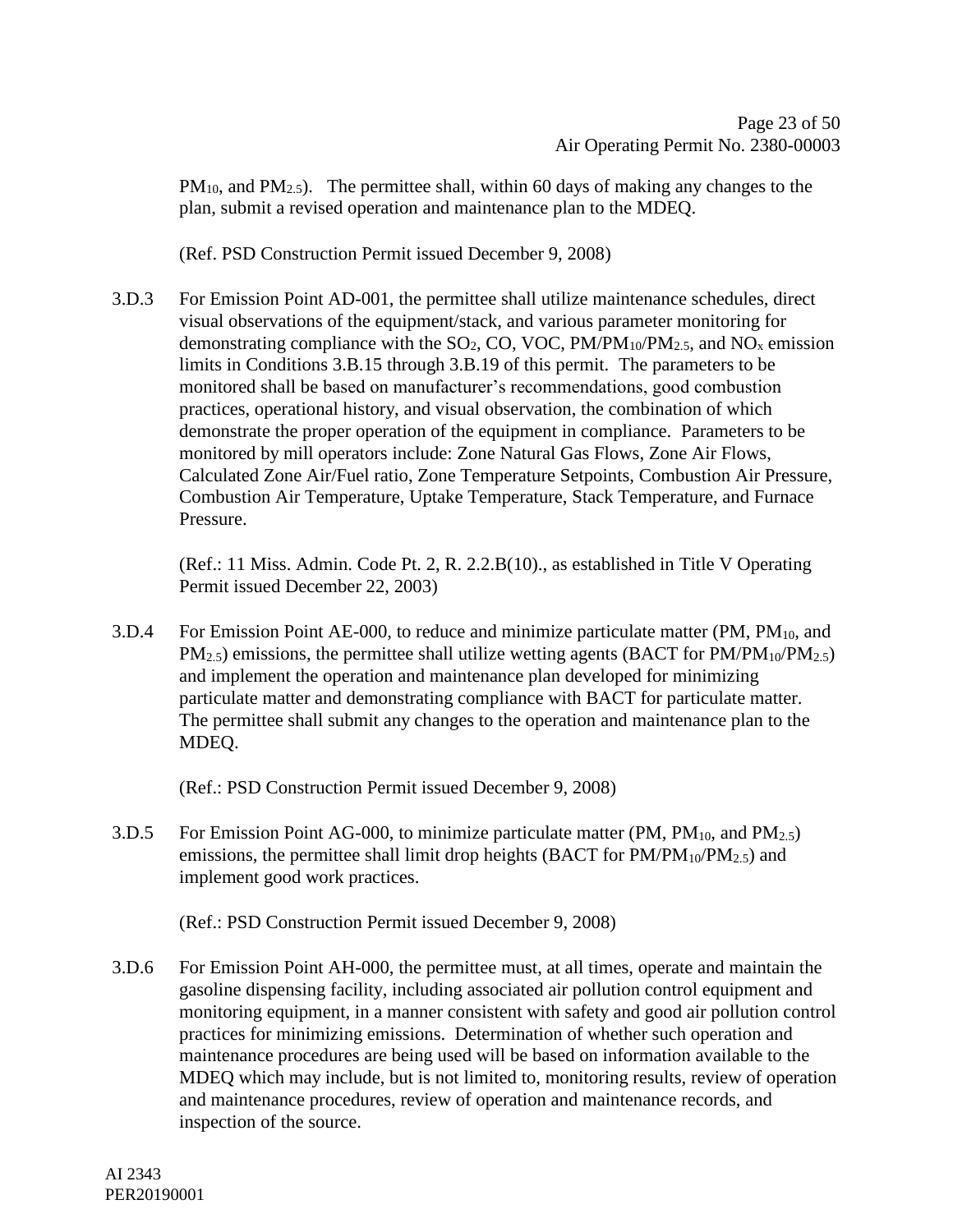$PM_{10}$, and $PM_{2.5}$). The permittee shall, within 60 days of making any changes to the plan, submit a revised operation and maintenance plan to the MDEQ.

(Ref. PSD Construction Permit issued December 9, 2008)

3.D.3 For Emission Point AD-001, the permittee shall utilize maintenance schedules, direct visual observations of the equipment/stack, and various parameter monitoring for demonstrating compliance with the $SO_2$, CO, VOC, $PM/PM_{10}/PM_{2.5}$, and $NO_x$ emission limits in Conditions 3.B.15 through 3.B.19 of this permit. The parameters to be monitored shall be based on manufacturer's recommendations, good combustion practices, operational history, and visual observation, the combination of which demonstrate the proper operation of the equipment in compliance. Parameters to be monitored by mill operators include: Zone Natural Gas Flows, Zone Air Flows, Calculated Zone Air/Fuel ratio, Zone Temperature Setpoints, Combustion Air Pressure, Combustion Air Temperature, Uptake Temperature, Stack Temperature, and Furnace Pressure.

(Ref.: 11 Miss. Admin. Code Pt. 2, R. 2.2.B(10)., as established in Title V Operating Permit issued December 22, 2003)

3.D.4 For Emission Point AE-000, to reduce and minimize particulate matter (PM, $PM_{10}$, and $PM_{2.5}$) emissions, the permittee shall utilize wetting agents (BACT for $PM/PM_{10}/PM_{2.5}$) and implement the operation and maintenance plan developed for minimizing particulate matter and demonstrating compliance with BACT for particulate matter. The permittee shall submit any changes to the operation and maintenance plan to the MDEQ.

(Ref.: PSD Construction Permit issued December 9, 2008)

3.D.5 For Emission Point AG-000, to minimize particulate matter (PM, $PM_{10}$, and $PM_{2.5}$) emissions, the permittee shall limit drop heights (BACT for $PM/PM_{10}/PM_{2.5}$) and implement good work practices.

(Ref.: PSD Construction Permit issued December 9, 2008)

3.D.6 For Emission Point AH-000, the permittee must, at all times, operate and maintain the gasoline dispensing facility, including associated air pollution control equipment and monitoring equipment, in a manner consistent with safety and good air pollution control practices for minimizing emissions. Determination of whether such operation and maintenance procedures are being used will be based on information available to the MDEQ which may include, but is not limited to, monitoring results, review of operation and maintenance procedures, review of operation and maintenance records, and inspection of the source.

AI 2343
PER20190001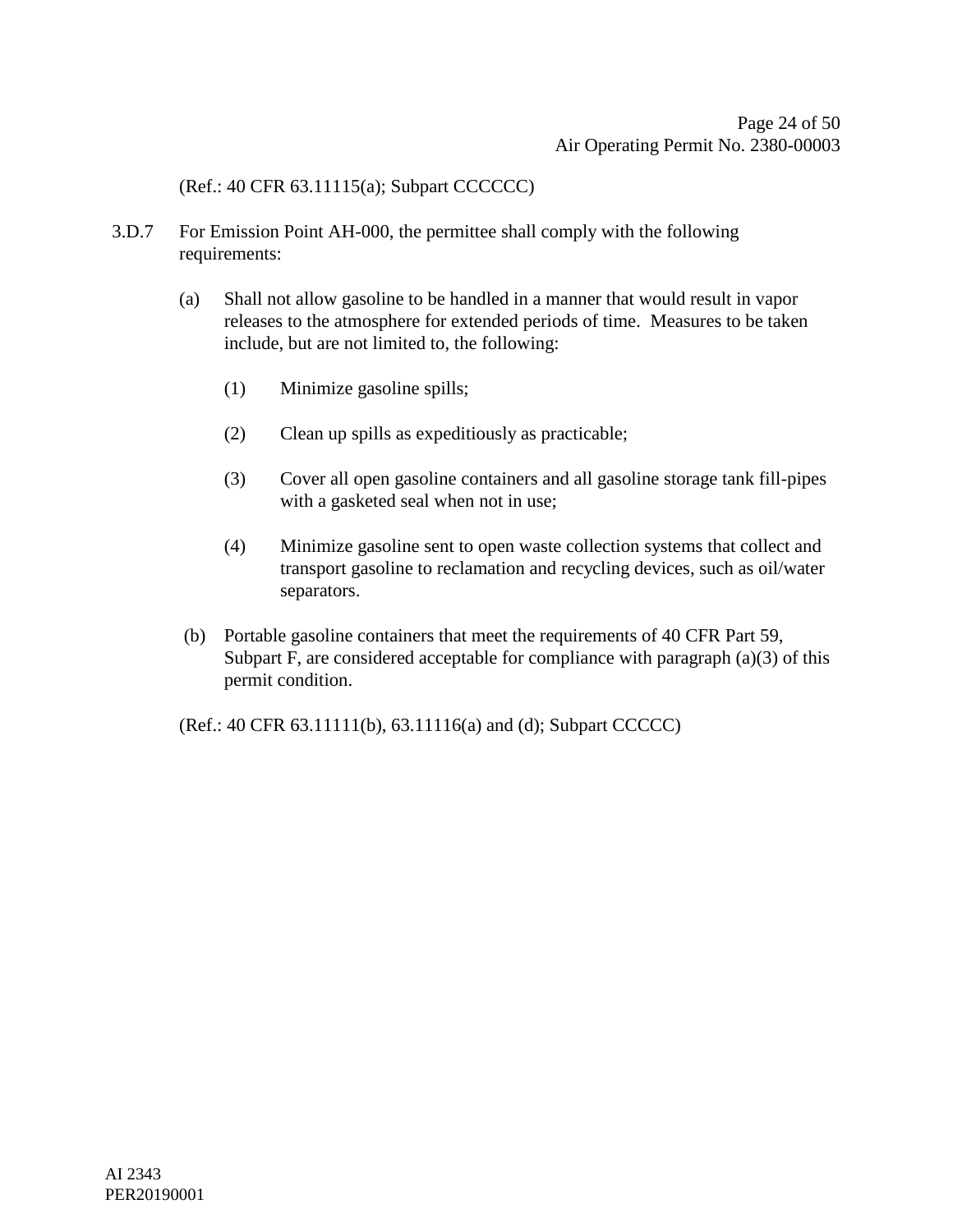(Ref.: 40 CFR 63.11115(a); Subpart CCCCCC)

3.D.7 For Emission Point AH-000, the permittee shall comply with the following requirements:

(a) Shall not allow gasoline to be handled in a manner that would result in vapor releases to the atmosphere for extended periods of time. Measures to be taken include, but are not limited to, the following:

(1) Minimize gasoline spills;

(2) Clean up spills as expeditiously as practicable;

(3) Cover all open gasoline containers and all gasoline storage tank fill-pipes with a gasketed seal when not in use;

(4) Minimize gasoline sent to open waste collection systems that collect and transport gasoline to reclamation and recycling devices, such as oil/water separators.

(b) Portable gasoline containers that meet the requirements of 40 CFR Part 59, Subpart F, are considered acceptable for compliance with paragraph (a)(3) of this permit condition.

(Ref.: 40 CFR 63.11111(b), 63.11116(a) and (d); Subpart CCCCC)

AI 2343
PER20190001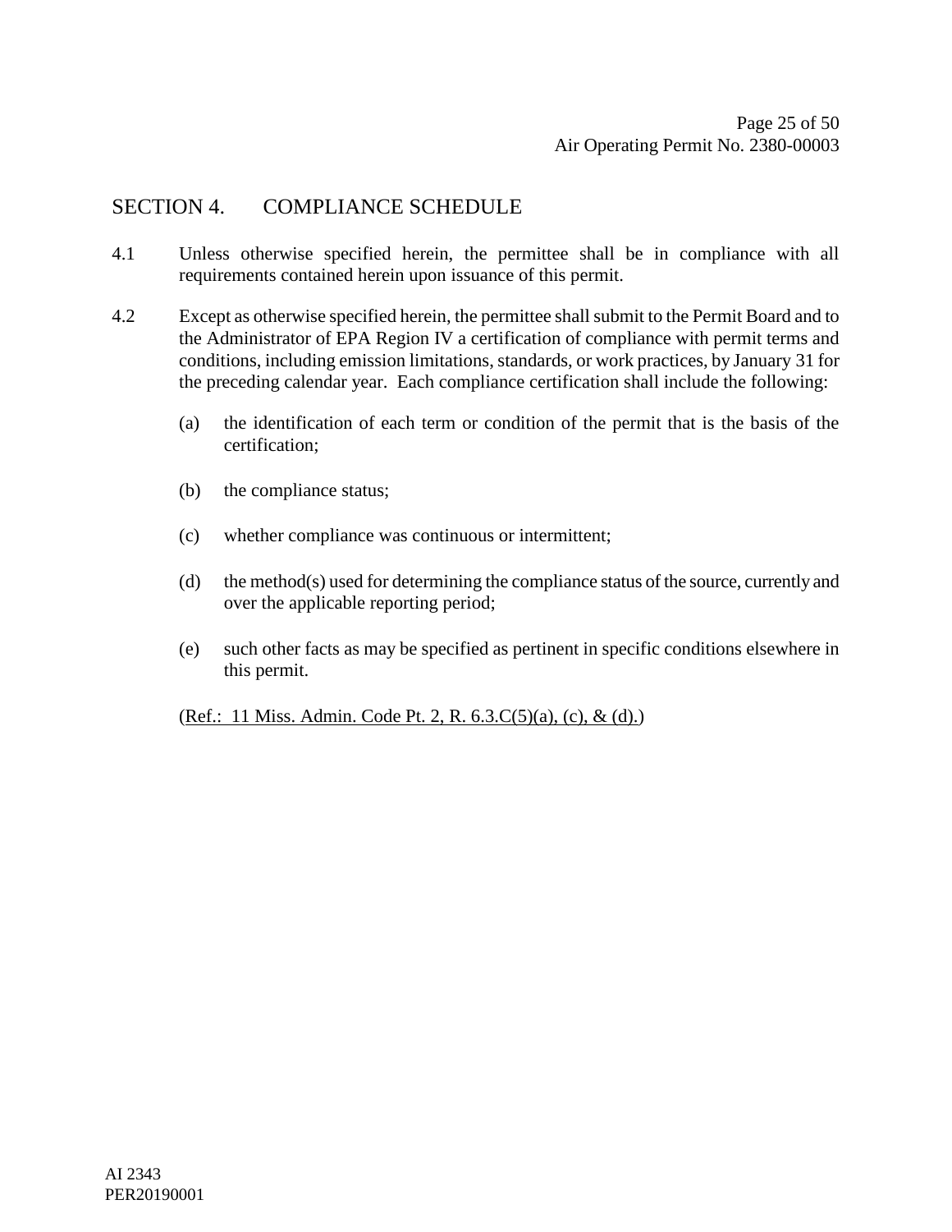## SECTION 4. COMPLIANCE SCHEDULE

4.1 Unless otherwise specified herein, the permittee shall be in compliance with all requirements contained herein upon issuance of this permit.

4.2 Except as otherwise specified herein, the permittee shall submit to the Permit Board and to the Administrator of EPA Region IV a certification of compliance with permit terms and conditions, including emission limitations, standards, or work practices, by January 31 for the preceding calendar year. Each compliance certification shall include the following:

(a) the identification of each term or condition of the permit that is the basis of the certification;

(b) the compliance status;

(c) whether compliance was continuous or intermittent;

(d) the method(s) used for determining the compliance status of the source, currently and over the applicable reporting period;

(e) such other facts as may be specified as pertinent in specific conditions elsewhere in this permit.

(Ref.: 11 Miss. Admin. Code Pt. 2, R. 6.3.C(5)(a), (c), & (d).)

AI 2343
PER20190001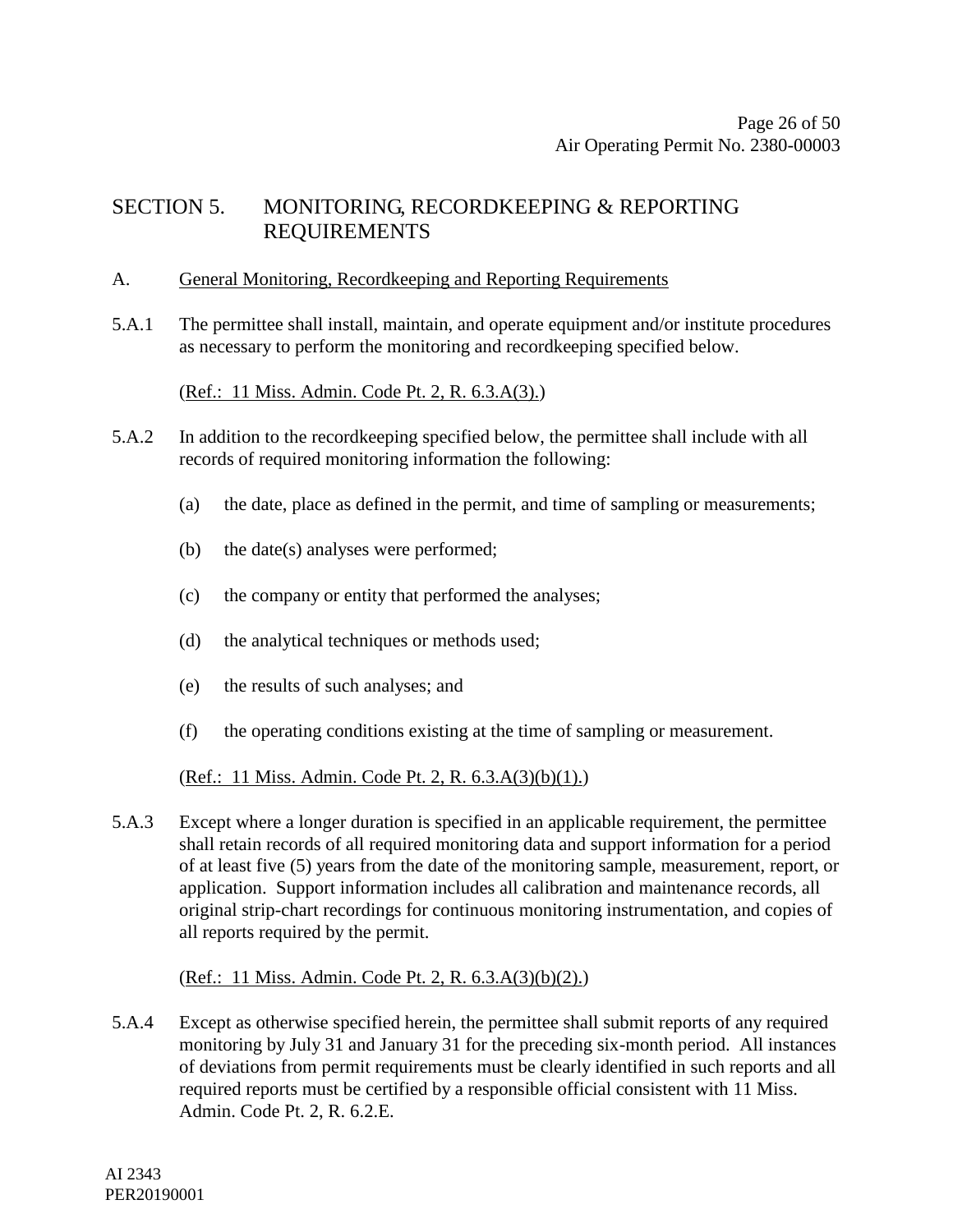# SECTION 5. MONITORING, RECORDKEEPING & REPORTING REQUIREMENTS

## A. General Monitoring, Recordkeeping and Reporting Requirements

5.A.1 The permittee shall install, maintain, and operate equipment and/or institute procedures as necessary to perform the monitoring and recordkeeping specified below.

(Ref.: 11 Miss. Admin. Code Pt. 2, R. 6.3.A(3).)

5.A.2 In addition to the recordkeeping specified below, the permittee shall include with all records of required monitoring information the following:

(a) the date, place as defined in the permit, and time of sampling or measurements;

(b) the date(s) analyses were performed;

(c) the company or entity that performed the analyses;

(d) the analytical techniques or methods used;

(e) the results of such analyses; and

(f) the operating conditions existing at the time of sampling or measurement.

(Ref.: 11 Miss. Admin. Code Pt. 2, R. 6.3.A(3)(b)(1).)

5.A.3 Except where a longer duration is specified in an applicable requirement, the permittee shall retain records of all required monitoring data and support information for a period of at least five (5) years from the date of the monitoring sample, measurement, report, or application. Support information includes all calibration and maintenance records, all original strip-chart recordings for continuous monitoring instrumentation, and copies of all reports required by the permit.

(Ref.: 11 Miss. Admin. Code Pt. 2, R. 6.3.A(3)(b)(2).)

5.A.4 Except as otherwise specified herein, the permittee shall submit reports of any required monitoring by July 31 and January 31 for the preceding six-month period. All instances of deviations from permit requirements must be clearly identified in such reports and all required reports must be certified by a responsible official consistent with 11 Miss. Admin. Code Pt. 2, R. 6.2.E.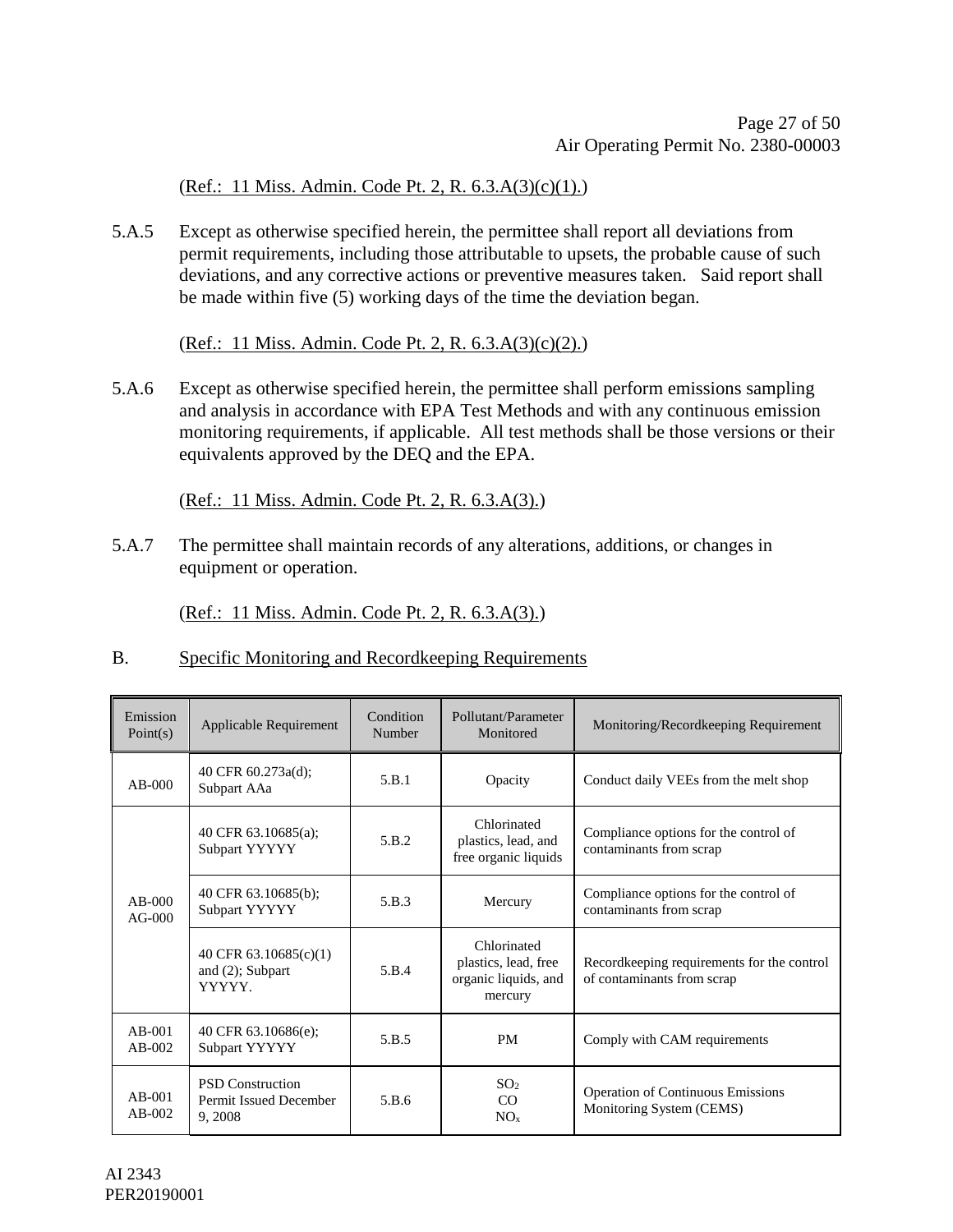(Ref.: 11 Miss. Admin. Code Pt. 2, R. 6.3.A(3)(c)(1).)

5.A.5 Except as otherwise specified herein, the permittee shall report all deviations from permit requirements, including those attributable to upsets, the probable cause of such deviations, and any corrective actions or preventive measures taken. Said report shall be made within five (5) working days of the time the deviation began.

(Ref.: 11 Miss. Admin. Code Pt. 2, R. 6.3.A(3)(c)(2).)

5.A.6 Except as otherwise specified herein, the permittee shall perform emissions sampling and analysis in accordance with EPA Test Methods and with any continuous emission monitoring requirements, if applicable. All test methods shall be those versions or their equivalents approved by the DEQ and the EPA.

(Ref.: 11 Miss. Admin. Code Pt. 2, R. 6.3.A(3).)

5.A.7 The permittee shall maintain records of any alterations, additions, or changes in equipment or operation.

(Ref.: 11 Miss. Admin. Code Pt. 2, R. 6.3.A(3).)

B. Specific Monitoring and Recordkeeping Requirements

| Emission Point(s) | Applicable Requirement | Condition Number | Pollutant/Parameter Monitored | Monitoring/Recordkeeping Requirement |
|---|---|---|---|---|
| AB-000 | 40 CFR 60.273a(d); Subpart AAa | 5.B.1 | Opacity | Conduct daily VEEs from the melt shop |
| AB-000 AG-000 | 40 CFR 63.10685(a); Subpart YYYYY | 5.B.2 | Chlorinated plastics, lead, and free organic liquids | Compliance options for the control of contaminants from scrap |
| | 40 CFR 63.10685(b); Subpart YYYYY | 5.B.3 | Mercury | Compliance options for the control of contaminants from scrap |
| | 40 CFR 63.10685(c)(1) and (2); Subpart YYYYY. | 5.B.4 | Chlorinated plastics, lead, free organic liquids, and mercury | Recordkeeping requirements for the control of contaminants from scrap |
| AB-001 AB-002 | 40 CFR 63.10686(e); Subpart YYYYY | 5.B.5 | PM | Comply with CAM requirements |
| AB-001 AB-002 | PSD Construction Permit Issued December 9, 2008 | 5.B.6 | $SO_2$ CO $NO_x$ | Operation of Continuous Emissions Monitoring System (CEMS) |

AI 2343
PER20190001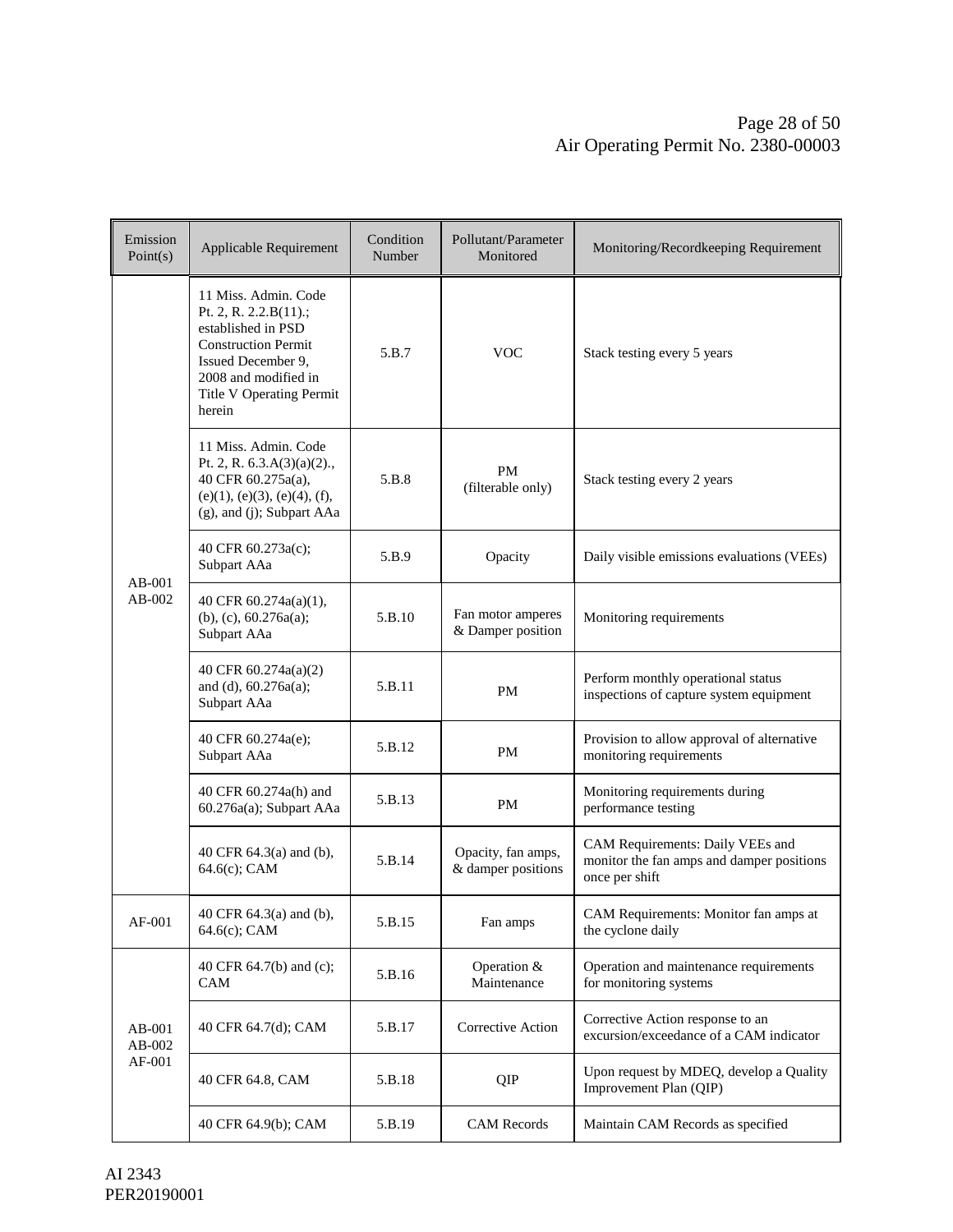| Emission Point(s) | Applicable Requirement | Condition Number | Pollutant/Parameter Monitored | Monitoring/Recordkeeping Requirement |
|---|---|---|---|---|
| AB-001<br>AB-002 | 11 Miss. Admin. Code Pt. 2, R. 2.2.B(11).; established in PSD Construction Permit Issued December 9, 2008 and modified in Title V Operating Permit herein | 5.B.7 | VOC | Stack testing every 5 years |
| | 11 Miss. Admin. Code Pt. 2, R. 6.3.A(3)(a)(2)., 40 CFR 60.275a(a), (e)(1), (e)(3), (e)(4), (f), (g), and (j); Subpart AAa | 5.B.8 | PM (filterable only) | Stack testing every 2 years |
| | 40 CFR 60.273a(c); Subpart AAa | 5.B.9 | Opacity | Daily visible emissions evaluations (VEEs) |
| | 40 CFR 60.274a(a)(1), (b), (c), 60.276a(a); Subpart AAa | 5.B.10 | Fan motor amperes & Damper position | Monitoring requirements |
| | 40 CFR 60.274a(a)(2) and (d), 60.276a(a); Subpart AAa | 5.B.11 | PM | Perform monthly operational status inspections of capture system equipment |
| | 40 CFR 60.274a(e); Subpart AAa | 5.B.12 | PM | Provision to allow approval of alternative monitoring requirements |
| | 40 CFR 60.274a(h) and 60.276a(a); Subpart AAa | 5.B.13 | PM | Monitoring requirements during performance testing |
| | 40 CFR 64.3(a) and (b), 64.6(c); CAM | 5.B.14 | Opacity, fan amps, & damper positions | CAM Requirements: Daily VEEs and monitor the fan amps and damper positions once per shift |
| AF-001 | 40 CFR 64.3(a) and (b), 64.6(c); CAM | 5.B.15 | Fan amps | CAM Requirements: Monitor fan amps at the cyclone daily |
| AB-001<br>AB-002<br>AF-001 | 40 CFR 64.7(b) and (c); CAM | 5.B.16 | Operation & Maintenance | Operation and maintenance requirements for monitoring systems |
| | 40 CFR 64.7(d); CAM | 5.B.17 | Corrective Action | Corrective Action response to an excursion/exceedance of a CAM indicator |
| | 40 CFR 64.8, CAM | 5.B.18 | QIP | Upon request by MDEQ, develop a Quality Improvement Plan (QIP) |
| | 40 CFR 64.9(b); CAM | 5.B.19 | CAM Records | Maintain CAM Records as specified |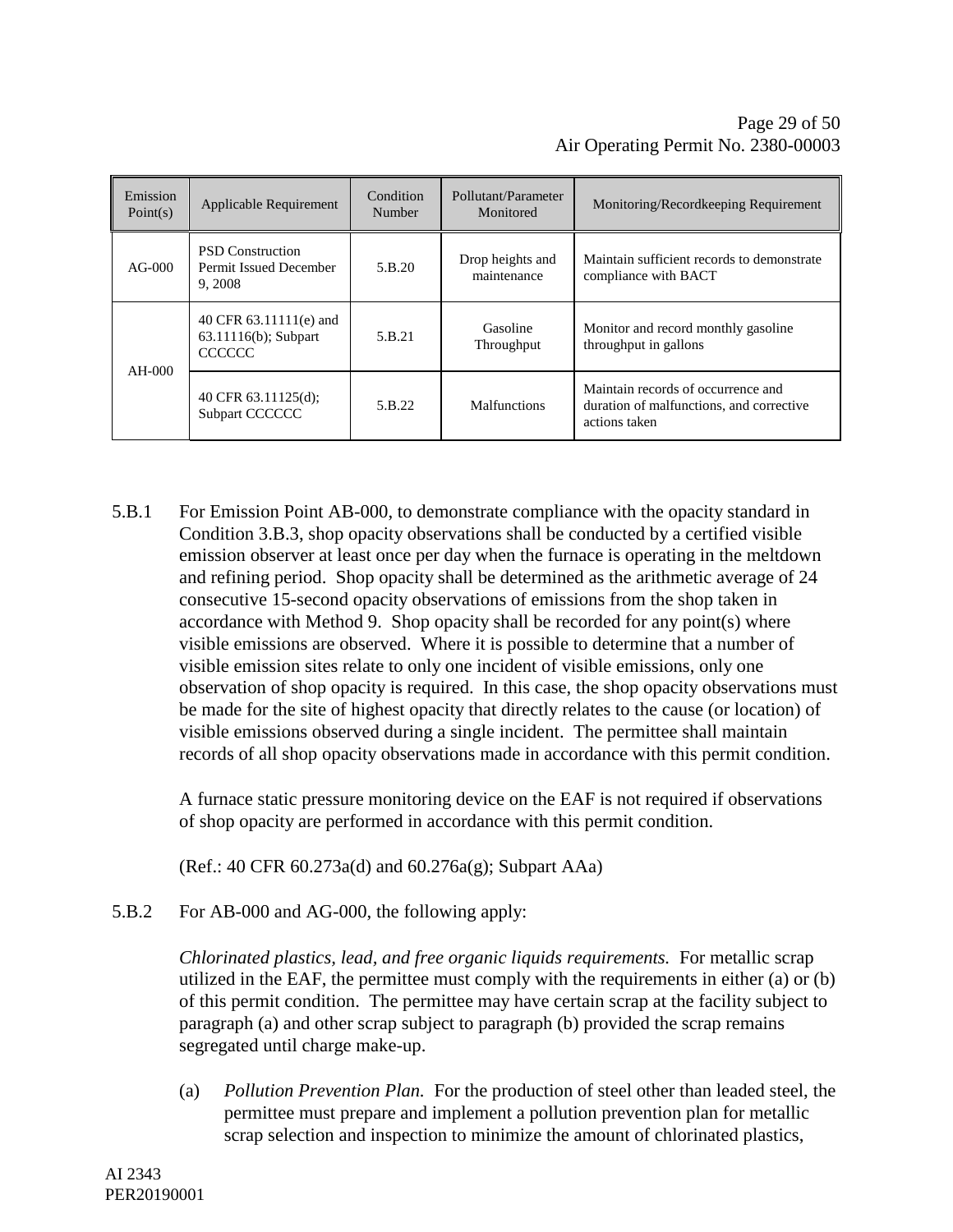| Emission Point(s) | Applicable Requirement | Condition Number | Pollutant/Parameter Monitored | Monitoring/Recordkeeping Requirement |
|---|---|---|---|---|
| AG-000 | PSD Construction Permit Issued December 9, 2008 | 5.B.20 | Drop heights and maintenance | Maintain sufficient records to demonstrate compliance with BACT |
| AH-000 | 40 CFR 63.11111(e) and 63.11116(b); Subpart CCCCCC | 5.B.21 | Gasoline Throughput | Monitor and record monthly gasoline throughput in gallons |
| | 40 CFR 63.11125(d); Subpart CCCCCC | 5.B.22 | Malfunctions | Maintain records of occurrence and duration of malfunctions, and corrective actions taken |

5.B.1 For Emission Point AB-000, to demonstrate compliance with the opacity standard in Condition 3.B.3, shop opacity observations shall be conducted by a certified visible emission observer at least once per day when the furnace is operating in the meltdown and refining period. Shop opacity shall be determined as the arithmetic average of 24 consecutive 15-second opacity observations of emissions from the shop taken in accordance with Method 9. Shop opacity shall be recorded for any point(s) where visible emissions are observed. Where it is possible to determine that a number of visible emission sites relate to only one incident of visible emissions, only one observation of shop opacity is required. In this case, the shop opacity observations must be made for the site of highest opacity that directly relates to the cause (or location) of visible emissions observed during a single incident. The permittee shall maintain records of all shop opacity observations made in accordance with this permit condition.

A furnace static pressure monitoring device on the EAF is not required if observations of shop opacity are performed in accordance with this permit condition.

(Ref.: 40 CFR 60.273a(d) and 60.276a(g); Subpart AAa)

5.B.2 For AB-000 and AG-000, the following apply:

*Chlorinated plastics, lead, and free organic liquids requirements.* For metallic scrap utilized in the EAF, the permittee must comply with the requirements in either (a) or (b) of this permit condition. The permittee may have certain scrap at the facility subject to paragraph (a) and other scrap subject to paragraph (b) provided the scrap remains segregated until charge make-up.

(a) *Pollution Prevention Plan.* For the production of steel other than leaded steel, the permittee must prepare and implement a pollution prevention plan for metallic scrap selection and inspection to minimize the amount of chlorinated plastics,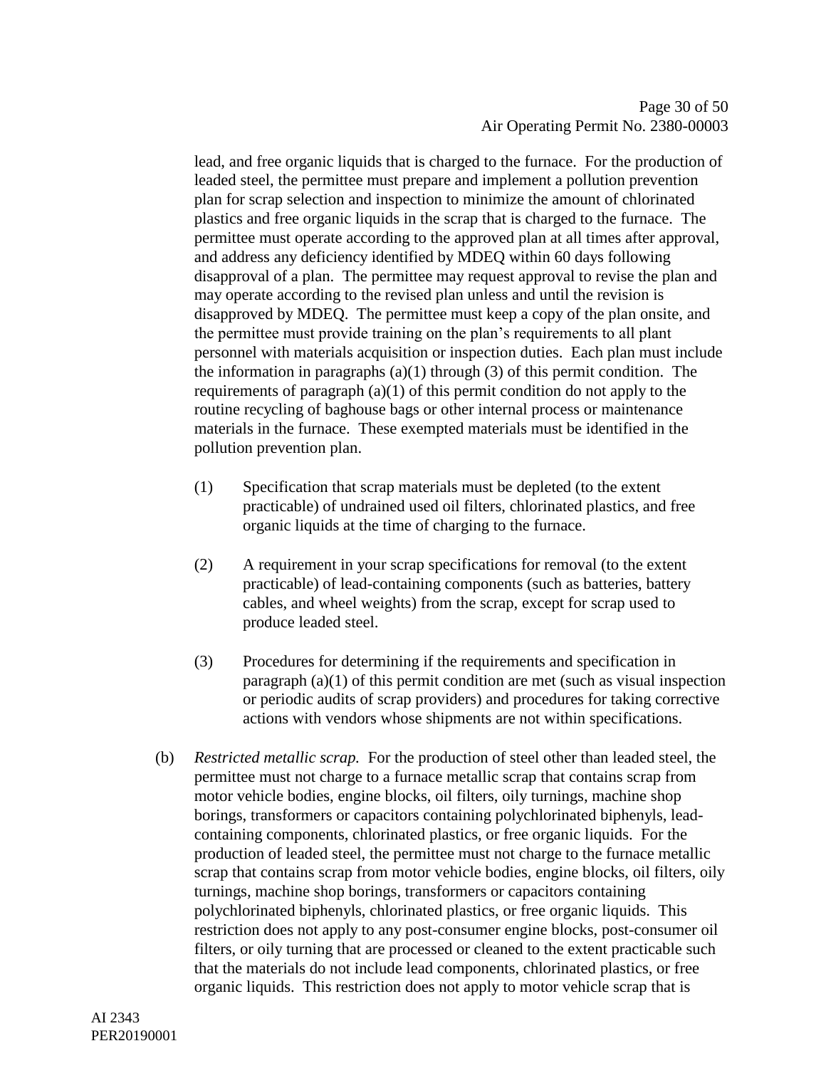lead, and free organic liquids that is charged to the furnace. For the production of leaded steel, the permittee must prepare and implement a pollution prevention plan for scrap selection and inspection to minimize the amount of chlorinated plastics and free organic liquids in the scrap that is charged to the furnace. The permittee must operate according to the approved plan at all times after approval, and address any deficiency identified by MDEQ within 60 days following disapproval of a plan. The permittee may request approval to revise the plan and may operate according to the revised plan unless and until the revision is disapproved by MDEQ. The permittee must keep a copy of the plan onsite, and the permittee must provide training on the plan's requirements to all plant personnel with materials acquisition or inspection duties. Each plan must include the information in paragraphs (a)(1) through (3) of this permit condition. The requirements of paragraph (a)(1) of this permit condition do not apply to the routine recycling of baghouse bags or other internal process or maintenance materials in the furnace. These exempted materials must be identified in the pollution prevention plan.

(1) Specification that scrap materials must be depleted (to the extent practicable) of undrained used oil filters, chlorinated plastics, and free organic liquids at the time of charging to the furnace.

(2) A requirement in your scrap specifications for removal (to the extent practicable) of lead-containing components (such as batteries, battery cables, and wheel weights) from the scrap, except for scrap used to produce leaded steel.

(3) Procedures for determining if the requirements and specification in paragraph (a)(1) of this permit condition are met (such as visual inspection or periodic audits of scrap providers) and procedures for taking corrective actions with vendors whose shipments are not within specifications.

(b) *Restricted metallic scrap.* For the production of steel other than leaded steel, the permittee must not charge to a furnace metallic scrap that contains scrap from motor vehicle bodies, engine blocks, oil filters, oily turnings, machine shop borings, transformers or capacitors containing polychlorinated biphenyls, lead-containing components, chlorinated plastics, or free organic liquids. For the production of leaded steel, the permittee must not charge to the furnace metallic scrap that contains scrap from motor vehicle bodies, engine blocks, oil filters, oily turnings, machine shop borings, transformers or capacitors containing polychlorinated biphenyls, chlorinated plastics, or free organic liquids. This restriction does not apply to any post-consumer engine blocks, post-consumer oil filters, or oily turning that are processed or cleaned to the extent practicable such that the materials do not include lead components, chlorinated plastics, or free organic liquids. This restriction does not apply to motor vehicle scrap that is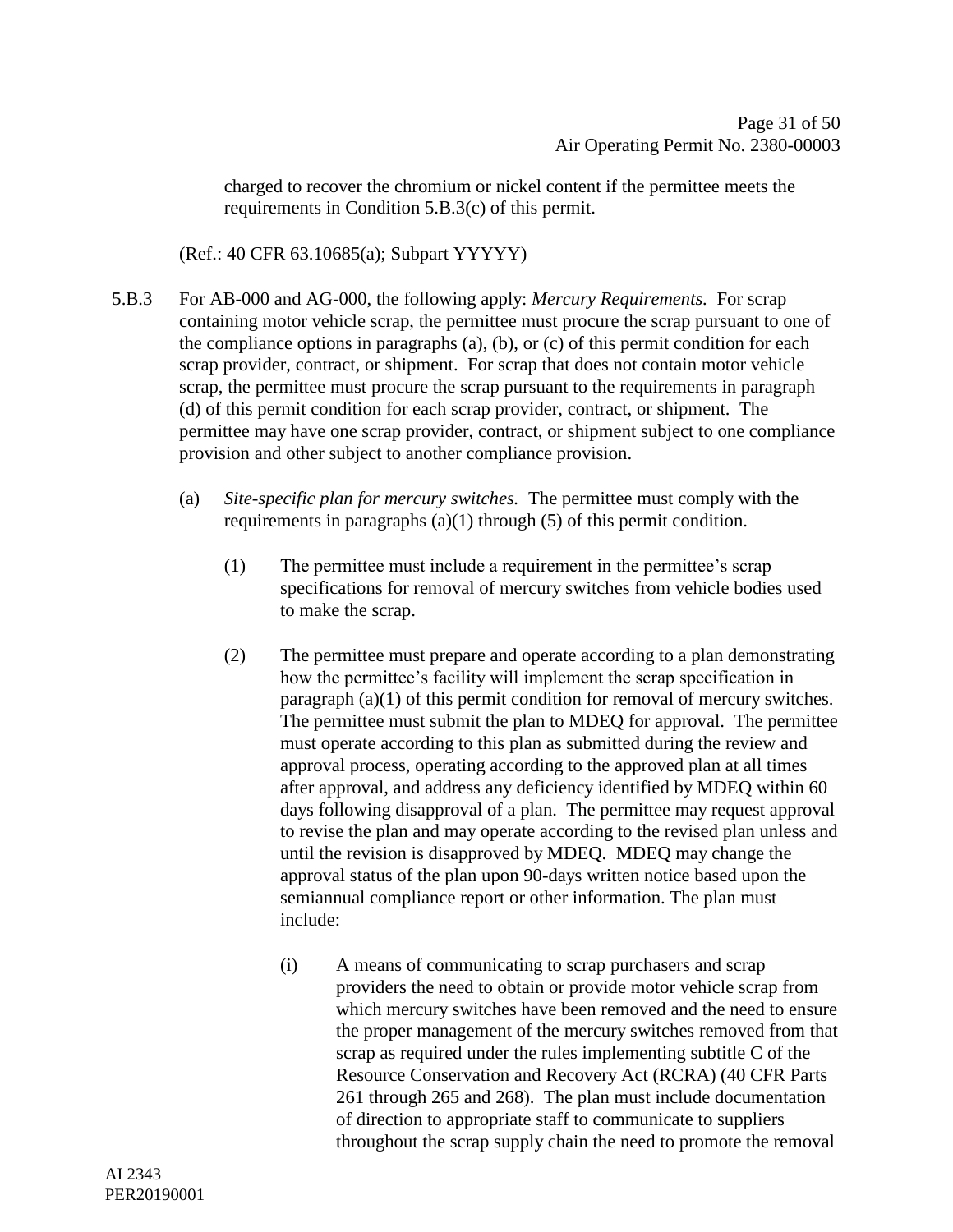charged to recover the chromium or nickel content if the permittee meets the requirements in Condition 5.B.3(c) of this permit.

(Ref.: 40 CFR 63.10685(a); Subpart YYYYY)

5.B.3 For AB-000 and AG-000, the following apply: *Mercury Requirements.* For scrap containing motor vehicle scrap, the permittee must procure the scrap pursuant to one of the compliance options in paragraphs (a), (b), or (c) of this permit condition for each scrap provider, contract, or shipment. For scrap that does not contain motor vehicle scrap, the permittee must procure the scrap pursuant to the requirements in paragraph (d) of this permit condition for each scrap provider, contract, or shipment. The permittee may have one scrap provider, contract, or shipment subject to one compliance provision and other subject to another compliance provision.

(a) *Site-specific plan for mercury switches.* The permittee must comply with the requirements in paragraphs (a)(1) through (5) of this permit condition.

(1) The permittee must include a requirement in the permittee's scrap specifications for removal of mercury switches from vehicle bodies used to make the scrap.

(2) The permittee must prepare and operate according to a plan demonstrating how the permittee's facility will implement the scrap specification in paragraph (a)(1) of this permit condition for removal of mercury switches. The permittee must submit the plan to MDEQ for approval. The permittee must operate according to this plan as submitted during the review and approval process, operating according to the approved plan at all times after approval, and address any deficiency identified by MDEQ within 60 days following disapproval of a plan. The permittee may request approval to revise the plan and may operate according to the revised plan unless and until the revision is disapproved by MDEQ. MDEQ may change the approval status of the plan upon 90-days written notice based upon the semiannual compliance report or other information. The plan must include:

(i) A means of communicating to scrap purchasers and scrap providers the need to obtain or provide motor vehicle scrap from which mercury switches have been removed and the need to ensure the proper management of the mercury switches removed from that scrap as required under the rules implementing subtitle C of the Resource Conservation and Recovery Act (RCRA) (40 CFR Parts 261 through 265 and 268). The plan must include documentation of direction to appropriate staff to communicate to suppliers throughout the scrap supply chain the need to promote the removal

AI 2343
PER20190001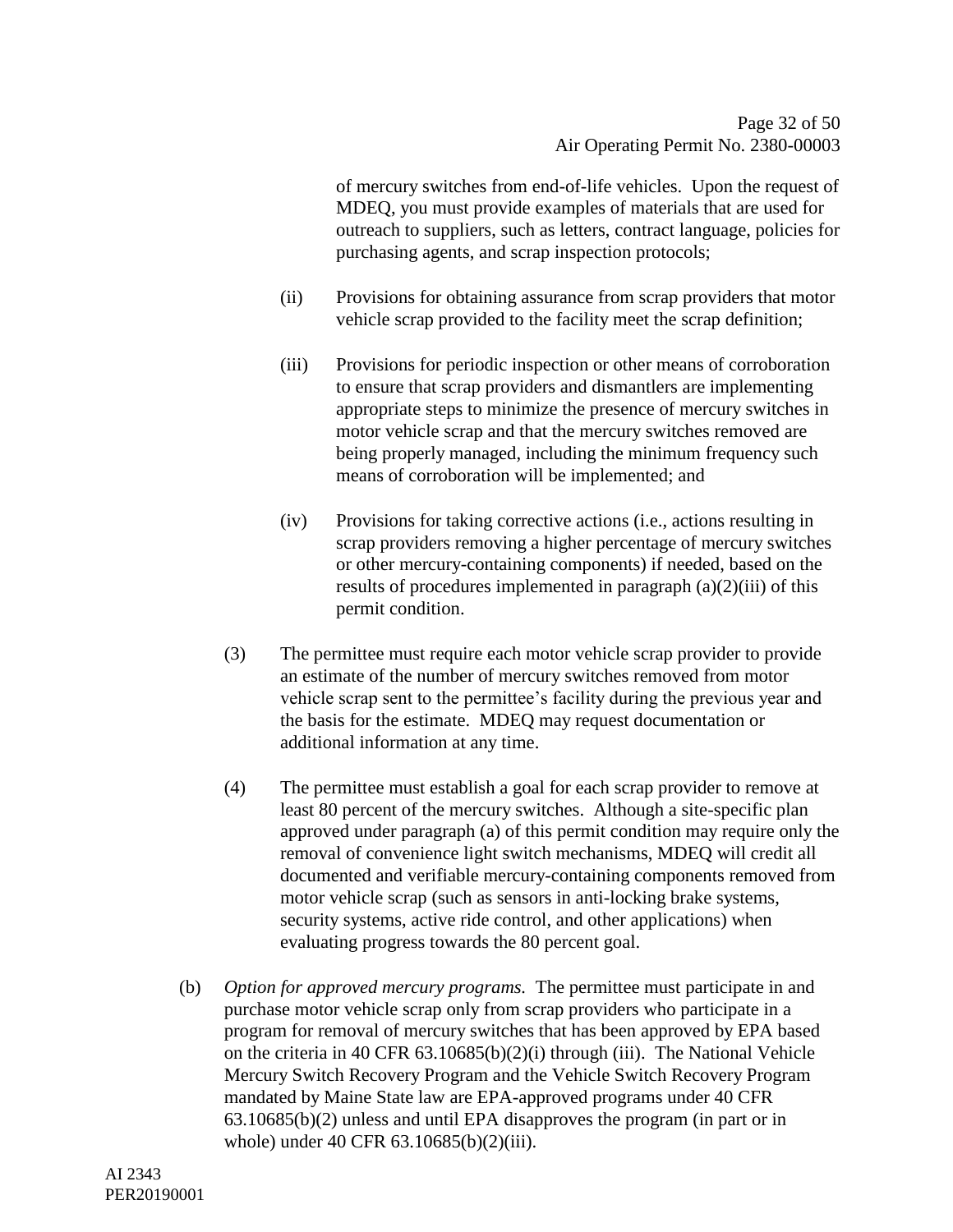of mercury switches from end-of-life vehicles. Upon the request of MDEQ, you must provide examples of materials that are used for outreach to suppliers, such as letters, contract language, policies for purchasing agents, and scrap inspection protocols;

(ii) Provisions for obtaining assurance from scrap providers that motor vehicle scrap provided to the facility meet the scrap definition;

(iii) Provisions for periodic inspection or other means of corroboration to ensure that scrap providers and dismantlers are implementing appropriate steps to minimize the presence of mercury switches in motor vehicle scrap and that the mercury switches removed are being properly managed, including the minimum frequency such means of corroboration will be implemented; and

(iv) Provisions for taking corrective actions (i.e., actions resulting in scrap providers removing a higher percentage of mercury switches or other mercury-containing components) if needed, based on the results of procedures implemented in paragraph (a)(2)(iii) of this permit condition.

(3) The permittee must require each motor vehicle scrap provider to provide an estimate of the number of mercury switches removed from motor vehicle scrap sent to the permittee's facility during the previous year and the basis for the estimate. MDEQ may request documentation or additional information at any time.

(4) The permittee must establish a goal for each scrap provider to remove at least 80 percent of the mercury switches. Although a site-specific plan approved under paragraph (a) of this permit condition may require only the removal of convenience light switch mechanisms, MDEQ will credit all documented and verifiable mercury-containing components removed from motor vehicle scrap (such as sensors in anti-locking brake systems, security systems, active ride control, and other applications) when evaluating progress towards the 80 percent goal.

(b) *Option for approved mercury programs.* The permittee must participate in and purchase motor vehicle scrap only from scrap providers who participate in a program for removal of mercury switches that has been approved by EPA based on the criteria in 40 CFR 63.10685(b)(2)(i) through (iii). The National Vehicle Mercury Switch Recovery Program and the Vehicle Switch Recovery Program mandated by Maine State law are EPA-approved programs under 40 CFR 63.10685(b)(2) unless and until EPA disapproves the program (in part or in whole) under 40 CFR 63.10685(b)(2)(iii).

AI 2343
PER20190001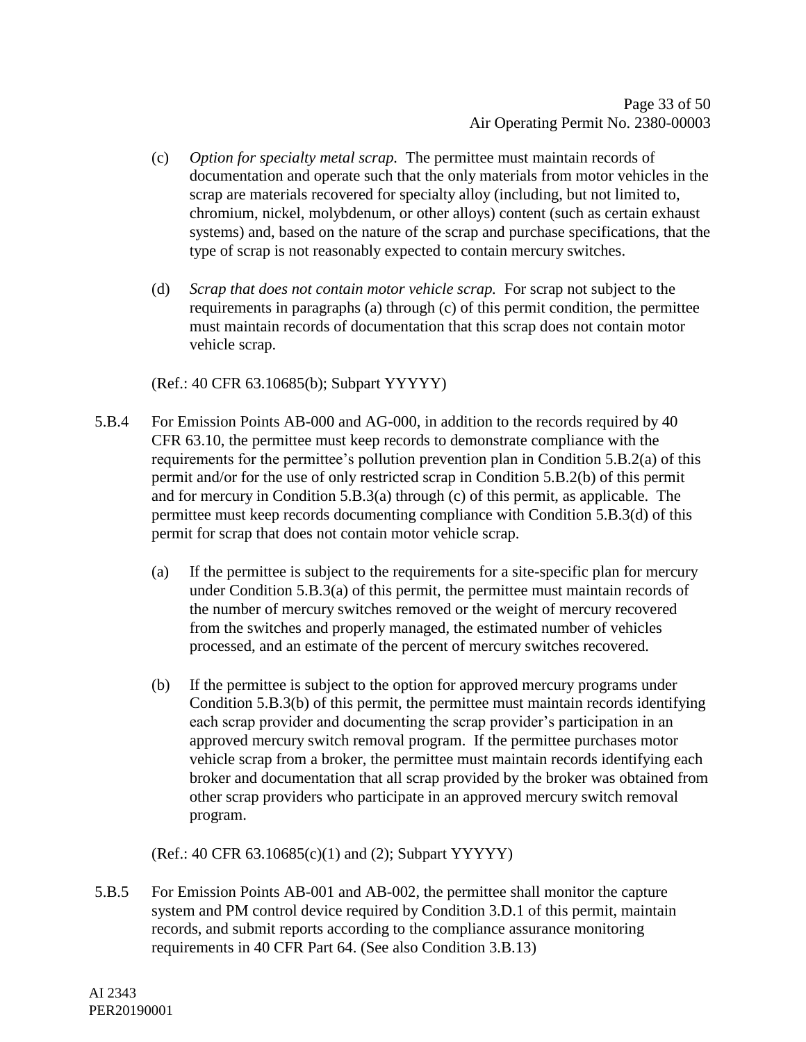(c) *Option for specialty metal scrap.* The permittee must maintain records of documentation and operate such that the only materials from motor vehicles in the scrap are materials recovered for specialty alloy (including, but not limited to, chromium, nickel, molybdenum, or other alloys) content (such as certain exhaust systems) and, based on the nature of the scrap and purchase specifications, that the type of scrap is not reasonably expected to contain mercury switches.

(d) *Scrap that does not contain motor vehicle scrap.* For scrap not subject to the requirements in paragraphs (a) through (c) of this permit condition, the permittee must maintain records of documentation that this scrap does not contain motor vehicle scrap.

(Ref.: 40 CFR 63.10685(b); Subpart YYYYY)

5.B.4 For Emission Points AB-000 and AG-000, in addition to the records required by 40 CFR 63.10, the permittee must keep records to demonstrate compliance with the requirements for the permittee's pollution prevention plan in Condition 5.B.2(a) of this permit and/or for the use of only restricted scrap in Condition 5.B.2(b) of this permit and for mercury in Condition 5.B.3(a) through (c) of this permit, as applicable. The permittee must keep records documenting compliance with Condition 5.B.3(d) of this permit for scrap that does not contain motor vehicle scrap.

(a) If the permittee is subject to the requirements for a site-specific plan for mercury under Condition 5.B.3(a) of this permit, the permittee must maintain records of the number of mercury switches removed or the weight of mercury recovered from the switches and properly managed, the estimated number of vehicles processed, and an estimate of the percent of mercury switches recovered.

(b) If the permittee is subject to the option for approved mercury programs under Condition 5.B.3(b) of this permit, the permittee must maintain records identifying each scrap provider and documenting the scrap provider's participation in an approved mercury switch removal program. If the permittee purchases motor vehicle scrap from a broker, the permittee must maintain records identifying each broker and documentation that all scrap provided by the broker was obtained from other scrap providers who participate in an approved mercury switch removal program.

(Ref.: 40 CFR 63.10685(c)(1) and (2); Subpart YYYYY)

5.B.5 For Emission Points AB-001 and AB-002, the permittee shall monitor the capture system and PM control device required by Condition 3.D.1 of this permit, maintain records, and submit reports according to the compliance assurance monitoring requirements in 40 CFR Part 64. (See also Condition 3.B.13)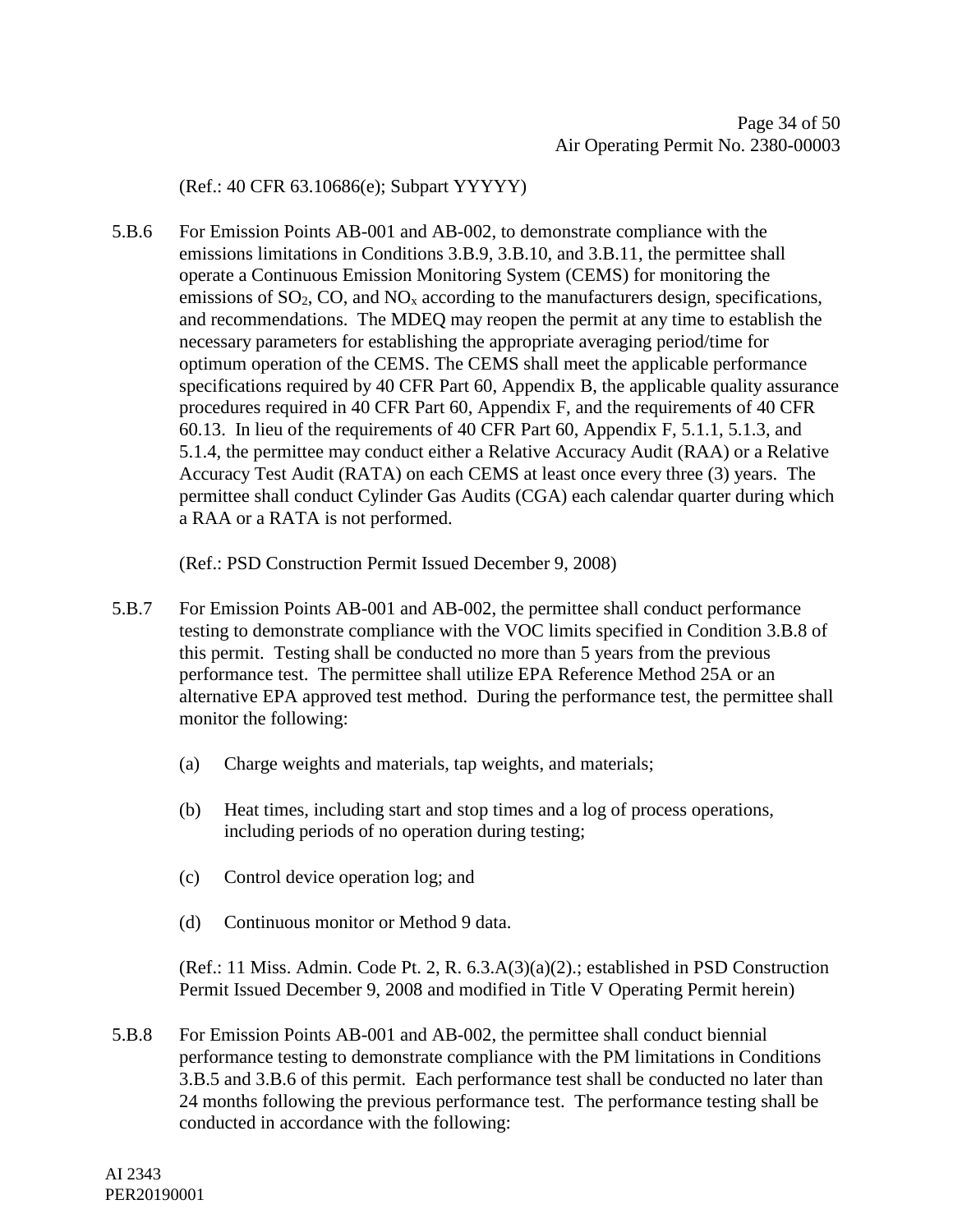(Ref.: 40 CFR 63.10686(e); Subpart YYYYY)

5.B.6 For Emission Points AB-001 and AB-002, to demonstrate compliance with the emissions limitations in Conditions 3.B.9, 3.B.10, and 3.B.11, the permittee shall operate a Continuous Emission Monitoring System (CEMS) for monitoring the emissions of $SO_2$, CO, and $NO_x$ according to the manufacturers design, specifications, and recommendations. The MDEQ may reopen the permit at any time to establish the necessary parameters for establishing the appropriate averaging period/time for optimum operation of the CEMS. The CEMS shall meet the applicable performance specifications required by 40 CFR Part 60, Appendix B, the applicable quality assurance procedures required in 40 CFR Part 60, Appendix F, and the requirements of 40 CFR 60.13. In lieu of the requirements of 40 CFR Part 60, Appendix F, 5.1.1, 5.1.3, and 5.1.4, the permittee may conduct either a Relative Accuracy Audit (RAA) or a Relative Accuracy Test Audit (RATA) on each CEMS at least once every three (3) years. The permittee shall conduct Cylinder Gas Audits (CGA) each calendar quarter during which a RAA or a RATA is not performed.

(Ref.: PSD Construction Permit Issued December 9, 2008)

5.B.7 For Emission Points AB-001 and AB-002, the permittee shall conduct performance testing to demonstrate compliance with the VOC limits specified in Condition 3.B.8 of this permit. Testing shall be conducted no more than 5 years from the previous performance test. The permittee shall utilize EPA Reference Method 25A or an alternative EPA approved test method. During the performance test, the permittee shall monitor the following:

(a) Charge weights and materials, tap weights, and materials;

(b) Heat times, including start and stop times and a log of process operations, including periods of no operation during testing;

(c) Control device operation log; and

(d) Continuous monitor or Method 9 data.

(Ref.: 11 Miss. Admin. Code Pt. 2, R. 6.3.A(3)(a)(2).; established in PSD Construction Permit Issued December 9, 2008 and modified in Title V Operating Permit herein)

5.B.8 For Emission Points AB-001 and AB-002, the permittee shall conduct biennial performance testing to demonstrate compliance with the PM limitations in Conditions 3.B.5 and 3.B.6 of this permit. Each performance test shall be conducted no later than 24 months following the previous performance test. The performance testing shall be conducted in accordance with the following:

AI 2343
PER20190001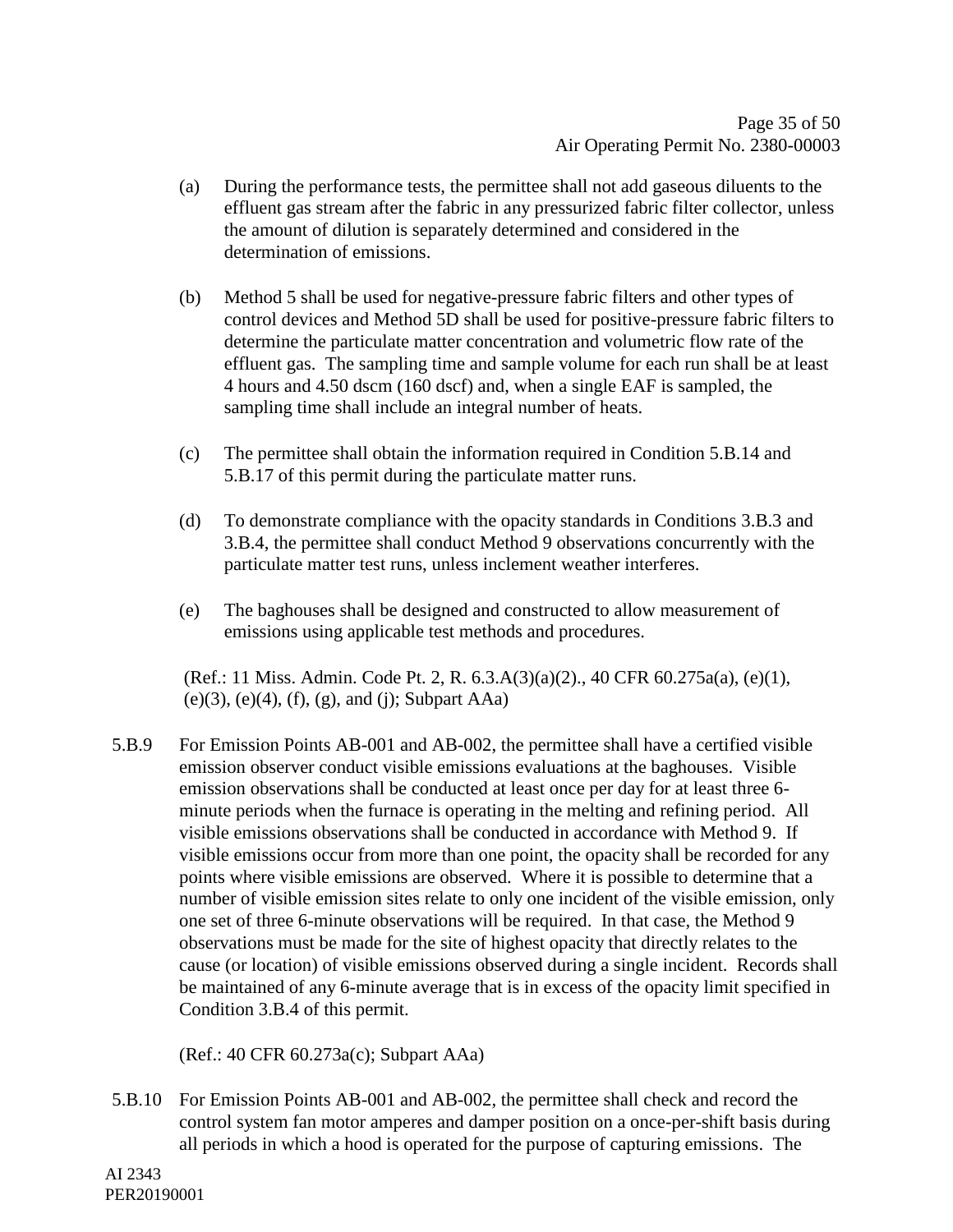(a) During the performance tests, the permittee shall not add gaseous diluents to the effluent gas stream after the fabric in any pressurized fabric filter collector, unless the amount of dilution is separately determined and considered in the determination of emissions.

(b) Method 5 shall be used for negative-pressure fabric filters and other types of control devices and Method 5D shall be used for positive-pressure fabric filters to determine the particulate matter concentration and volumetric flow rate of the effluent gas. The sampling time and sample volume for each run shall be at least 4 hours and 4.50 dscm (160 dscf) and, when a single EAF is sampled, the sampling time shall include an integral number of heats.

(c) The permittee shall obtain the information required in Condition 5.B.14 and 5.B.17 of this permit during the particulate matter runs.

(d) To demonstrate compliance with the opacity standards in Conditions 3.B.3 and 3.B.4, the permittee shall conduct Method 9 observations concurrently with the particulate matter test runs, unless inclement weather interferes.

(e) The baghouses shall be designed and constructed to allow measurement of emissions using applicable test methods and procedures.

(Ref.: 11 Miss. Admin. Code Pt. 2, R. 6.3.A(3)(a)(2)., 40 CFR 60.275a(a), (e)(1), (e)(3), (e)(4), (f), (g), and (j); Subpart AAa)

5.B.9 For Emission Points AB-001 and AB-002, the permittee shall have a certified visible emission observer conduct visible emissions evaluations at the baghouses. Visible emission observations shall be conducted at least once per day for at least three 6-minute periods when the furnace is operating in the melting and refining period. All visible emissions observations shall be conducted in accordance with Method 9. If visible emissions occur from more than one point, the opacity shall be recorded for any points where visible emissions are observed. Where it is possible to determine that a number of visible emission sites relate to only one incident of the visible emission, only one set of three 6-minute observations will be required. In that case, the Method 9 observations must be made for the site of highest opacity that directly relates to the cause (or location) of visible emissions observed during a single incident. Records shall be maintained of any 6-minute average that is in excess of the opacity limit specified in Condition 3.B.4 of this permit.

(Ref.: 40 CFR 60.273a(c); Subpart AAa)

5.B.10 For Emission Points AB-001 and AB-002, the permittee shall check and record the control system fan motor amperes and damper position on a once-per-shift basis during all periods in which a hood is operated for the purpose of capturing emissions. The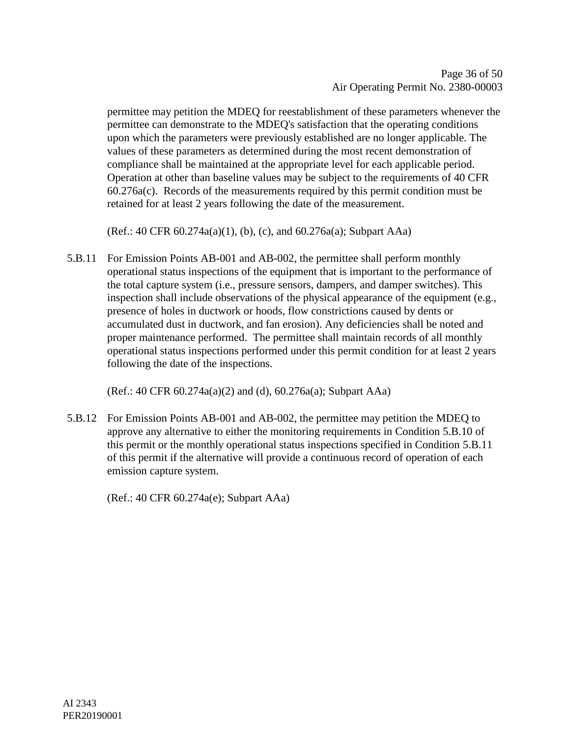permittee may petition the MDEQ for reestablishment of these parameters whenever the permittee can demonstrate to the MDEQ's satisfaction that the operating conditions upon which the parameters were previously established are no longer applicable. The values of these parameters as determined during the most recent demonstration of compliance shall be maintained at the appropriate level for each applicable period. Operation at other than baseline values may be subject to the requirements of 40 CFR 60.276a(c). Records of the measurements required by this permit condition must be retained for at least 2 years following the date of the measurement.

(Ref.: 40 CFR 60.274a(a)(1), (b), (c), and 60.276a(a); Subpart AAa)

5.B.11 For Emission Points AB-001 and AB-002, the permittee shall perform monthly operational status inspections of the equipment that is important to the performance of the total capture system (i.e., pressure sensors, dampers, and damper switches). This inspection shall include observations of the physical appearance of the equipment (e.g., presence of holes in ductwork or hoods, flow constrictions caused by dents or accumulated dust in ductwork, and fan erosion). Any deficiencies shall be noted and proper maintenance performed. The permittee shall maintain records of all monthly operational status inspections performed under this permit condition for at least 2 years following the date of the inspections.

(Ref.: 40 CFR 60.274a(a)(2) and (d), 60.276a(a); Subpart AAa)

5.B.12 For Emission Points AB-001 and AB-002, the permittee may petition the MDEQ to approve any alternative to either the monitoring requirements in Condition 5.B.10 of this permit or the monthly operational status inspections specified in Condition 5.B.11 of this permit if the alternative will provide a continuous record of operation of each emission capture system.

(Ref.: 40 CFR 60.274a(e); Subpart AAa)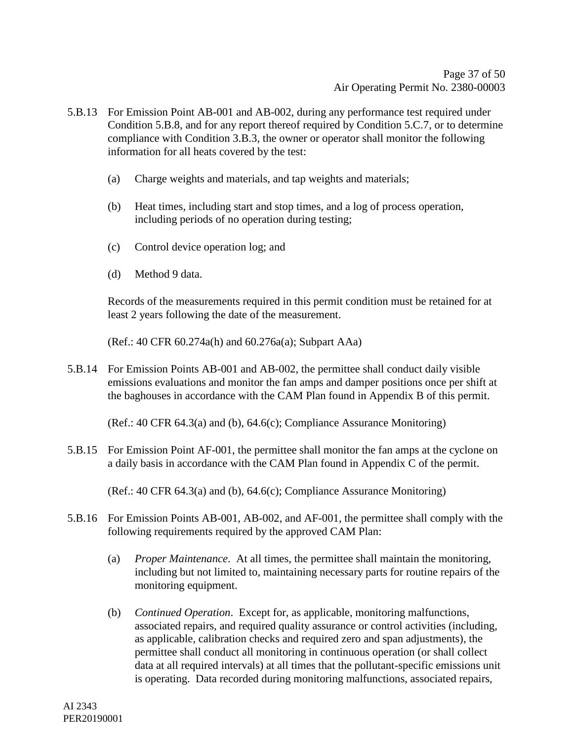5.B.13 For Emission Point AB-001 and AB-002, during any performance test required under Condition 5.B.8, and for any report thereof required by Condition 5.C.7, or to determine compliance with Condition 3.B.3, the owner or operator shall monitor the following information for all heats covered by the test:

(a) Charge weights and materials, and tap weights and materials;

(b) Heat times, including start and stop times, and a log of process operation, including periods of no operation during testing;

(c) Control device operation log; and

(d) Method 9 data.

Records of the measurements required in this permit condition must be retained for at least 2 years following the date of the measurement.

(Ref.: 40 CFR 60.274a(h) and 60.276a(a); Subpart AAa)

5.B.14 For Emission Points AB-001 and AB-002, the permittee shall conduct daily visible emissions evaluations and monitor the fan amps and damper positions once per shift at the baghouses in accordance with the CAM Plan found in Appendix B of this permit.

(Ref.: 40 CFR 64.3(a) and (b), 64.6(c); Compliance Assurance Monitoring)

5.B.15 For Emission Point AF-001, the permittee shall monitor the fan amps at the cyclone on a daily basis in accordance with the CAM Plan found in Appendix C of the permit.

(Ref.: 40 CFR 64.3(a) and (b), 64.6(c); Compliance Assurance Monitoring)

5.B.16 For Emission Points AB-001, AB-002, and AF-001, the permittee shall comply with the following requirements required by the approved CAM Plan:

(a) *Proper Maintenance*. At all times, the permittee shall maintain the monitoring, including but not limited to, maintaining necessary parts for routine repairs of the monitoring equipment.

(b) *Continued Operation*. Except for, as applicable, monitoring malfunctions, associated repairs, and required quality assurance or control activities (including, as applicable, calibration checks and required zero and span adjustments), the permittee shall conduct all monitoring in continuous operation (or shall collect data at all required intervals) at all times that the pollutant-specific emissions unit is operating. Data recorded during monitoring malfunctions, associated repairs,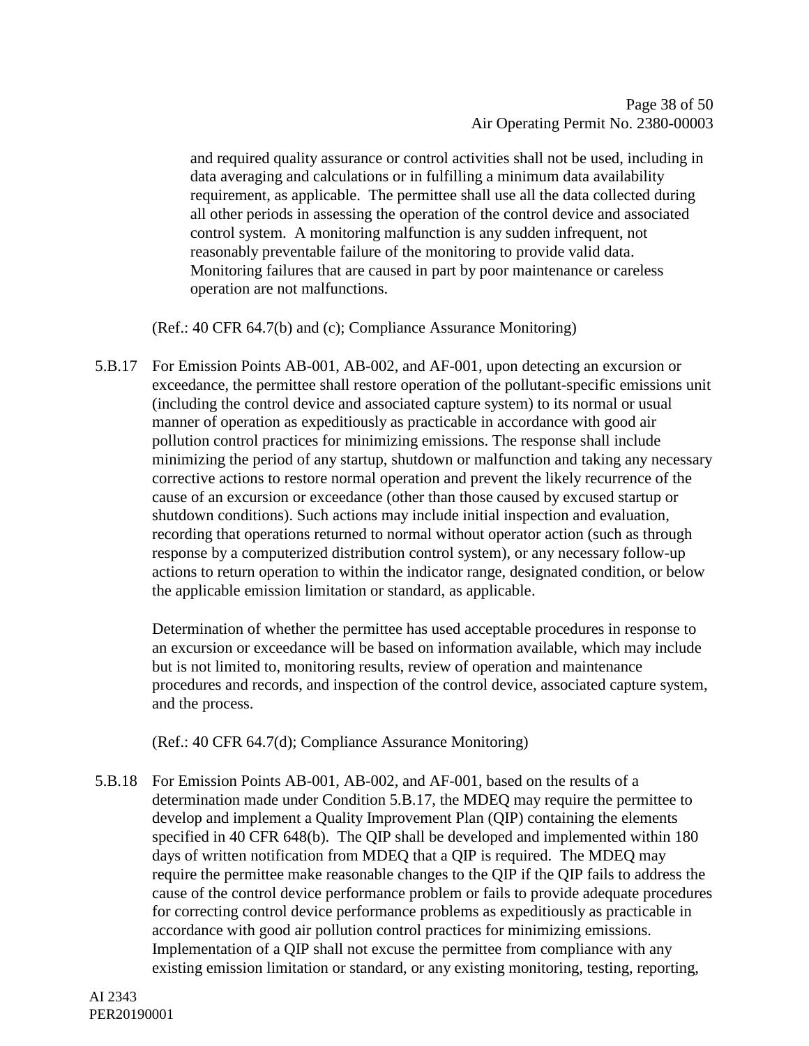and required quality assurance or control activities shall not be used, including in data averaging and calculations or in fulfilling a minimum data availability requirement, as applicable. The permittee shall use all the data collected during all other periods in assessing the operation of the control device and associated control system. A monitoring malfunction is any sudden infrequent, not reasonably preventable failure of the monitoring to provide valid data. Monitoring failures that are caused in part by poor maintenance or careless operation are not malfunctions.

(Ref.: 40 CFR 64.7(b) and (c); Compliance Assurance Monitoring)

5.B.17 For Emission Points AB-001, AB-002, and AF-001, upon detecting an excursion or exceedance, the permittee shall restore operation of the pollutant-specific emissions unit (including the control device and associated capture system) to its normal or usual manner of operation as expeditiously as practicable in accordance with good air pollution control practices for minimizing emissions. The response shall include minimizing the period of any startup, shutdown or malfunction and taking any necessary corrective actions to restore normal operation and prevent the likely recurrence of the cause of an excursion or exceedance (other than those caused by excused startup or shutdown conditions). Such actions may include initial inspection and evaluation, recording that operations returned to normal without operator action (such as through response by a computerized distribution control system), or any necessary follow-up actions to return operation to within the indicator range, designated condition, or below the applicable emission limitation or standard, as applicable.

Determination of whether the permittee has used acceptable procedures in response to an excursion or exceedance will be based on information available, which may include but is not limited to, monitoring results, review of operation and maintenance procedures and records, and inspection of the control device, associated capture system, and the process.

(Ref.: 40 CFR 64.7(d); Compliance Assurance Monitoring)

5.B.18 For Emission Points AB-001, AB-002, and AF-001, based on the results of a determination made under Condition 5.B.17, the MDEQ may require the permittee to develop and implement a Quality Improvement Plan (QIP) containing the elements specified in 40 CFR 648(b). The QIP shall be developed and implemented within 180 days of written notification from MDEQ that a QIP is required. The MDEQ may require the permittee make reasonable changes to the QIP if the QIP fails to address the cause of the control device performance problem or fails to provide adequate procedures for correcting control device performance problems as expeditiously as practicable in accordance with good air pollution control practices for minimizing emissions. Implementation of a QIP shall not excuse the permittee from compliance with any existing emission limitation or standard, or any existing monitoring, testing, reporting,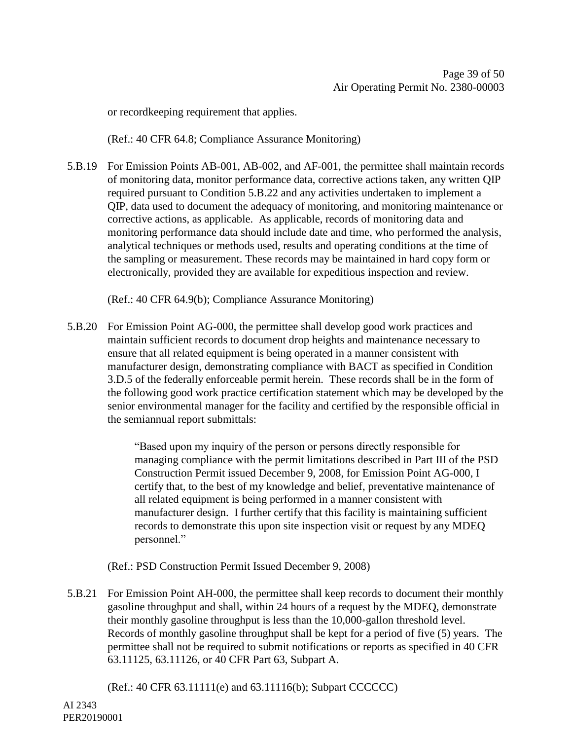or recordkeeping requirement that applies.

(Ref.: 40 CFR 64.8; Compliance Assurance Monitoring)

5.B.19 For Emission Points AB-001, AB-002, and AF-001, the permittee shall maintain records of monitoring data, monitor performance data, corrective actions taken, any written QIP required pursuant to Condition 5.B.22 and any activities undertaken to implement a QIP, data used to document the adequacy of monitoring, and monitoring maintenance or corrective actions, as applicable. As applicable, records of monitoring data and monitoring performance data should include date and time, who performed the analysis, analytical techniques or methods used, results and operating conditions at the time of the sampling or measurement. These records may be maintained in hard copy form or electronically, provided they are available for expeditious inspection and review.

(Ref.: 40 CFR 64.9(b); Compliance Assurance Monitoring)

5.B.20 For Emission Point AG-000, the permittee shall develop good work practices and maintain sufficient records to document drop heights and maintenance necessary to ensure that all related equipment is being operated in a manner consistent with manufacturer design, demonstrating compliance with BACT as specified in Condition 3.D.5 of the federally enforceable permit herein. These records shall be in the form of the following good work practice certification statement which may be developed by the senior environmental manager for the facility and certified by the responsible official in the semiannual report submittals:

> "Based upon my inquiry of the person or persons directly responsible for managing compliance with the permit limitations described in Part III of the PSD Construction Permit issued December 9, 2008, for Emission Point AG-000, I certify that, to the best of my knowledge and belief, preventative maintenance of all related equipment is being performed in a manner consistent with manufacturer design. I further certify that this facility is maintaining sufficient records to demonstrate this upon site inspection visit or request by any MDEQ personnel."

(Ref.: PSD Construction Permit Issued December 9, 2008)

5.B.21 For Emission Point AH-000, the permittee shall keep records to document their monthly gasoline throughput and shall, within 24 hours of a request by the MDEQ, demonstrate their monthly gasoline throughput is less than the 10,000-gallon threshold level. Records of monthly gasoline throughput shall be kept for a period of five (5) years. The permittee shall not be required to submit notifications or reports as specified in 40 CFR 63.11125, 63.11126, or 40 CFR Part 63, Subpart A.

(Ref.: 40 CFR 63.11111(e) and 63.11116(b); Subpart CCCCCC)

AI 2343
PER20190001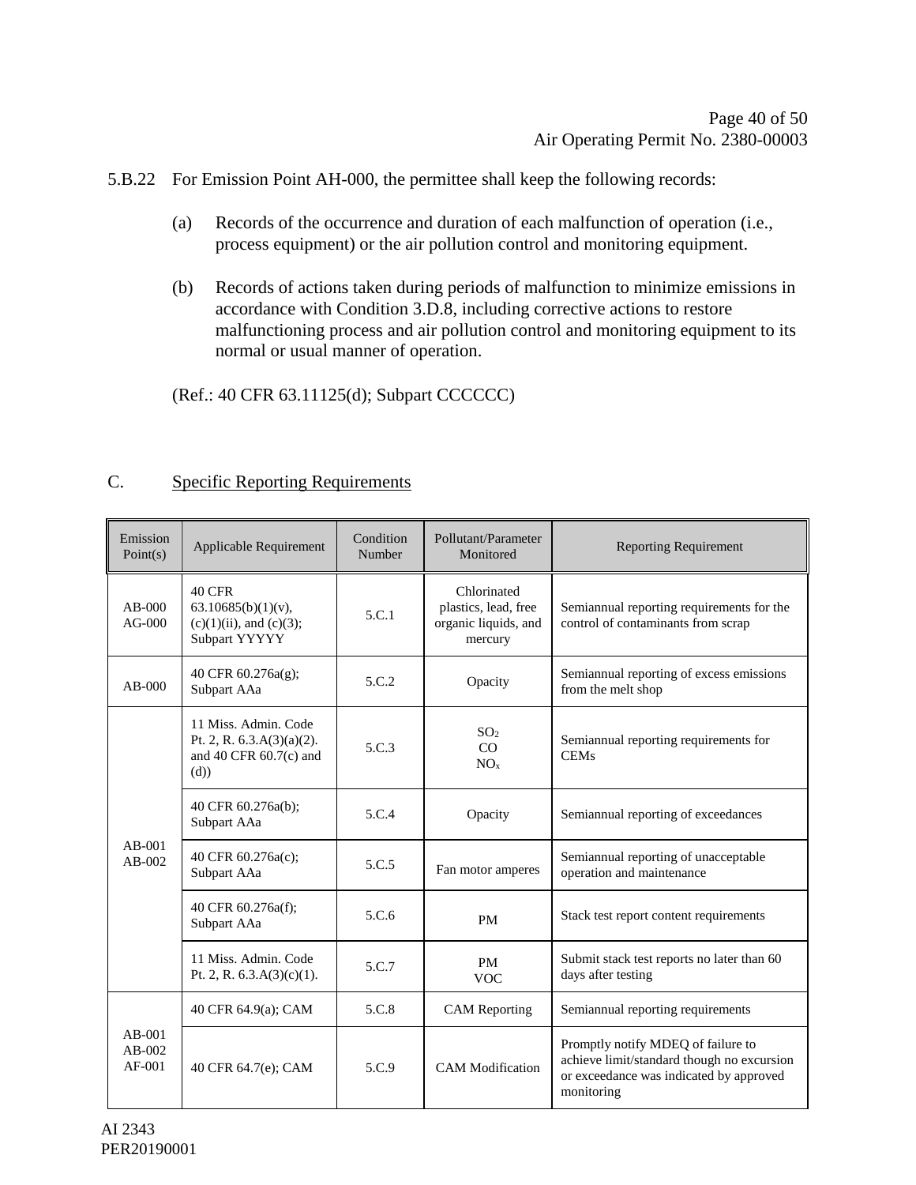5.B.22 For Emission Point AH-000, the permittee shall keep the following records:

(a) Records of the occurrence and duration of each malfunction of operation (i.e., process equipment) or the air pollution control and monitoring equipment.

(b) Records of actions taken during periods of malfunction to minimize emissions in accordance with Condition 3.D.8, including corrective actions to restore malfunctioning process and air pollution control and monitoring equipment to its normal or usual manner of operation.

(Ref.: 40 CFR 63.11125(d); Subpart CCCCCC)

C. Specific Reporting Requirements

| Emission Point(s) | Applicable Requirement | Condition Number | Pollutant/Parameter Monitored | Reporting Requirement |
|---|---|---|---|---|
| AB-000<br>AG-000 | 40 CFR 63.10685(b)(1)(v), (c)(1)(ii), and (c)(3); Subpart YYYYY | 5.C.1 | Chlorinated plastics, lead, free organic liquids, and mercury | Semiannual reporting requirements for the control of contaminants from scrap |
| AB-000 | 40 CFR 60.276a(g); Subpart AAa | 5.C.2 | Opacity | Semiannual reporting of excess emissions from the melt shop |
| AB-001<br>AB-002 | 11 Miss. Admin. Code Pt. 2, R. 6.3.A(3)(a)(2). and 40 CFR 60.7(c) and (d)) | 5.C.3 | $SO_2$<br>CO<br>$NO_x$ | Semiannual reporting requirements for CEMs |
| | 40 CFR 60.276a(b); Subpart AAa | 5.C.4 | Opacity | Semiannual reporting of exceedances |
| | 40 CFR 60.276a(c); Subpart AAa | 5.C.5 | Fan motor amperes | Semiannual reporting of unacceptable operation and maintenance |
| | 40 CFR 60.276a(f); Subpart AAa | 5.C.6 | PM | Stack test report content requirements |
| | 11 Miss. Admin. Code Pt. 2, R. 6.3.A(3)(c)(1). | 5.C.7 | PM<br>VOC | Submit stack test reports no later than 60 days after testing |
| AB-001<br>AB-002<br>AF-001 | 40 CFR 64.9(a); CAM | 5.C.8 | CAM Reporting | Semiannual reporting requirements |
| | 40 CFR 64.7(e); CAM | 5.C.9 | CAM Modification | Promptly notify MDEQ of failure to achieve limit/standard though no excursion or exceedance was indicated by approved monitoring |

AI 2343
PER20190001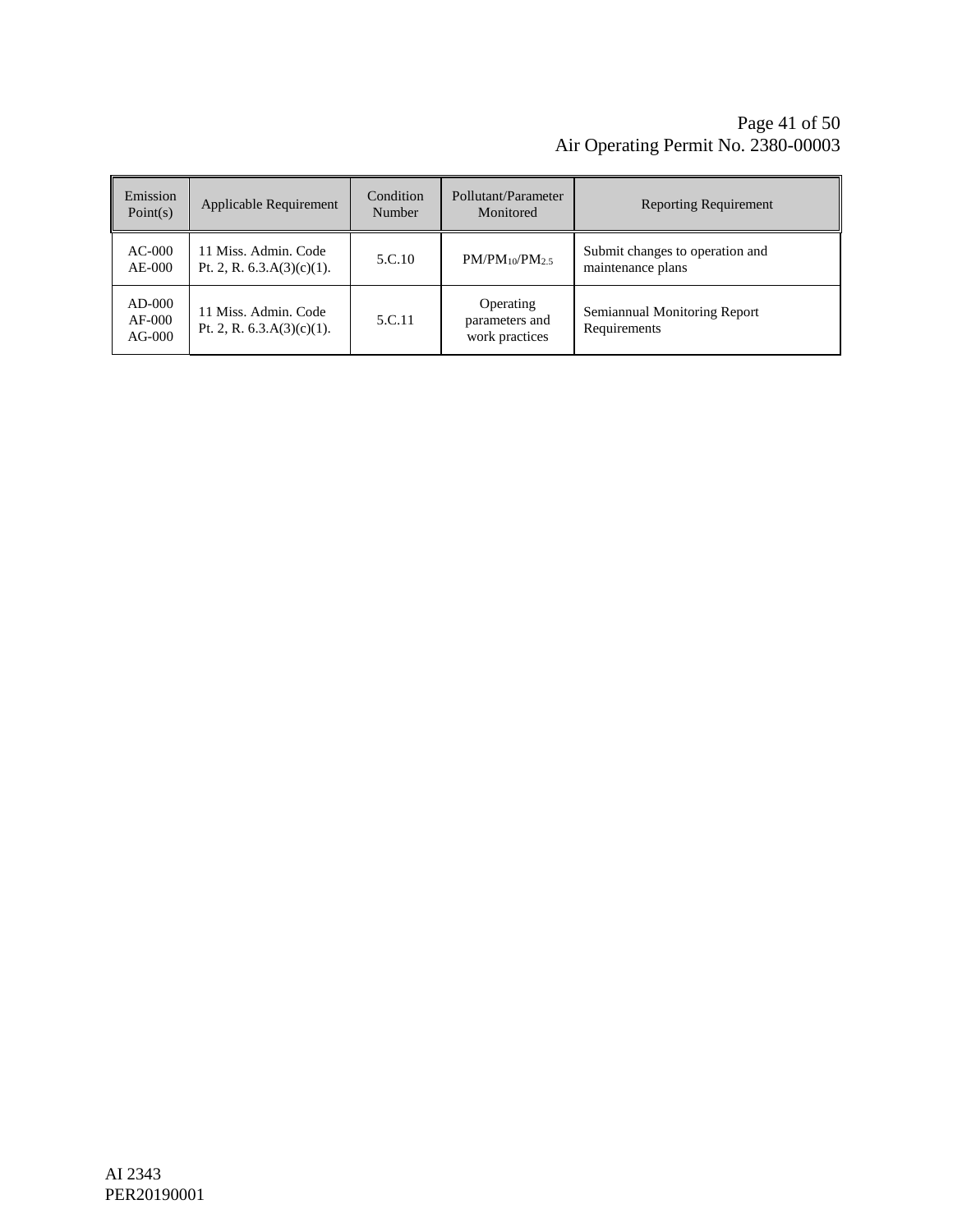| Emission Point(s) | Applicable Requirement | Condition Number | Pollutant/Parameter Monitored | Reporting Requirement |
|---|---|---|---|---|
| AC-000<br>AE-000 | 11 Miss. Admin. Code Pt. 2, R. 6.3.A(3)(c)(1). | 5.C.10 | PM/$PM_{10}$/$PM_{2.5}$ | Submit changes to operation and maintenance plans |
| AD-000<br>AF-000<br>AG-000 | 11 Miss. Admin. Code Pt. 2, R. 6.3.A(3)(c)(1). | 5.C.11 | Operating parameters and work practices | Semiannual Monitoring Report Requirements |

AI 2343
PER20190001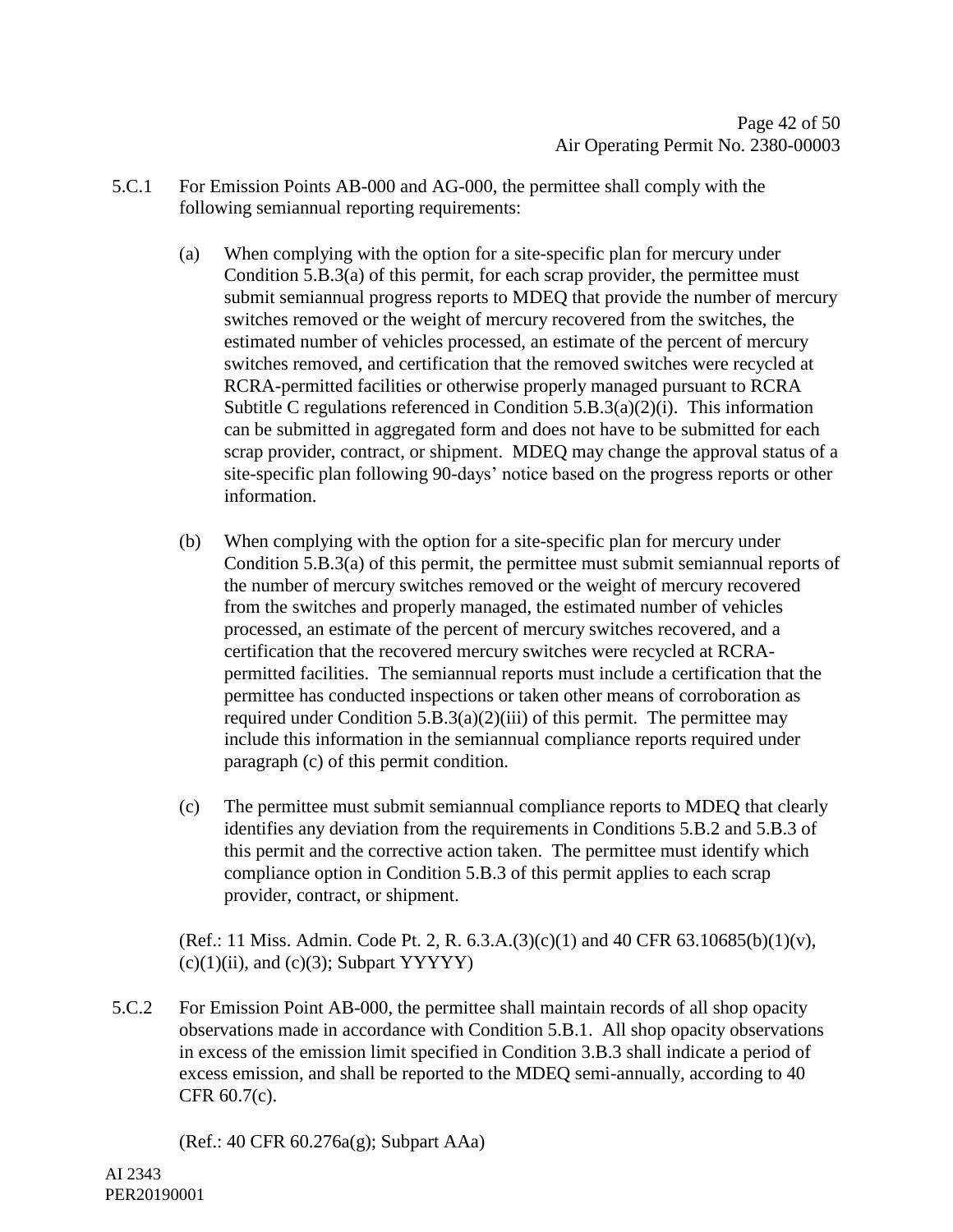5.C.1 For Emission Points AB-000 and AG-000, the permittee shall comply with the following semiannual reporting requirements:

(a) When complying with the option for a site-specific plan for mercury under Condition 5.B.3(a) of this permit, for each scrap provider, the permittee must submit semiannual progress reports to MDEQ that provide the number of mercury switches removed or the weight of mercury recovered from the switches, the estimated number of vehicles processed, an estimate of the percent of mercury switches removed, and certification that the removed switches were recycled at RCRA-permitted facilities or otherwise properly managed pursuant to RCRA Subtitle C regulations referenced in Condition 5.B.3(a)(2)(i). This information can be submitted in aggregated form and does not have to be submitted for each scrap provider, contract, or shipment. MDEQ may change the approval status of a site-specific plan following 90-days' notice based on the progress reports or other information.

(b) When complying with the option for a site-specific plan for mercury under Condition 5.B.3(a) of this permit, the permittee must submit semiannual reports of the number of mercury switches removed or the weight of mercury recovered from the switches and properly managed, the estimated number of vehicles processed, an estimate of the percent of mercury switches recovered, and a certification that the recovered mercury switches were recycled at RCRA-permitted facilities. The semiannual reports must include a certification that the permittee has conducted inspections or taken other means of corroboration as required under Condition 5.B.3(a)(2)(iii) of this permit. The permittee may include this information in the semiannual compliance reports required under paragraph (c) of this permit condition.

(c) The permittee must submit semiannual compliance reports to MDEQ that clearly identifies any deviation from the requirements in Conditions 5.B.2 and 5.B.3 of this permit and the corrective action taken. The permittee must identify which compliance option in Condition 5.B.3 of this permit applies to each scrap provider, contract, or shipment.

(Ref.: 11 Miss. Admin. Code Pt. 2, R. 6.3.A.(3)(c)(1) and 40 CFR 63.10685(b)(1)(v), (c)(1)(ii), and (c)(3); Subpart YYYYY)

5.C.2 For Emission Point AB-000, the permittee shall maintain records of all shop opacity observations made in accordance with Condition 5.B.1. All shop opacity observations in excess of the emission limit specified in Condition 3.B.3 shall indicate a period of excess emission, and shall be reported to the MDEQ semi-annually, according to 40 CFR 60.7(c).

(Ref.: 40 CFR 60.276a(g); Subpart AAa)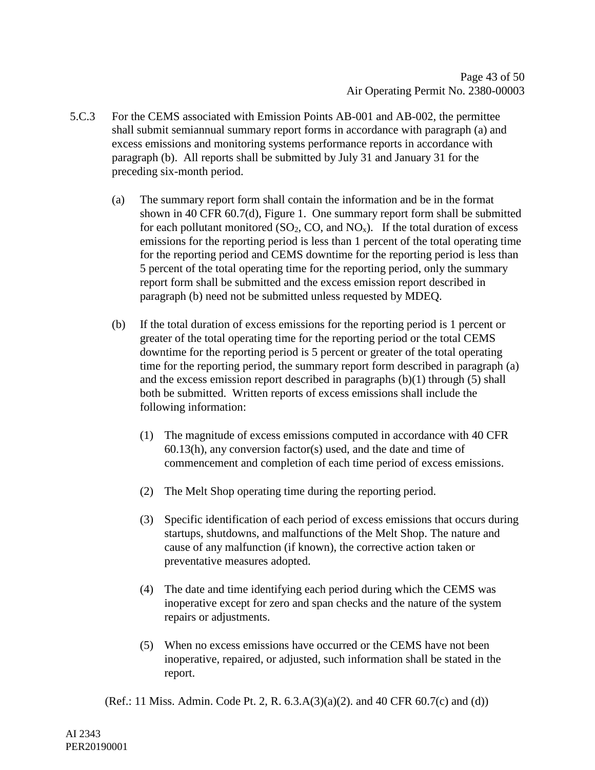5.C.3 For the CEMS associated with Emission Points AB-001 and AB-002, the permittee shall submit semiannual summary report forms in accordance with paragraph (a) and excess emissions and monitoring systems performance reports in accordance with paragraph (b). All reports shall be submitted by July 31 and January 31 for the preceding six-month period.

(a) The summary report form shall contain the information and be in the format shown in 40 CFR 60.7(d), Figure 1. One summary report form shall be submitted for each pollutant monitored ($SO_2$, CO, and $NO_x$). If the total duration of excess emissions for the reporting period is less than 1 percent of the total operating time for the reporting period and CEMS downtime for the reporting period is less than 5 percent of the total operating time for the reporting period, only the summary report form shall be submitted and the excess emission report described in paragraph (b) need not be submitted unless requested by MDEQ.

(b) If the total duration of excess emissions for the reporting period is 1 percent or greater of the total operating time for the reporting period or the total CEMS downtime for the reporting period is 5 percent or greater of the total operating time for the reporting period, the summary report form described in paragraph (a) and the excess emission report described in paragraphs (b)(1) through (5) shall both be submitted. Written reports of excess emissions shall include the following information:

(1) The magnitude of excess emissions computed in accordance with 40 CFR 60.13(h), any conversion factor(s) used, and the date and time of commencement and completion of each time period of excess emissions.

(2) The Melt Shop operating time during the reporting period.

(3) Specific identification of each period of excess emissions that occurs during startups, shutdowns, and malfunctions of the Melt Shop. The nature and cause of any malfunction (if known), the corrective action taken or preventative measures adopted.

(4) The date and time identifying each period during which the CEMS was inoperative except for zero and span checks and the nature of the system repairs or adjustments.

(5) When no excess emissions have occurred or the CEMS have not been inoperative, repaired, or adjusted, such information shall be stated in the report.

(Ref.: 11 Miss. Admin. Code Pt. 2, R. 6.3.A(3)(a)(2). and 40 CFR 60.7(c) and (d))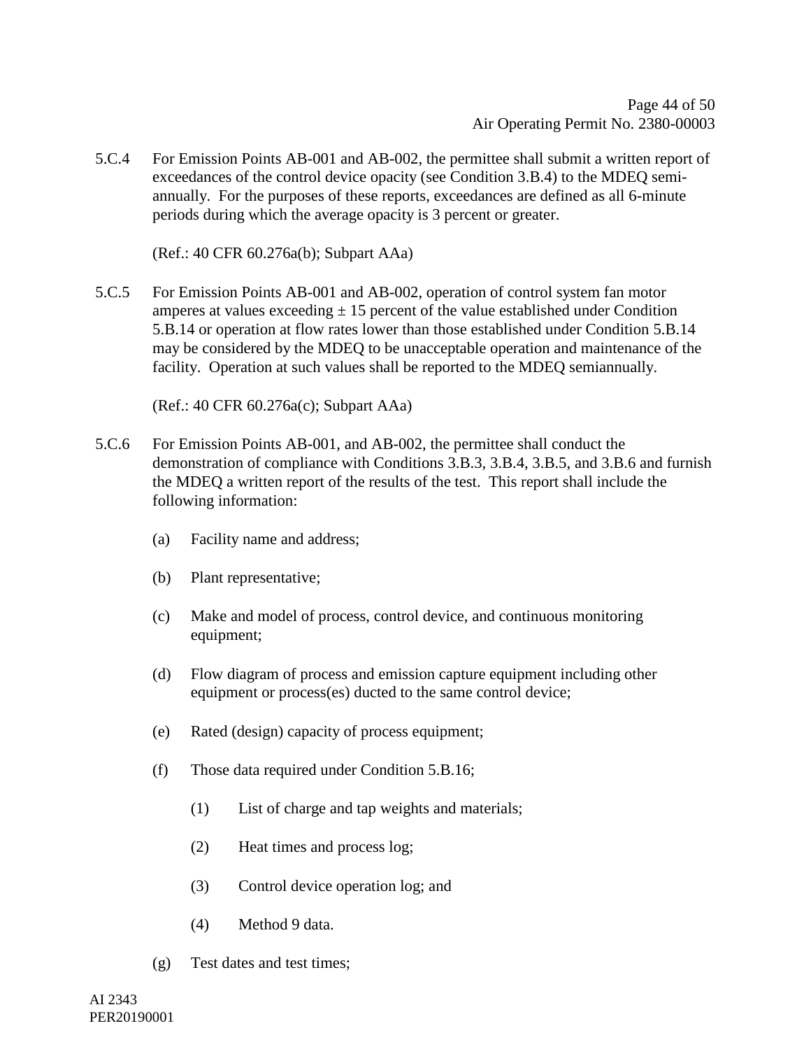5.C.4 For Emission Points AB-001 and AB-002, the permittee shall submit a written report of exceedances of the control device opacity (see Condition 3.B.4) to the MDEQ semi-annually. For the purposes of these reports, exceedances are defined as all 6-minute periods during which the average opacity is 3 percent or greater.

(Ref.: 40 CFR 60.276a(b); Subpart AAa)

5.C.5 For Emission Points AB-001 and AB-002, operation of control system fan motor amperes at values exceeding ± 15 percent of the value established under Condition 5.B.14 or operation at flow rates lower than those established under Condition 5.B.14 may be considered by the MDEQ to be unacceptable operation and maintenance of the facility. Operation at such values shall be reported to the MDEQ semiannually.

(Ref.: 40 CFR 60.276a(c); Subpart AAa)

5.C.6 For Emission Points AB-001, and AB-002, the permittee shall conduct the demonstration of compliance with Conditions 3.B.3, 3.B.4, 3.B.5, and 3.B.6 and furnish the MDEQ a written report of the results of the test. This report shall include the following information:

(a) Facility name and address;

(b) Plant representative;

(c) Make and model of process, control device, and continuous monitoring equipment;

(d) Flow diagram of process and emission capture equipment including other equipment or process(es) ducted to the same control device;

(e) Rated (design) capacity of process equipment;

(f) Those data required under Condition 5.B.16;

(1) List of charge and tap weights and materials;

(2) Heat times and process log;

(3) Control device operation log; and

(4) Method 9 data.

(g) Test dates and test times;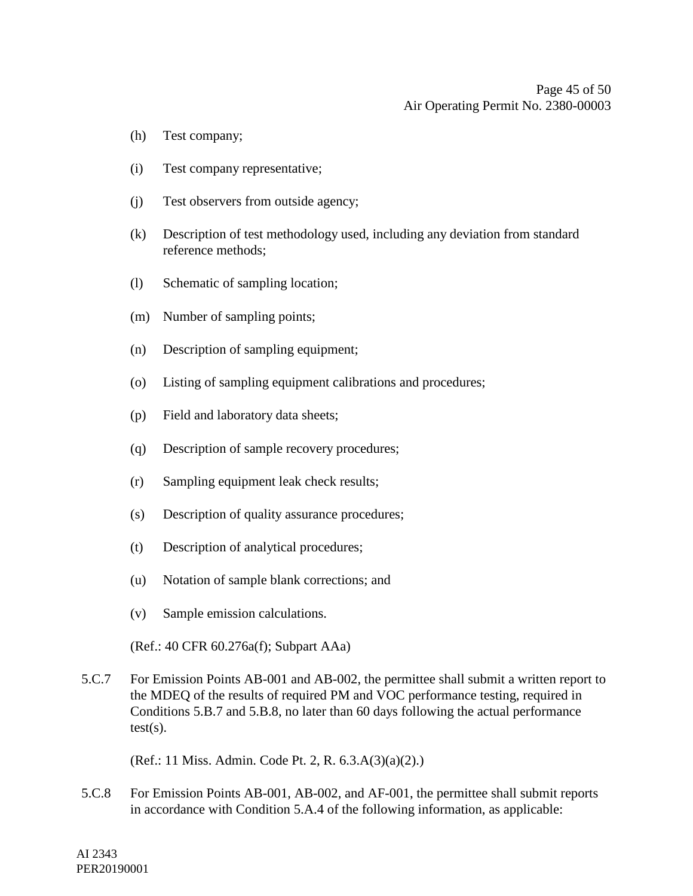(h) Test company;

(i) Test company representative;

(j) Test observers from outside agency;

(k) Description of test methodology used, including any deviation from standard reference methods;

(l) Schematic of sampling location;

(m) Number of sampling points;

(n) Description of sampling equipment;

(o) Listing of sampling equipment calibrations and procedures;

(p) Field and laboratory data sheets;

(q) Description of sample recovery procedures;

(r) Sampling equipment leak check results;

(s) Description of quality assurance procedures;

(t) Description of analytical procedures;

(u) Notation of sample blank corrections; and

(v) Sample emission calculations.

(Ref.: 40 CFR 60.276a(f); Subpart AAa)

5.C.7 For Emission Points AB-001 and AB-002, the permittee shall submit a written report to the MDEQ of the results of required PM and VOC performance testing, required in Conditions 5.B.7 and 5.B.8, no later than 60 days following the actual performance test(s).

(Ref.: 11 Miss. Admin. Code Pt. 2, R. 6.3.A(3)(a)(2).)

5.C.8 For Emission Points AB-001, AB-002, and AF-001, the permittee shall submit reports in accordance with Condition 5.A.4 of the following information, as applicable:

AI 2343
PER20190001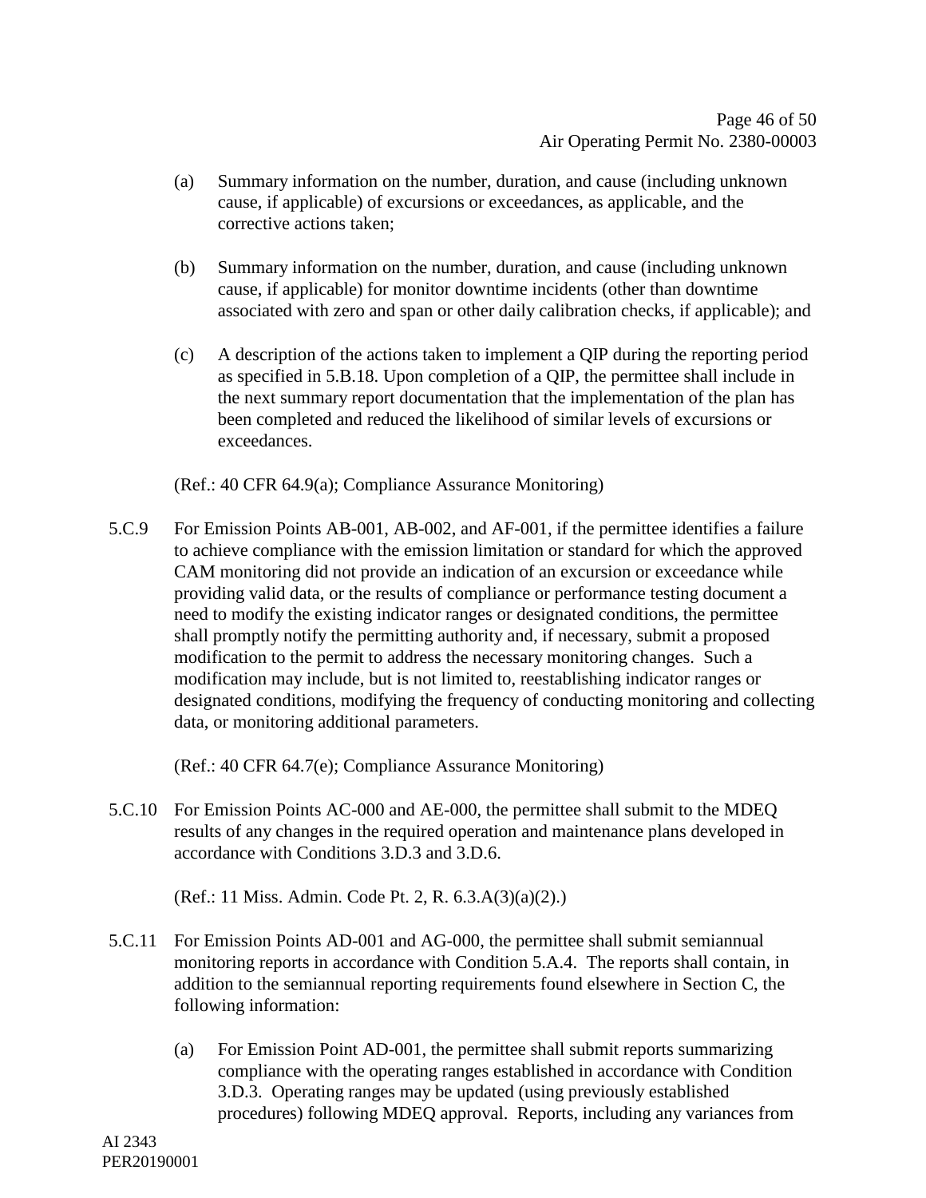(a) Summary information on the number, duration, and cause (including unknown cause, if applicable) of excursions or exceedances, as applicable, and the corrective actions taken;

(b) Summary information on the number, duration, and cause (including unknown cause, if applicable) for monitor downtime incidents (other than downtime associated with zero and span or other daily calibration checks, if applicable); and

(c) A description of the actions taken to implement a QIP during the reporting period as specified in 5.B.18. Upon completion of a QIP, the permittee shall include in the next summary report documentation that the implementation of the plan has been completed and reduced the likelihood of similar levels of excursions or exceedances.

(Ref.: 40 CFR 64.9(a); Compliance Assurance Monitoring)

5.C.9 For Emission Points AB-001, AB-002, and AF-001, if the permittee identifies a failure to achieve compliance with the emission limitation or standard for which the approved CAM monitoring did not provide an indication of an excursion or exceedance while providing valid data, or the results of compliance or performance testing document a need to modify the existing indicator ranges or designated conditions, the permittee shall promptly notify the permitting authority and, if necessary, submit a proposed modification to the permit to address the necessary monitoring changes. Such a modification may include, but is not limited to, reestablishing indicator ranges or designated conditions, modifying the frequency of conducting monitoring and collecting data, or monitoring additional parameters.

(Ref.: 40 CFR 64.7(e); Compliance Assurance Monitoring)

5.C.10 For Emission Points AC-000 and AE-000, the permittee shall submit to the MDEQ results of any changes in the required operation and maintenance plans developed in accordance with Conditions 3.D.3 and 3.D.6.

(Ref.: 11 Miss. Admin. Code Pt. 2, R. 6.3.A(3)(a)(2).)

5.C.11 For Emission Points AD-001 and AG-000, the permittee shall submit semiannual monitoring reports in accordance with Condition 5.A.4. The reports shall contain, in addition to the semiannual reporting requirements found elsewhere in Section C, the following information:

(a) For Emission Point AD-001, the permittee shall submit reports summarizing compliance with the operating ranges established in accordance with Condition 3.D.3. Operating ranges may be updated (using previously established procedures) following MDEQ approval. Reports, including any variances from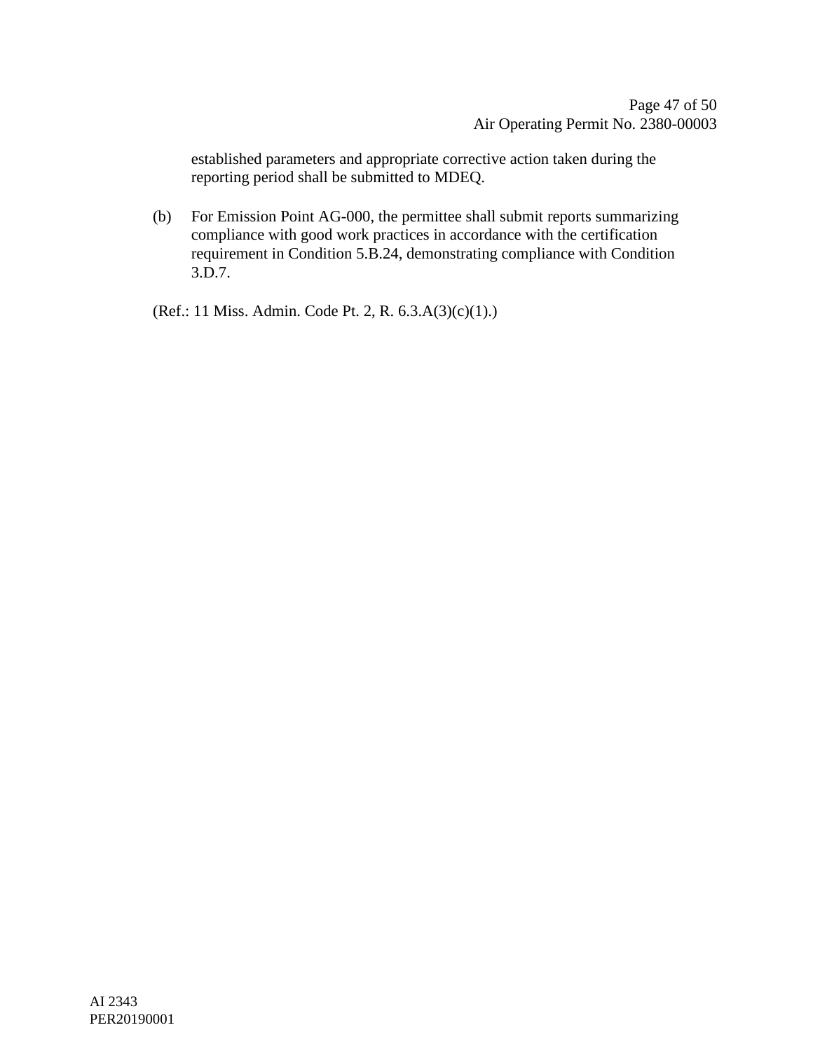established parameters and appropriate corrective action taken during the reporting period shall be submitted to MDEQ.

(b) For Emission Point AG-000, the permittee shall submit reports summarizing compliance with good work practices in accordance with the certification requirement in Condition 5.B.24, demonstrating compliance with Condition 3.D.7.

(Ref.: 11 Miss. Admin. Code Pt. 2, R. 6.3.A(3)(c)(1).)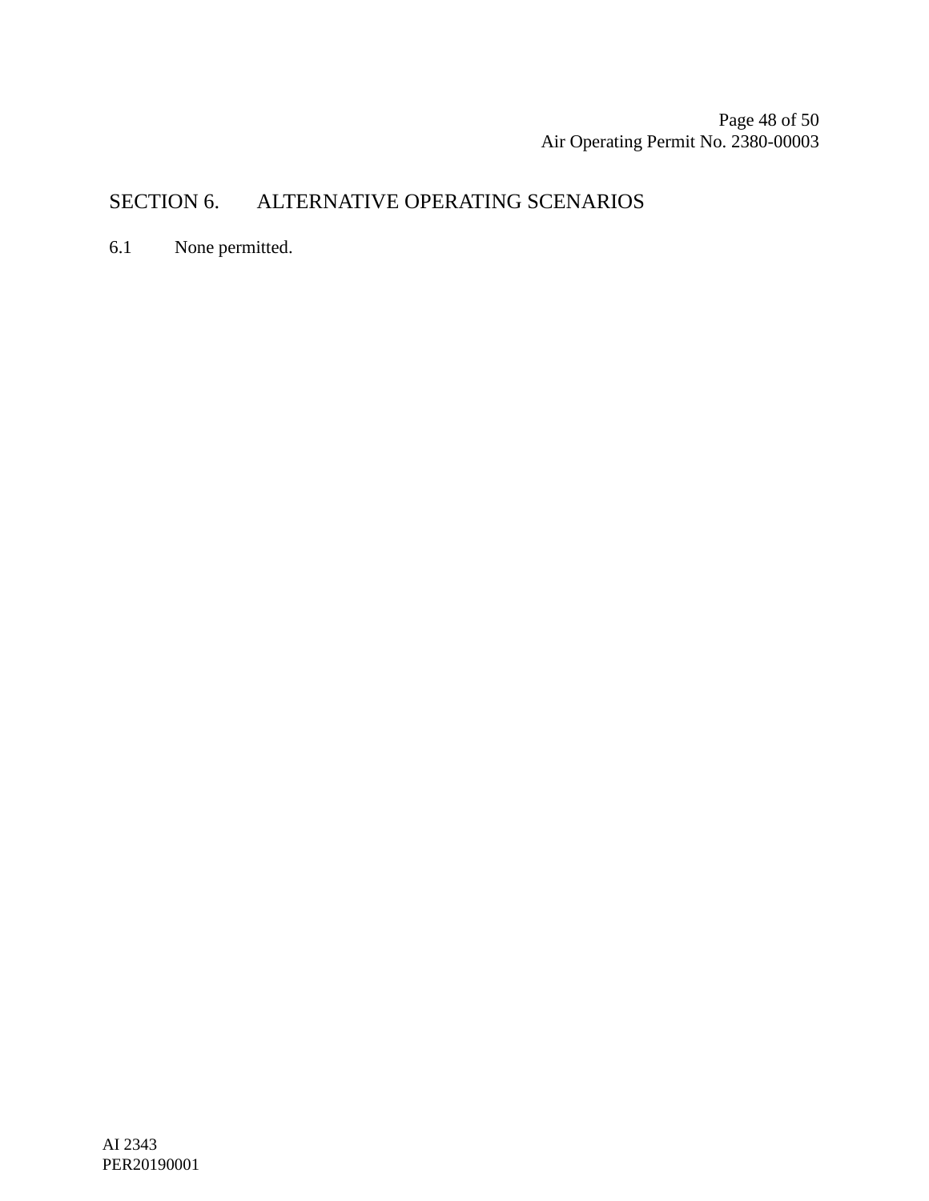# SECTION 6. ALTERNATIVE OPERATING SCENARIOS

6.1 None permitted.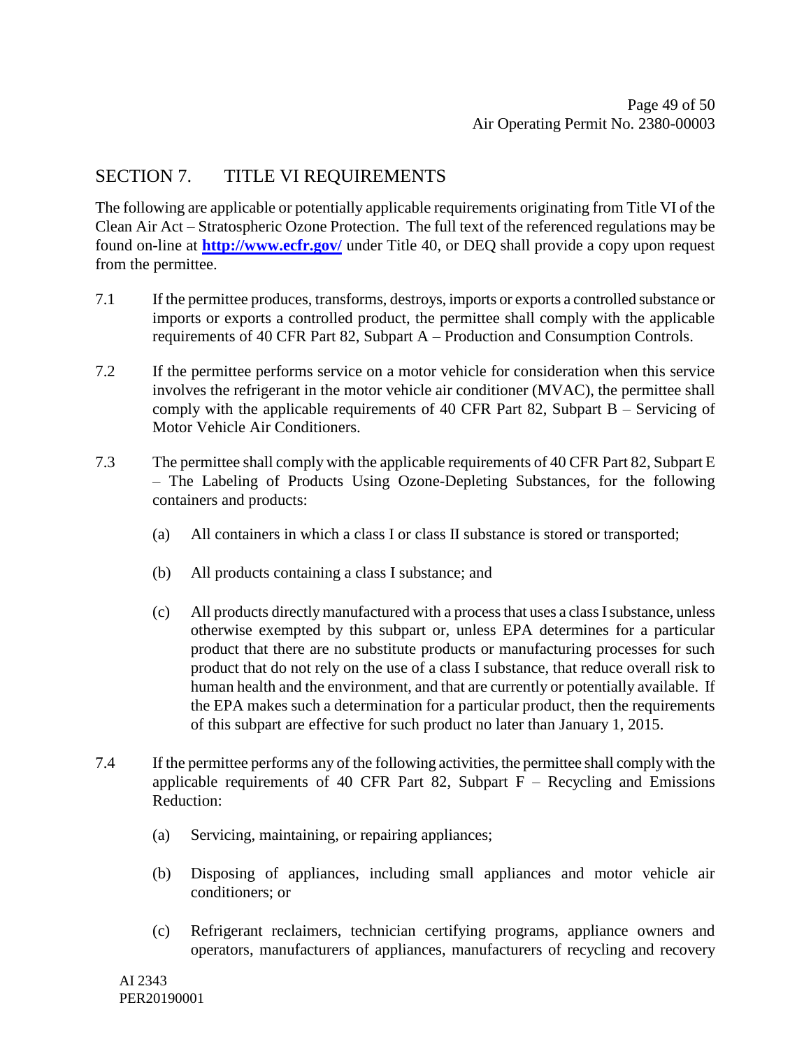## SECTION 7. TITLE VI REQUIREMENTS

The following are applicable or potentially applicable requirements originating from Title VI of the Clean Air Act – Stratospheric Ozone Protection. The full text of the referenced regulations may be found on-line at **http://www.ecfr.gov/** under Title 40, or DEQ shall provide a copy upon request from the permittee.

7.1 If the permittee produces, transforms, destroys, imports or exports a controlled substance or imports or exports a controlled product, the permittee shall comply with the applicable requirements of 40 CFR Part 82, Subpart A – Production and Consumption Controls.

7.2 If the permittee performs service on a motor vehicle for consideration when this service involves the refrigerant in the motor vehicle air conditioner (MVAC), the permittee shall comply with the applicable requirements of 40 CFR Part 82, Subpart B – Servicing of Motor Vehicle Air Conditioners.

7.3 The permittee shall comply with the applicable requirements of 40 CFR Part 82, Subpart E – The Labeling of Products Using Ozone-Depleting Substances, for the following containers and products:

(a) All containers in which a class I or class II substance is stored or transported;

(b) All products containing a class I substance; and

(c) All products directly manufactured with a process that uses a class I substance, unless otherwise exempted by this subpart or, unless EPA determines for a particular product that there are no substitute products or manufacturing processes for such product that do not rely on the use of a class I substance, that reduce overall risk to human health and the environment, and that are currently or potentially available. If the EPA makes such a determination for a particular product, then the requirements of this subpart are effective for such product no later than January 1, 2015.

7.4 If the permittee performs any of the following activities, the permittee shall comply with the applicable requirements of 40 CFR Part 82, Subpart F – Recycling and Emissions Reduction:

(a) Servicing, maintaining, or repairing appliances;

(b) Disposing of appliances, including small appliances and motor vehicle air conditioners; or

(c) Refrigerant reclaimers, technician certifying programs, appliance owners and operators, manufacturers of appliances, manufacturers of recycling and recovery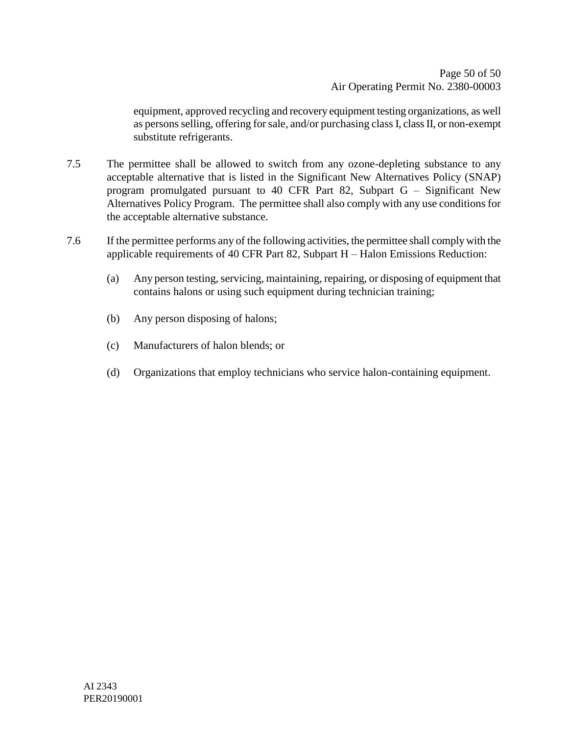equipment, approved recycling and recovery equipment testing organizations, as well as persons selling, offering for sale, and/or purchasing class I, class II, or non-exempt substitute refrigerants.

7.5 The permittee shall be allowed to switch from any ozone-depleting substance to any acceptable alternative that is listed in the Significant New Alternatives Policy (SNAP) program promulgated pursuant to 40 CFR Part 82, Subpart G – Significant New Alternatives Policy Program. The permittee shall also comply with any use conditions for the acceptable alternative substance.

7.6 If the permittee performs any of the following activities, the permittee shall comply with the applicable requirements of 40 CFR Part 82, Subpart H – Halon Emissions Reduction:

(a) Any person testing, servicing, maintaining, repairing, or disposing of equipment that contains halons or using such equipment during technician training;

(b) Any person disposing of halons;

(c) Manufacturers of halon blends; or

(d) Organizations that employ technicians who service halon-containing equipment.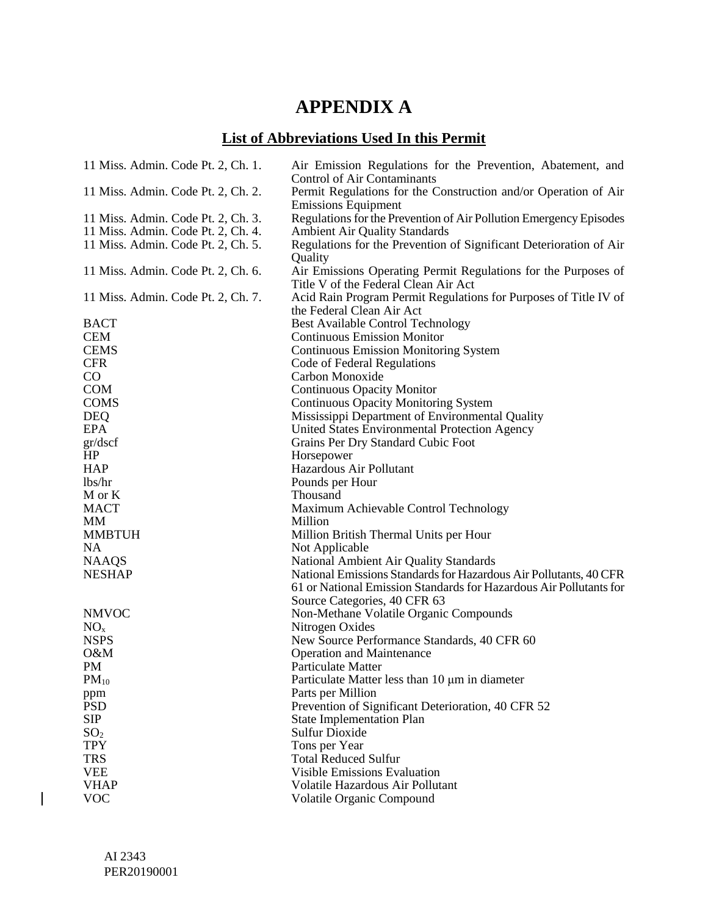# APPENDIX A

## List of Abbreviations Used In this Permit

| | |
|---|---|
| 11 Miss. Admin. Code Pt. 2, Ch. 1. | Air Emission Regulations for the Prevention, Abatement, and Control of Air Contaminants |
| 11 Miss. Admin. Code Pt. 2, Ch. 2. | Permit Regulations for the Construction and/or Operation of Air Emissions Equipment |
| 11 Miss. Admin. Code Pt. 2, Ch. 3. | Regulations for the Prevention of Air Pollution Emergency Episodes |
| 11 Miss. Admin. Code Pt. 2, Ch. 4. | Ambient Air Quality Standards |
| 11 Miss. Admin. Code Pt. 2, Ch. 5. | Regulations for the Prevention of Significant Deterioration of Air Quality |
| 11 Miss. Admin. Code Pt. 2, Ch. 6. | Air Emissions Operating Permit Regulations for the Purposes of Title V of the Federal Clean Air Act |
| 11 Miss. Admin. Code Pt. 2, Ch. 7. | Acid Rain Program Permit Regulations for Purposes of Title IV of the Federal Clean Air Act |
| BACT | Best Available Control Technology |
| CEM | Continuous Emission Monitor |
| CEMS | Continuous Emission Monitoring System |
| CFR | Code of Federal Regulations |
| CO | Carbon Monoxide |
| COM | Continuous Opacity Monitor |
| COMS | Continuous Opacity Monitoring System |
| DEQ | Mississippi Department of Environmental Quality |
| EPA | United States Environmental Protection Agency |
| gr/dscf | Grains Per Dry Standard Cubic Foot |
| HP | Horsepower |
| HAP | Hazardous Air Pollutant |
| lbs/hr | Pounds per Hour |
| M or K | Thousand |
| MACT | Maximum Achievable Control Technology |
| MM | Million |
| MMBTUH | Million British Thermal Units per Hour |
| NA | Not Applicable |
| NAAQS | National Ambient Air Quality Standards |
| NESHAP | National Emissions Standards for Hazardous Air Pollutants, 40 CFR 61 or National Emission Standards for Hazardous Air Pollutants for Source Categories, 40 CFR 63 |
| NMVOC | Non-Methane Volatile Organic Compounds |
| $NO_x$ | Nitrogen Oxides |
| NSPS | New Source Performance Standards, 40 CFR 60 |
| O&M | Operation and Maintenance |
| PM | Particulate Matter |
| $PM_{10}$ | Particulate Matter less than 10 μm in diameter |
| ppm | Parts per Million |
| PSD | Prevention of Significant Deterioration, 40 CFR 52 |
| SIP | State Implementation Plan |
| $SO_2$ | Sulfur Dioxide |
| TPY | Tons per Year |
| TRS | Total Reduced Sulfur |
| VEE | Visible Emissions Evaluation |
| VHAP | Volatile Hazardous Air Pollutant |
| VOC | Volatile Organic Compound |

AI 2343
PER20190001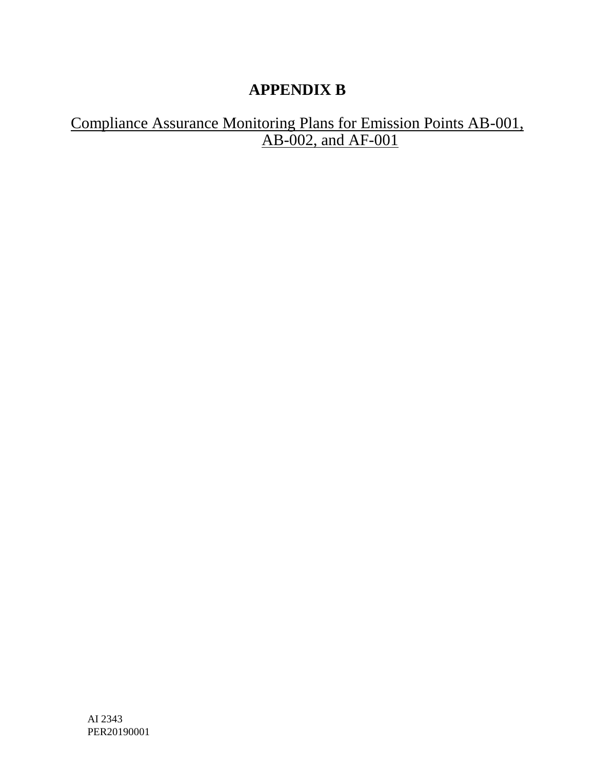# APPENDIX B

Compliance Assurance Monitoring Plans for Emission Points AB-001, AB-002, and AF-001